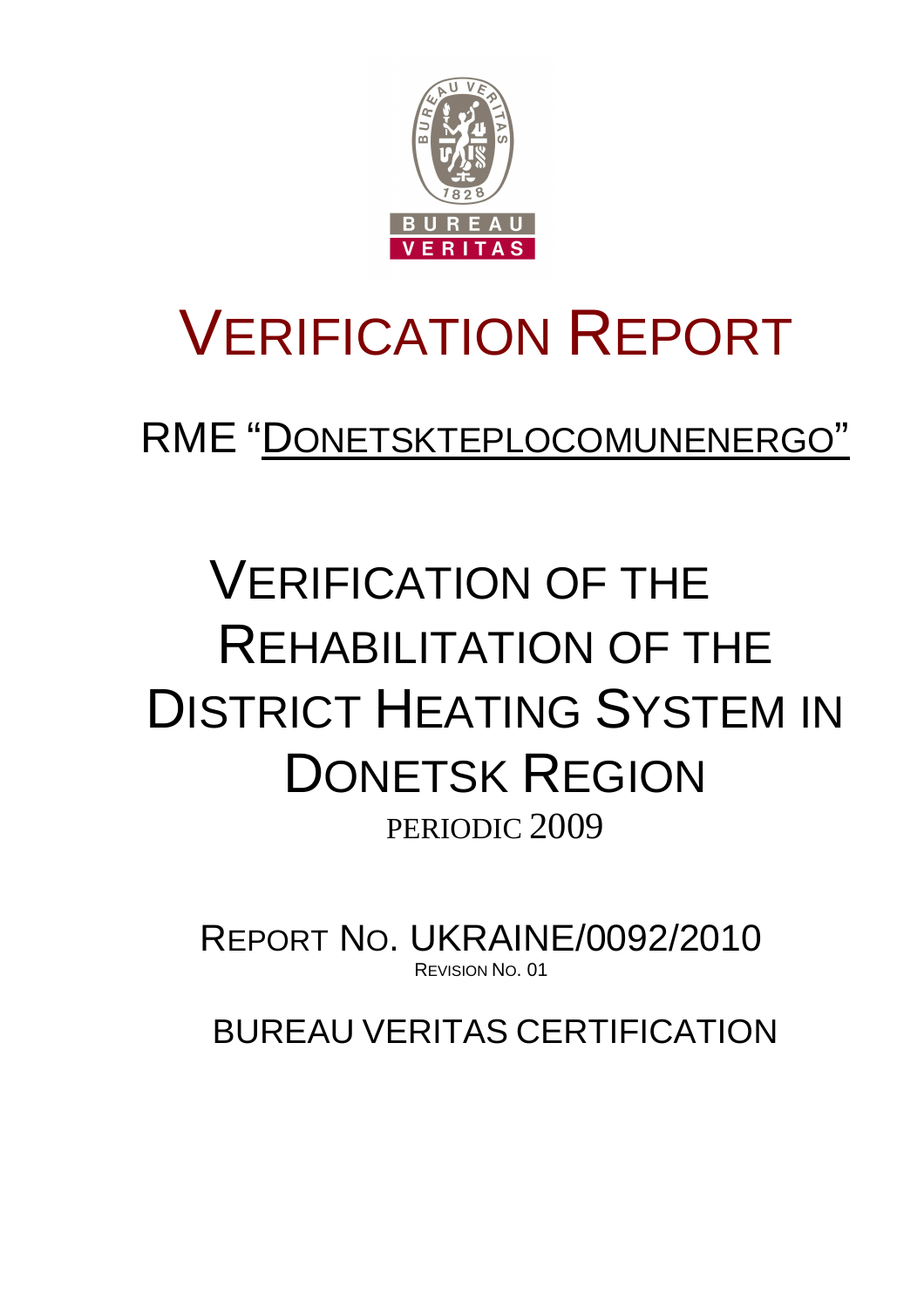# VERIFICATION REPORT

## RME "DONETSKTEPLOCOMUNENERGO"

# VERIFICATION OF THE REHABILITATION OF THE DISTRICT HEATING SYSTEM IN DONETSK REGION

PERIODIC 2009

REPORT NO. UKRAINE/0092/2010

REVISION NO. 01

BUREAU VERITAS CERTIFICATION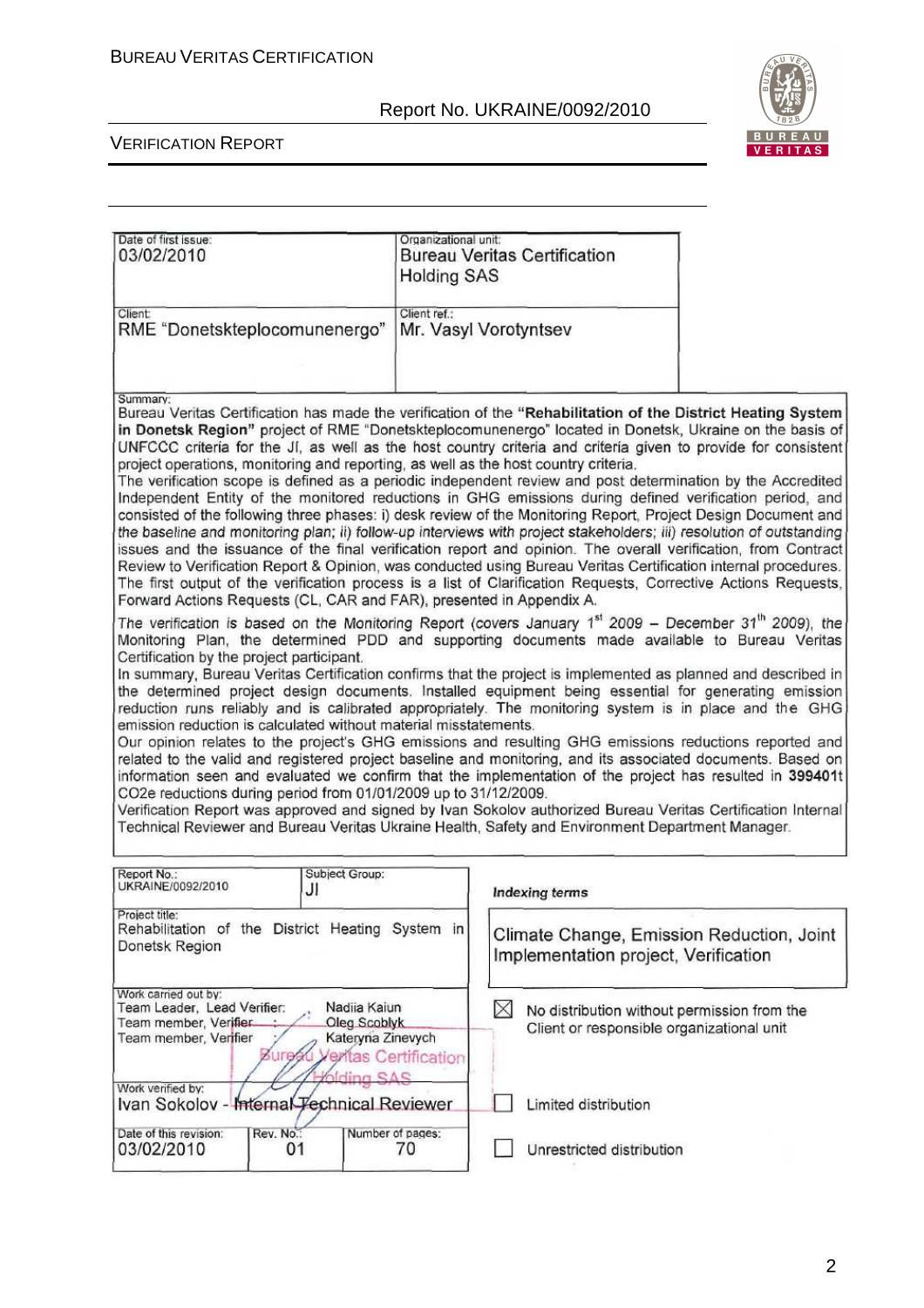| Date of first issue: 03/02/2010 | Organizational unit: Bureau Veritas Certification Holding SAS |
| --- | --- |
| Client: RME "Donetskteplocomunenergo" | Client ref.: Mr. Vasyl Vorotyntsev |

**Summary:**

Bureau Veritas Certification has made the verification of the **"Rehabilitation of the District Heating System in Donetsk Region"** project of RME "Donetskteplocomunenergo" located in Donetsk, Ukraine on the basis of UNFCCC criteria for the JI, as well as the host country criteria and criteria given to provide for consistent project operations, monitoring and reporting, as well as the host country criteria.

The verification scope is defined as a periodic independent review and post determination by the Accredited Independent Entity of the monitored reductions in GHG emissions during defined verification period, and consisted of the following three phases: i) desk review of the Monitoring Report, Project Design Document and the baseline and monitoring plan; ii) follow-up interviews with project stakeholders; iii) resolution of outstanding issues and the issuance of the final verification report and opinion. The overall verification, from Contract Review to Verification Report & Opinion, was conducted using Bureau Veritas Certification internal procedures. The first output of the verification process is a list of Clarification Requests, Corrective Actions Requests, Forward Actions Requests (CL, CAR and FAR), presented in Appendix A.

The verification is based on the Monitoring Report (covers January 1st 2009 – December 31th 2009), the Monitoring Plan, the determined PDD and supporting documents made available to Bureau Veritas Certification by the project participant.

In summary, Bureau Veritas Certification confirms that the project is implemented as planned and described in the determined project design documents. Installed equipment being essential for generating emission reduction runs reliably and is calibrated appropriately. The monitoring system is in place and the GHG emission reduction is calculated without material misstatements.

Our opinion relates to the project's GHG emissions and resulting GHG emissions reductions reported and related to the valid and registered project baseline and monitoring, and its associated documents. Based on information seen and evaluated we confirm that the implementation of the project has resulted in **399401t** CO2e reductions during period from 01/01/2009 up to 31/12/2009.

Verification Report was approved and signed by Ivan Sokolov authorized Bureau Veritas Certification Internal Technical Reviewer and Bureau Veritas Ukraine Health, Safety and Environment Department Manager.

| Report No.: UKRAINE/0092/2010 | Subject Group: JI | *Indexing terms* |
| --- | --- | --- |
| Project title: Rehabilitation of the District Heating System in Donetsk Region | | Climate Change, Emission Reduction, Joint Implementation project, Verification |

Work carried out by:
- Team Leader, Lead Verifier: Nadiia Kaiun
- Team member, Verifier: Oleg Scoblyk
- Team member, Verifier: Kateryna Zinevych

Bureau Veritas Certification Holding SAS

Work verified by:
Ivan Sokolov - Internal Technical Reviewer

| Date of this revision: | Rev. No.: | Number of pages: |
| --- | --- | --- |
| 03/02/2010 | 01 | 70 |

- ☒ No distribution without permission from the Client or responsible organizational unit
- ☐ Limited distribution
- ☐ Unrestricted distribution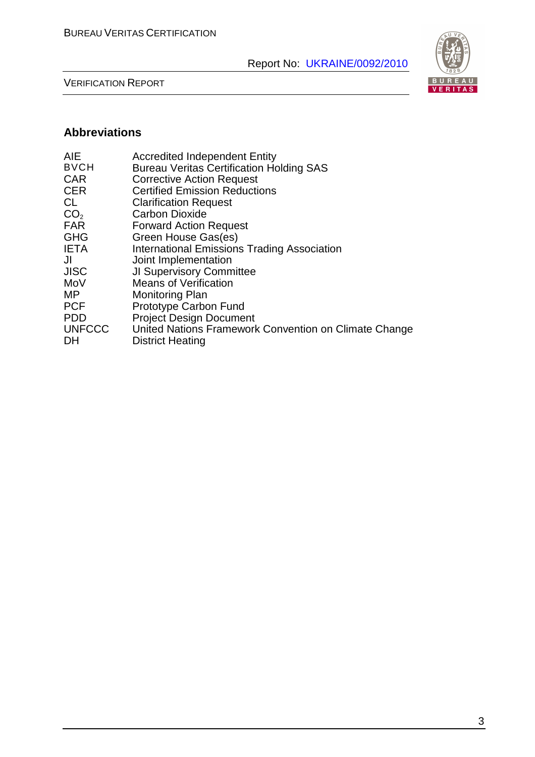## Abbreviations

| | |
|---|---|
| AIE | Accredited Independent Entity |
| BVCH | Bureau Veritas Certification Holding SAS |
| CAR | Corrective Action Request |
| CER | Certified Emission Reductions |
| CL | Clarification Request |
| $CO_2$ | Carbon Dioxide |
| FAR | Forward Action Request |
| GHG | Green House Gas(es) |
| IETA | International Emissions Trading Association |
| JI | Joint Implementation |
| JISC | JI Supervisory Committee |
| MoV | Means of Verification |
| MP | Monitoring Plan |
| PCF | Prototype Carbon Fund |
| PDD | Project Design Document |
| UNFCCC | United Nations Framework Convention on Climate Change |
| DH | District Heating |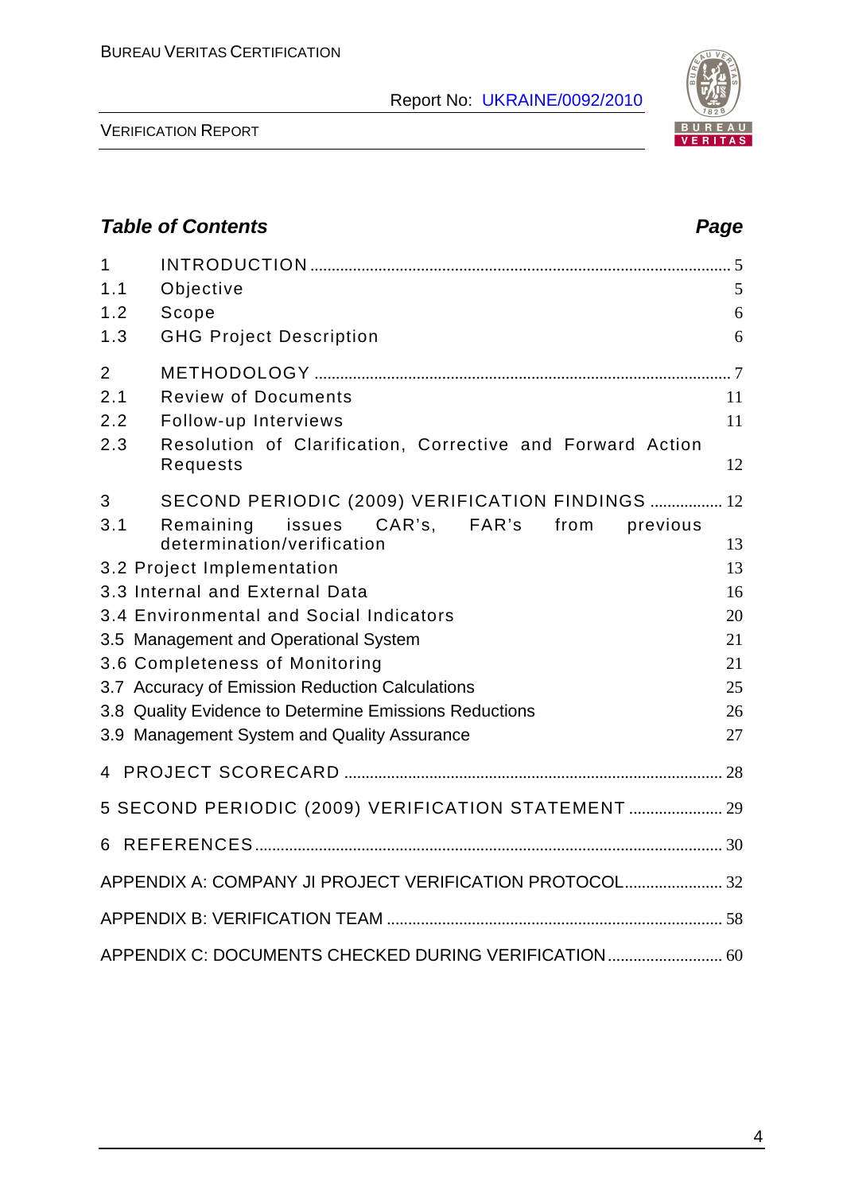## *Table of Contents* *Page*

| | | |
|---|---|---|
| 1 | INTRODUCTION | 5 |
| 1.1 | Objective | 5 |
| 1.2 | Scope | 6 |
| 1.3 | GHG Project Description | 6 |
| 2 | METHODOLOGY | 7 |
| 2.1 | Review of Documents | 11 |
| 2.2 | Follow-up Interviews | 11 |
| 2.3 | Resolution of Clarification, Corrective and Forward Action Requests | 12 |
| 3 | SECOND PERIODIC (2009) VERIFICATION FINDINGS | 12 |
| 3.1 | Remaining issues CAR's, FAR's from previous determination/verification | 13 |
| 3.2 | Project Implementation | 13 |
| 3.3 | Internal and External Data | 16 |
| 3.4 | Environmental and Social Indicators | 20 |
| 3.5 | Management and Operational System | 21 |
| 3.6 | Completeness of Monitoring | 21 |
| 3.7 | Accuracy of Emission Reduction Calculations | 25 |
| 3.8 | Quality Evidence to Determine Emissions Reductions | 26 |
| 3.9 | Management System and Quality Assurance | 27 |
| 4 | PROJECT SCORECARD | 28 |
| 5 | SECOND PERIODIC (2009) VERIFICATION STATEMENT | 29 |
| 6 | REFERENCES | 30 |
| | APPENDIX A: COMPANY JI PROJECT VERIFICATION PROTOCOL | 32 |
| | APPENDIX B: VERIFICATION TEAM | 58 |
| | APPENDIX C: DOCUMENTS CHECKED DURING VERIFICATION | 60 |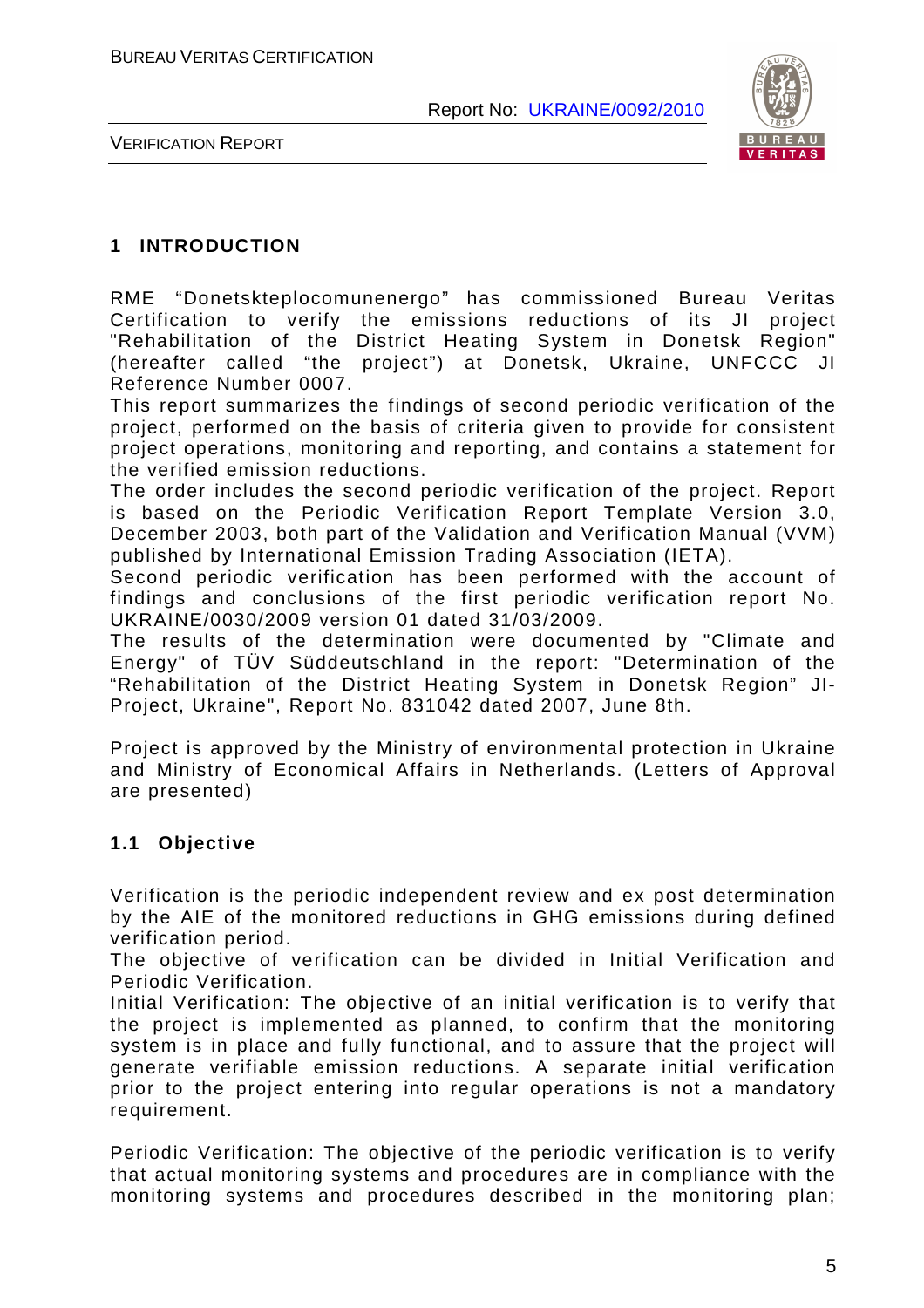## 1 INTRODUCTION

RME "Donetskteplocomunenergo" has commissioned Bureau Veritas Certification to verify the emissions reductions of its JI project "Rehabilitation of the District Heating System in Donetsk Region" (hereafter called "the project") at Donetsk, Ukraine, UNFCCC JI Reference Number 0007.

This report summarizes the findings of second periodic verification of the project, performed on the basis of criteria given to provide for consistent project operations, monitoring and reporting, and contains a statement for the verified emission reductions.

The order includes the second periodic verification of the project. Report is based on the Periodic Verification Report Template Version 3.0, December 2003, both part of the Validation and Verification Manual (VVM) published by International Emission Trading Association (IETA).

Second periodic verification has been performed with the account of findings and conclusions of the first periodic verification report No. UKRAINE/0030/2009 version 01 dated 31/03/2009.

The results of the determination were documented by "Climate and Energy" of TÜV Süddeutschland in the report: "Determination of the "Rehabilitation of the District Heating System in Donetsk Region" JI-Project, Ukraine", Report No. 831042 dated 2007, June 8th.

Project is approved by the Ministry of environmental protection in Ukraine and Ministry of Economical Affairs in Netherlands. (Letters of Approval are presented)

### 1.1 Objective

Verification is the periodic independent review and ex post determination by the AIE of the monitored reductions in GHG emissions during defined verification period.

The objective of verification can be divided in Initial Verification and Periodic Verification.

Initial Verification: The objective of an initial verification is to verify that the project is implemented as planned, to confirm that the monitoring system is in place and fully functional, and to assure that the project will generate verifiable emission reductions. A separate initial verification prior to the project entering into regular operations is not a mandatory requirement.

Periodic Verification: The objective of the periodic verification is to verify that actual monitoring systems and procedures are in compliance with the monitoring systems and procedures described in the monitoring plan;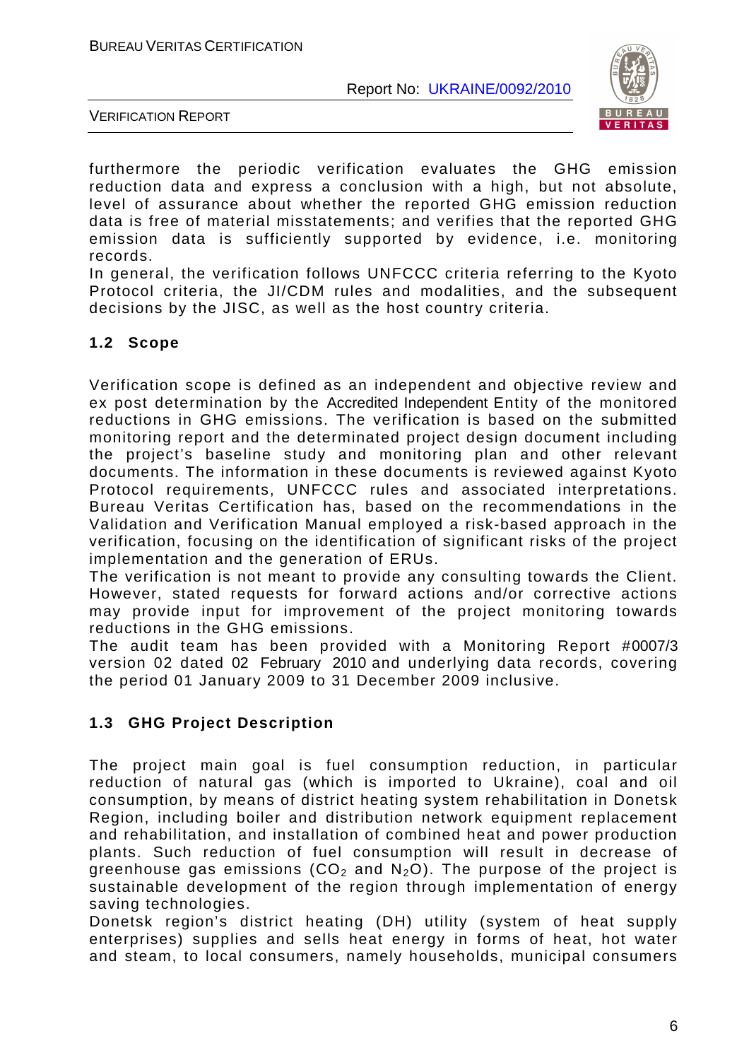furthermore the periodic verification evaluates the GHG emission reduction data and express a conclusion with a high, but not absolute, level of assurance about whether the reported GHG emission reduction data is free of material misstatements; and verifies that the reported GHG emission data is sufficiently supported by evidence, i.e. monitoring records.

In general, the verification follows UNFCCC criteria referring to the Kyoto Protocol criteria, the JI/CDM rules and modalities, and the subsequent decisions by the JISC, as well as the host country criteria.

## 1.2 Scope

Verification scope is defined as an independent and objective review and ex post determination by the Accredited Independent Entity of the monitored reductions in GHG emissions. The verification is based on the submitted monitoring report and the determinated project design document including the project's baseline study and monitoring plan and other relevant documents. The information in these documents is reviewed against Kyoto Protocol requirements, UNFCCC rules and associated interpretations. Bureau Veritas Certification has, based on the recommendations in the Validation and Verification Manual employed a risk-based approach in the verification, focusing on the identification of significant risks of the project implementation and the generation of ERUs.

The verification is not meant to provide any consulting towards the Client. However, stated requests for forward actions and/or corrective actions may provide input for improvement of the project monitoring towards reductions in the GHG emissions.

The audit team has been provided with a Monitoring Report #0007/3 version 02 dated 02 February 2010 and underlying data records, covering the period 01 January 2009 to 31 December 2009 inclusive.

## 1.3 GHG Project Description

The project main goal is fuel consumption reduction, in particular reduction of natural gas (which is imported to Ukraine), coal and oil consumption, by means of district heating system rehabilitation in Donetsk Region, including boiler and distribution network equipment replacement and rehabilitation, and installation of combined heat and power production plants. Such reduction of fuel consumption will result in decrease of greenhouse gas emissions ($CO_2$ and $N_2O$). The purpose of the project is sustainable development of the region through implementation of energy saving technologies.

Donetsk region's district heating (DH) utility (system of heat supply enterprises) supplies and sells heat energy in forms of heat, hot water and steam, to local consumers, namely households, municipal consumers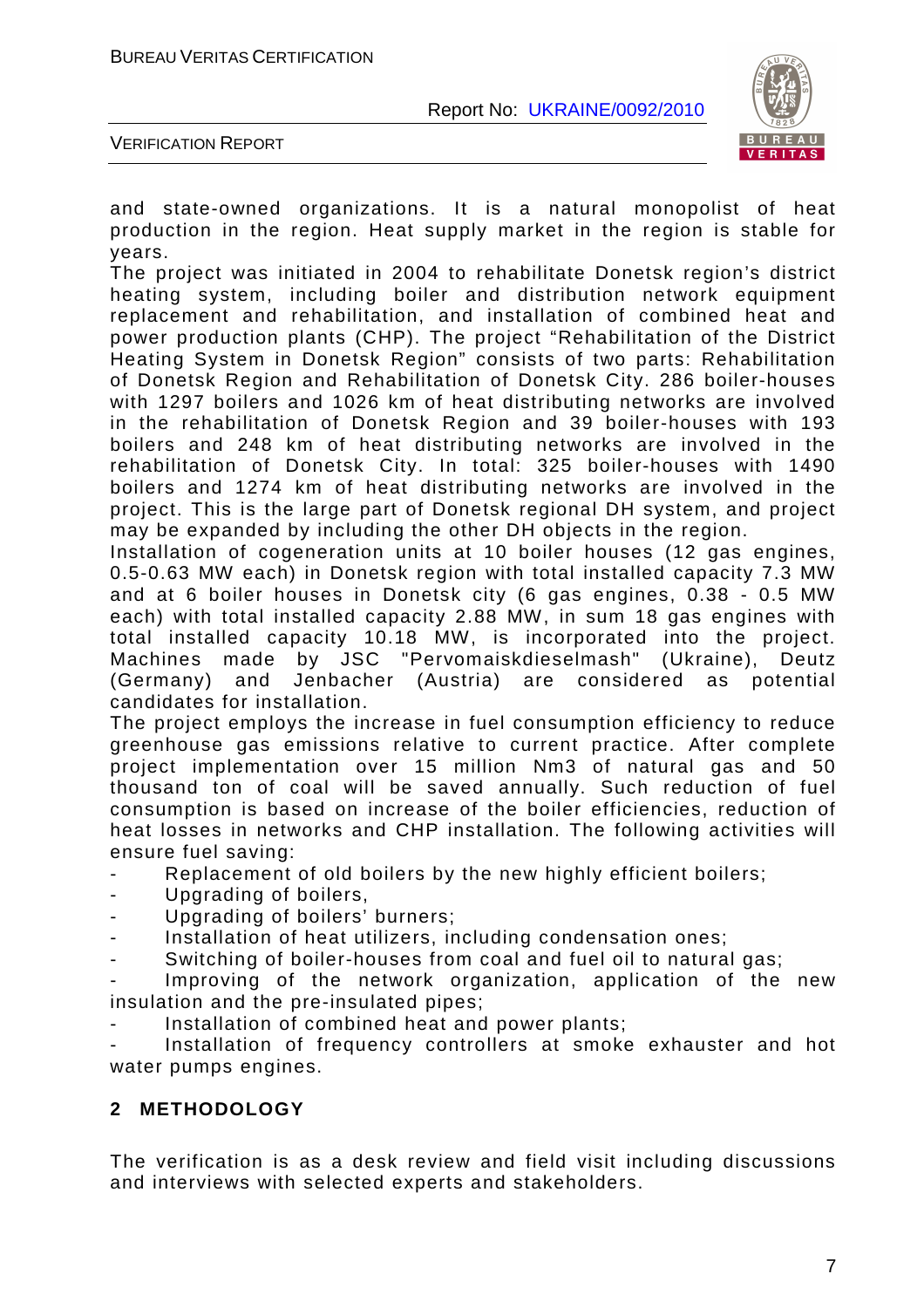and state-owned organizations. It is a natural monopolist of heat production in the region. Heat supply market in the region is stable for years.

The project was initiated in 2004 to rehabilitate Donetsk region's district heating system, including boiler and distribution network equipment replacement and rehabilitation, and installation of combined heat and power production plants (CHP). The project "Rehabilitation of the District Heating System in Donetsk Region" consists of two parts: Rehabilitation of Donetsk Region and Rehabilitation of Donetsk City. 286 boiler-houses with 1297 boilers and 1026 km of heat distributing networks are involved in the rehabilitation of Donetsk Region and 39 boiler-houses with 193 boilers and 248 km of heat distributing networks are involved in the rehabilitation of Donetsk City. In total: 325 boiler-houses with 1490 boilers and 1274 km of heat distributing networks are involved in the project. This is the large part of Donetsk regional DH system, and project may be expanded by including the other DH objects in the region.

Installation of cogeneration units at 10 boiler houses (12 gas engines, 0.5-0.63 MW each) in Donetsk region with total installed capacity 7.3 MW and at 6 boiler houses in Donetsk city (6 gas engines, 0.38 - 0.5 MW each) with total installed capacity 2.88 MW, in sum 18 gas engines with total installed capacity 10.18 MW, is incorporated into the project. Machines made by JSC "Pervomaiskdieselmash" (Ukraine), Deutz (Germany) and Jenbacher (Austria) are considered as potential candidates for installation.

The project employs the increase in fuel consumption efficiency to reduce greenhouse gas emissions relative to current practice. After complete project implementation over 15 million Nm3 of natural gas and 50 thousand ton of coal will be saved annually. Such reduction of fuel consumption is based on increase of the boiler efficiencies, reduction of heat losses in networks and CHP installation. The following activities will ensure fuel saving:

- Replacement of old boilers by the new highly efficient boilers;
- Upgrading of boilers,
- Upgrading of boilers' burners;
- Installation of heat utilizers, including condensation ones;
- Switching of boiler-houses from coal and fuel oil to natural gas;
- Improving of the network organization, application of the new insulation and the pre-insulated pipes;
- Installation of combined heat and power plants;
- Installation of frequency controllers at smoke exhauster and hot water pumps engines.

## 2 METHODOLOGY

The verification is as a desk review and field visit including discussions and interviews with selected experts and stakeholders.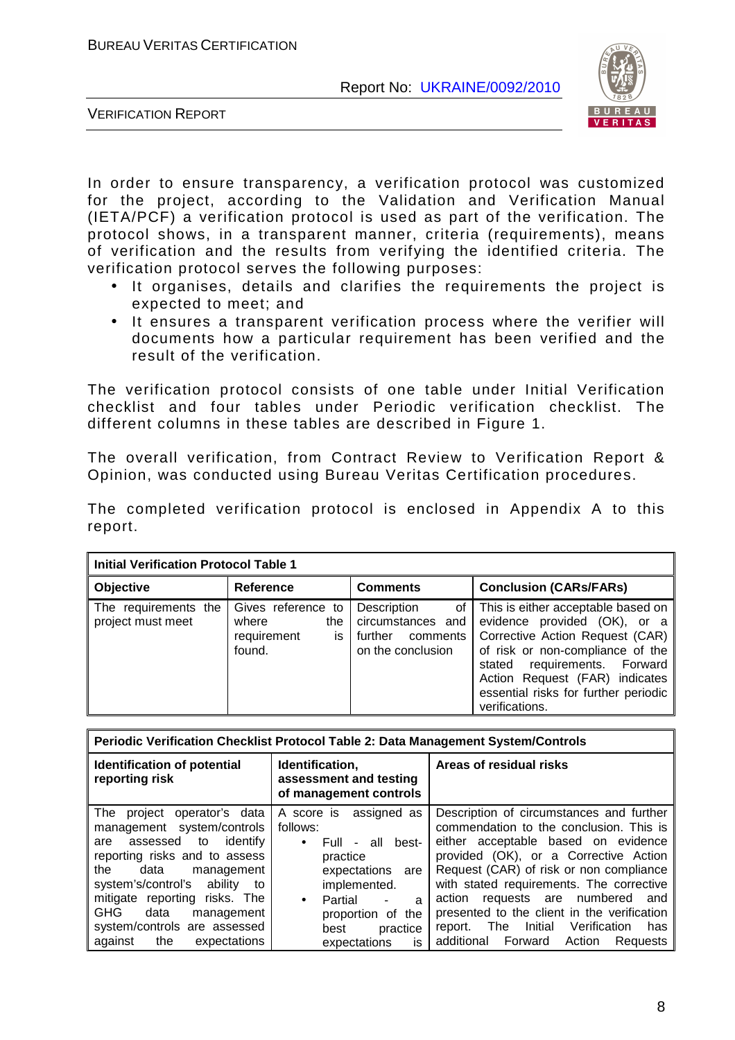In order to ensure transparency, a verification protocol was customized for the project, according to the Validation and Verification Manual (IETA/PCF) a verification protocol is used as part of the verification. The protocol shows, in a transparent manner, criteria (requirements), means of verification and the results from verifying the identified criteria. The verification protocol serves the following purposes:

- It organises, details and clarifies the requirements the project is expected to meet; and
- It ensures a transparent verification process where the verifier will documents how a particular requirement has been verified and the result of the verification.

The verification protocol consists of one table under Initial Verification checklist and four tables under Periodic verification checklist. The different columns in these tables are described in Figure 1.

The overall verification, from Contract Review to Verification Report & Opinion, was conducted using Bureau Veritas Certification procedures.

The completed verification protocol is enclosed in Appendix A to this report.

| **Initial Verification Protocol Table 1** | | | |
|---|---|---|---|
| **Objective** | **Reference** | **Comments** | **Conclusion (CARs/FARs)** |
| The requirements the project must meet | Gives reference to where the requirement is found. | Description of circumstances and further comments on the conclusion | This is either acceptable based on evidence provided (OK), or a Corrective Action Request (CAR) of risk or non-compliance of the stated requirements. Forward Action Request (FAR) indicates essential risks for further periodic verifications. |

| **Periodic Verification Checklist Protocol Table 2: Data Management System/Controls** | | |
|---|---|---|
| **Identification of potential reporting risk** | **Identification, assessment and testing of management controls** | **Areas of residual risks** |
| The project operator's data management system/controls are assessed to identify reporting risks and to assess the data management system's/control's ability to mitigate reporting risks. The GHG data management system/controls are assessed against the expectations | A score is assigned as follows: <br>• Full - all best-practice expectations are implemented. <br>• Partial - a proportion of the best practice expectations is | Description of circumstances and further commendation to the conclusion. This is either acceptable based on evidence provided (OK), or a Corrective Action Request (CAR) of risk or non compliance with stated requirements. The corrective action requests are numbered and presented to the client in the verification report. The Initial Verification has additional Forward Action Requests |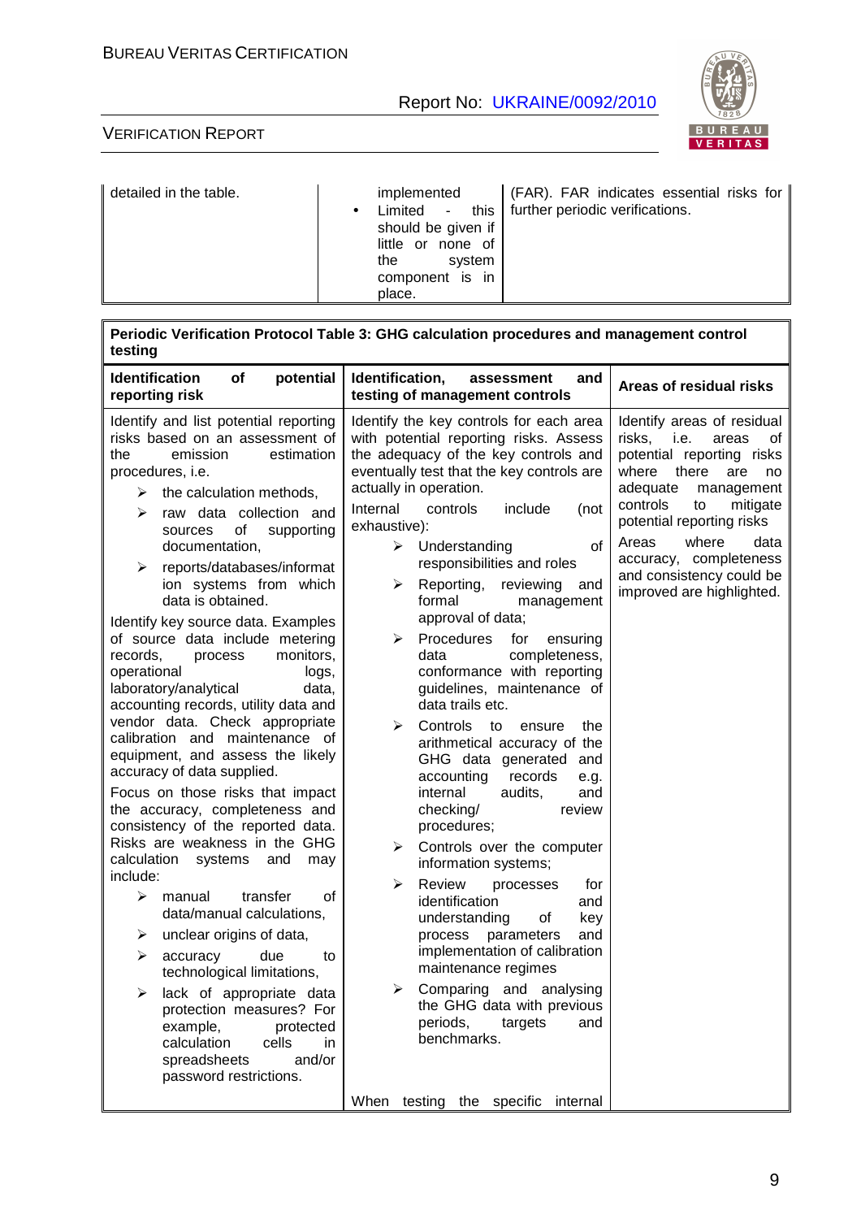| | | |
|---|---|---|
| detailed in the table. | implemented<br>• Limited - this should be given if little or none of the system component is in place. | (FAR). FAR indicates essential risks for further periodic verifications. |

| **Periodic Verification Protocol Table 3: GHG calculation procedures and management control testing** | | |
|---|---|---|
| **Identification of potential reporting risk** | **Identification, assessment and testing of management controls** | **Areas of residual risks** |
| Identify and list potential reporting risks based on an assessment of the emission estimation procedures, i.e.<br>➢ the calculation methods,<br>➢ raw data collection and sources of supporting documentation,<br>➢ reports/databases/information systems from which data is obtained.<br>Identify key source data. Examples of source data include metering records, process monitors, operational logs, laboratory/analytical data, accounting records, utility data and vendor data. Check appropriate calibration and maintenance of equipment, and assess the likely accuracy of data supplied.<br>Focus on those risks that impact the accuracy, completeness and consistency of the reported data. Risks are weakness in the GHG calculation systems and may include:<br>➢ manual transfer of data/manual calculations,<br>➢ unclear origins of data,<br>➢ accuracy due to technological limitations,<br>➢ lack of appropriate data protection measures? For example, protected calculation cells in spreadsheets and/or password restrictions. | Identify the key controls for each area with potential reporting risks. Assess the adequacy of the key controls and eventually test that the key controls are actually in operation.<br>Internal controls include (not exhaustive):<br>➢ Understanding of responsibilities and roles<br>➢ Reporting, reviewing and formal management approval of data;<br>➢ Procedures for ensuring data completeness, conformance with reporting guidelines, maintenance of data trails etc.<br>➢ Controls to ensure the arithmetical accuracy of the GHG data generated and accounting records e.g. internal audits, and checking/ review procedures;<br>➢ Controls over the computer information systems;<br>➢ Review processes for identification and understanding of key process parameters and implementation of calibration maintenance regimes<br>➢ Comparing and analysing the GHG data with previous periods, targets and benchmarks.<br><br>When testing the specific internal | Identify areas of residual risks, i.e. areas of potential reporting risks where there are no adequate management controls to mitigate potential reporting risks<br>Areas where data accuracy, completeness and consistency could be improved are highlighted. |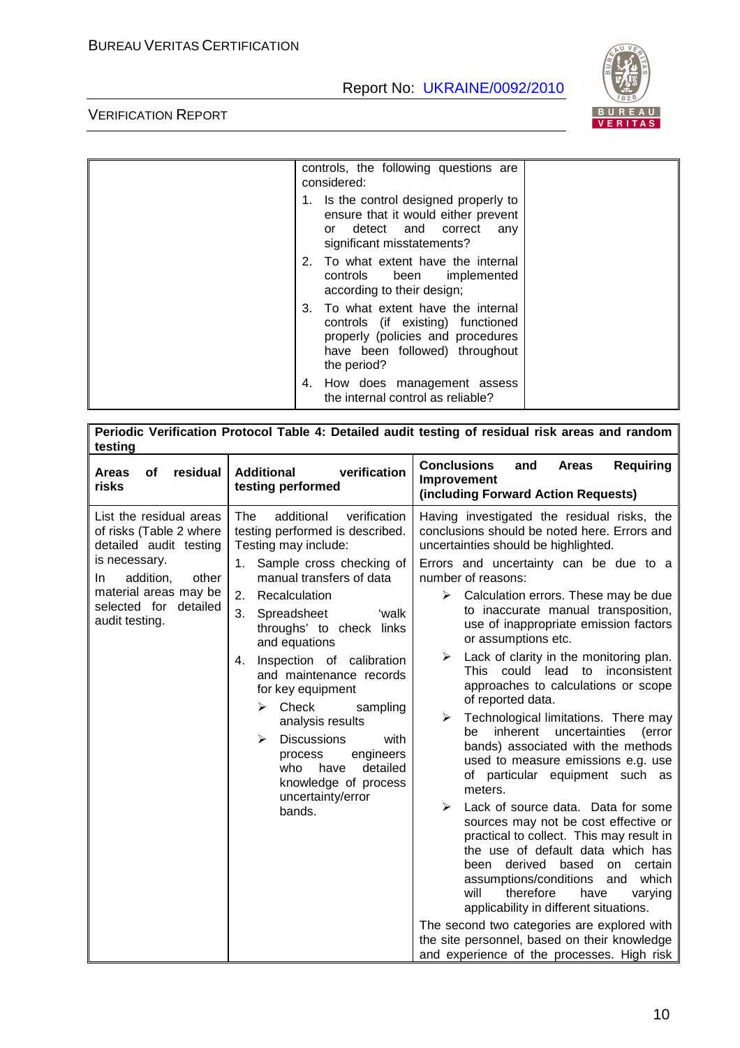| | controls, the following questions are considered:<br>1. Is the control designed properly to ensure that it would either prevent or detect and correct any significant misstatements?<br>2. To what extent have the internal controls been implemented according to their design;<br>3. To what extent have the internal controls (if existing) functioned properly (policies and procedures have been followed) throughout the period?<br>4. How does management assess the internal control as reliable? | |
|---|---|---|

| **Periodic Verification Protocol Table 4: Detailed audit testing of residual risk areas and random testing** | | |
|---|---|---|
| **Areas of residual risks** | **Additional verification testing performed** | **Conclusions and Areas Requiring Improvement (including Forward Action Requests)** |
| List the residual areas of risks (Table 2 where detailed audit testing is necessary.<br>In addition, other material areas may be selected for detailed audit testing. | The additional verification testing performed is described. Testing may include:<br>1. Sample cross checking of manual transfers of data<br>2. Recalculation<br>3. Spreadsheet 'walk throughs' to check links and equations<br>4. Inspection of calibration and maintenance records for key equipment<br>➢ Check sampling analysis results<br>➢ Discussions with process engineers who have detailed knowledge of process uncertainty/error bands. | Having investigated the residual risks, the conclusions should be noted here. Errors and uncertainties should be highlighted.<br>Errors and uncertainty can be due to a number of reasons:<br>➢ Calculation errors. These may be due to inaccurate manual transposition, use of inappropriate emission factors or assumptions etc.<br>➢ Lack of clarity in the monitoring plan. This could lead to inconsistent approaches to calculations or scope of reported data.<br>➢ Technological limitations. There may be inherent uncertainties (error bands) associated with the methods used to measure emissions e.g. use of particular equipment such as meters.<br>➢ Lack of source data. Data for some sources may not be cost effective or practical to collect. This may result in the use of default data which has been derived based on certain assumptions/conditions and which will therefore have varying applicability in different situations.<br>The second two categories are explored with the site personnel, based on their knowledge and experience of the processes. High risk |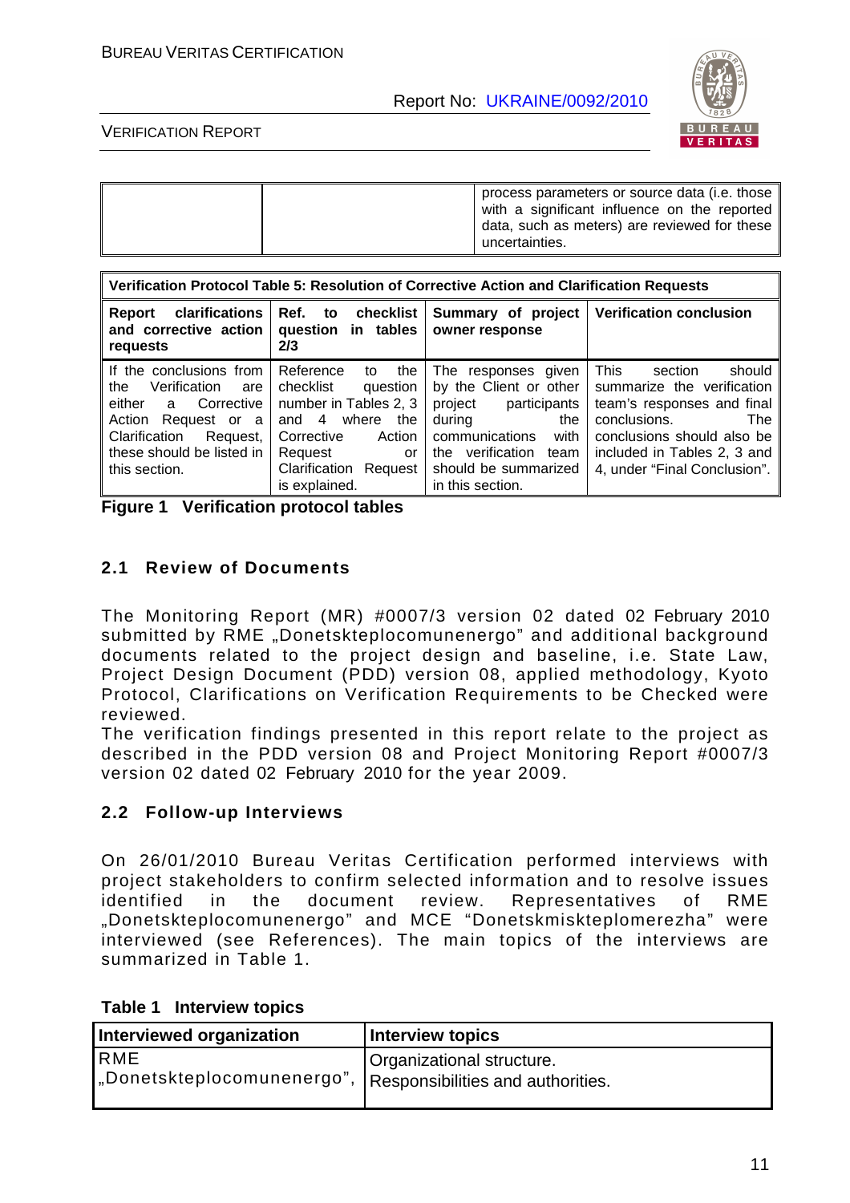| | | process parameters or source data (i.e. those with a significant influence on the reported data, such as meters) are reviewed for these uncertainties. |
|---|---|---|

| Verification Protocol Table 5: Resolution of Corrective Action and Clarification Requests | | | |
|---|---|---|---|
| **Report clarifications and corrective action requests** | **Ref. to checklist question in tables 2/3** | **Summary of project owner response** | **Verification conclusion** |
| If the conclusions from the Verification are either a Corrective Action Request or a Clarification Request, these should be listed in this section. | Reference to the checklist question number in Tables 2, 3 and 4 where the Corrective Action Request or Clarification Request is explained. | The responses given by the Client or other project participants during the communications with the verification team should be summarized in this section. | This section should summarize the verification team's responses and final conclusions. The conclusions should also be included in Tables 2, 3 and 4, under "Final Conclusion". |

**Figure 1 Verification protocol tables**

### 2.1 Review of Documents

The Monitoring Report (MR) #0007/3 version 02 dated 02 February 2010 submitted by RME „Donetskteplocomunenergo" and additional background documents related to the project design and baseline, i.e. State Law, Project Design Document (PDD) version 08, applied methodology, Kyoto Protocol, Clarifications on Verification Requirements to be Checked were reviewed.

The verification findings presented in this report relate to the project as described in the PDD version 08 and Project Monitoring Report #0007/3 version 02 dated 02 February 2010 for the year 2009.

### 2.2 Follow-up Interviews

On 26/01/2010 Bureau Veritas Certification performed interviews with project stakeholders to confirm selected information and to resolve issues identified in the document review. Representatives of RME „Donetskteplocomunenergo" and MCE "Donetskmiskteplomerezha" were interviewed (see References). The main topics of the interviews are summarized in Table 1.

**Table 1 Interview topics**

| Interviewed organization | Interview topics |
|---|---|
| RME „Donetskteplocomunenergo", | Organizational structure.<br>Responsibilities and authorities. |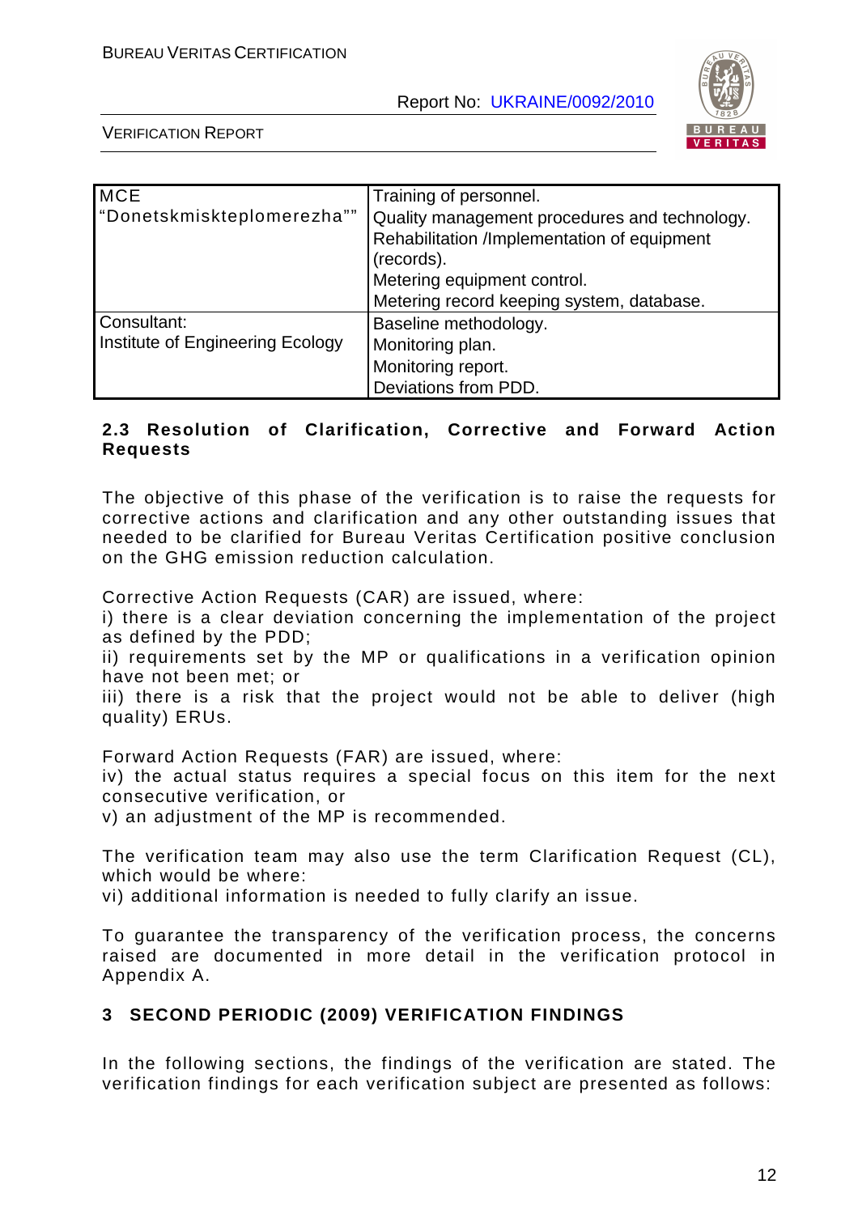| MCE "Donetskmiskteplomerezha"" | Training of personnel. Quality management procedures and technology. Rehabilitation /Implementation of equipment (records). Metering equipment control. Metering record keeping system, database. |
|---|---|
| Consultant: Institute of Engineering Ecology | Baseline methodology. Monitoring plan. Monitoring report. Deviations from PDD. |

### 2.3 Resolution of Clarification, Corrective and Forward Action Requests

The objective of this phase of the verification is to raise the requests for corrective actions and clarification and any other outstanding issues that needed to be clarified for Bureau Veritas Certification positive conclusion on the GHG emission reduction calculation.

Corrective Action Requests (CAR) are issued, where:
i) there is a clear deviation concerning the implementation of the project as defined by the PDD;
ii) requirements set by the MP or qualifications in a verification opinion have not been met; or
iii) there is a risk that the project would not be able to deliver (high quality) ERUs.

Forward Action Requests (FAR) are issued, where:
iv) the actual status requires a special focus on this item for the next consecutive verification, or
v) an adjustment of the MP is recommended.

The verification team may also use the term Clarification Request (CL), which would be where:
vi) additional information is needed to fully clarify an issue.

To guarantee the transparency of the verification process, the concerns raised are documented in more detail in the verification protocol in Appendix A.

## 3 SECOND PERIODIC (2009) VERIFICATION FINDINGS

In the following sections, the findings of the verification are stated. The verification findings for each verification subject are presented as follows: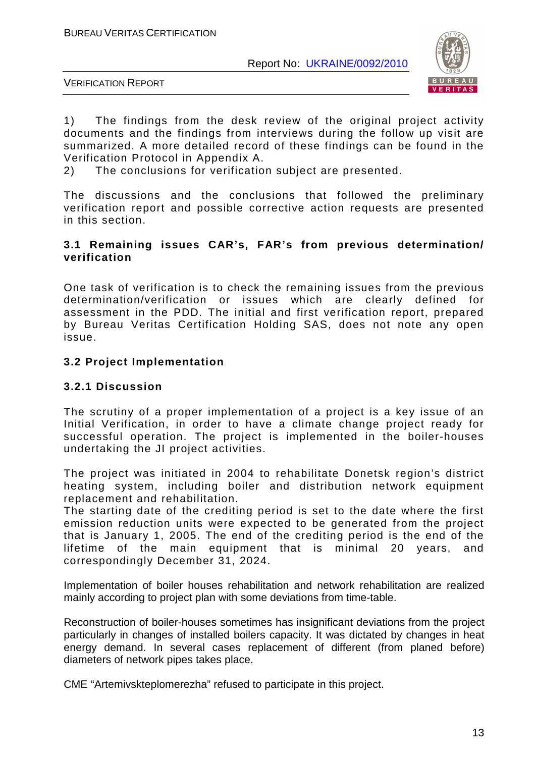1) The findings from the desk review of the original project activity documents and the findings from interviews during the follow up visit are summarized. A more detailed record of these findings can be found in the Verification Protocol in Appendix A.
2) The conclusions for verification subject are presented.

The discussions and the conclusions that followed the preliminary verification report and possible corrective action requests are presented in this section.

### 3.1 Remaining issues CAR's, FAR's from previous determination/ verification

One task of verification is to check the remaining issues from the previous determination/verification or issues which are clearly defined for assessment in the PDD. The initial and first verification report, prepared by Bureau Veritas Certification Holding SAS, does not note any open issue.

### 3.2 Project Implementation

#### 3.2.1 Discussion

The scrutiny of a proper implementation of a project is a key issue of an Initial Verification, in order to have a climate change project ready for successful operation. The project is implemented in the boiler-houses undertaking the JI project activities.

The project was initiated in 2004 to rehabilitate Donetsk region's district heating system, including boiler and distribution network equipment replacement and rehabilitation.
The starting date of the crediting period is set to the date where the first emission reduction units were expected to be generated from the project that is January 1, 2005. The end of the crediting period is the end of the lifetime of the main equipment that is minimal 20 years, and correspondingly December 31, 2024.

Implementation of boiler houses rehabilitation and network rehabilitation are realized mainly according to project plan with some deviations from time-table.

Reconstruction of boiler-houses sometimes has insignificant deviations from the project particularly in changes of installed boilers capacity. It was dictated by changes in heat energy demand. In several cases replacement of different (from planed before) diameters of network pipes takes place.

CME "Artemivskteplomerezha" refused to participate in this project.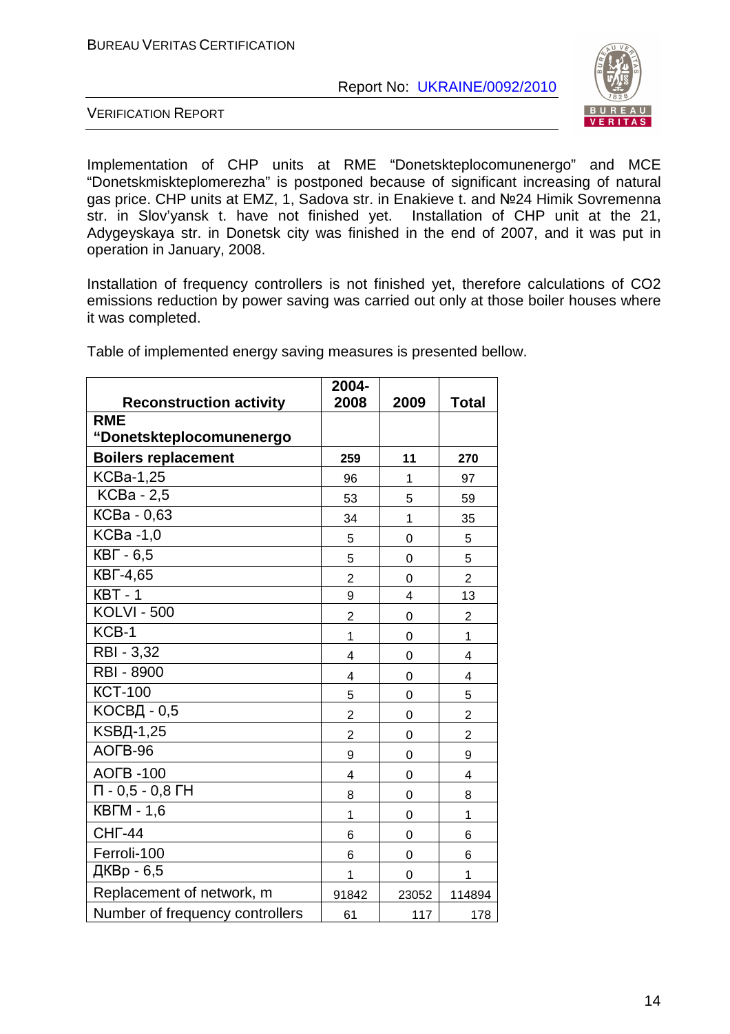Implementation of CHP units at RME “Donetskteplocomunenergo” and MCE “Donetskmiskteplomerezha” is postponed because of significant increasing of natural gas price. CHP units at EMZ, 1, Sadova str. in Enakieve t. and №24 Himik Sovremenna str. in Slov'yansk t. have not finished yet. Installation of CHP unit at the 21, Adygeyskaya str. in Donetsk city was finished in the end of 2007, and it was put in operation in January, 2008.

Installation of frequency controllers is not finished yet, therefore calculations of $CO_2$ emissions reduction by power saving was carried out only at those boiler houses where it was completed.

Table of implemented energy saving measures is presented bellow.

| Reconstruction activity | 2004-2008 | 2009 | Total |
|---|---|---|---|
| **RME “Donetskteplocomunenergo** | | | |
| **Boilers replacement** | **259** | **11** | **270** |
| КСВа-1,25 | 96 | 1 | 97 |
| КСВа - 2,5 | 53 | 5 | 59 |
| КСВа - 0,63 | 34 | 1 | 35 |
| КСВа -1,0 | 5 | 0 | 5 |
| КВГ - 6,5 | 5 | 0 | 5 |
| КВГ-4,65 | 2 | 0 | 2 |
| КВТ - 1 | 9 | 4 | 13 |
| KOLVI - 500 | 2 | 0 | 2 |
| КСВ-1 | 1 | 0 | 1 |
| RBI - 3,32 | 4 | 0 | 4 |
| RBI - 8900 | 4 | 0 | 4 |
| КСТ-100 | 5 | 0 | 5 |
| КОСВД - 0,5 | 2 | 0 | 2 |
| KSВД-1,25 | 2 | 0 | 2 |
| АОГВ-96 | 9 | 0 | 9 |
| АОГВ -100 | 4 | 0 | 4 |
| П - 0,5 - 0,8 ГН | 8 | 0 | 8 |
| КВГМ - 1,6 | 1 | 0 | 1 |
| СНГ-44 | 6 | 0 | 6 |
| Ferroli-100 | 6 | 0 | 6 |
| ДКВр - 6,5 | 1 | 0 | 1 |
| Replacement of network, m | 91842 | 23052 | 114894 |
| Number of frequency controllers | 61 | 117 | 178 |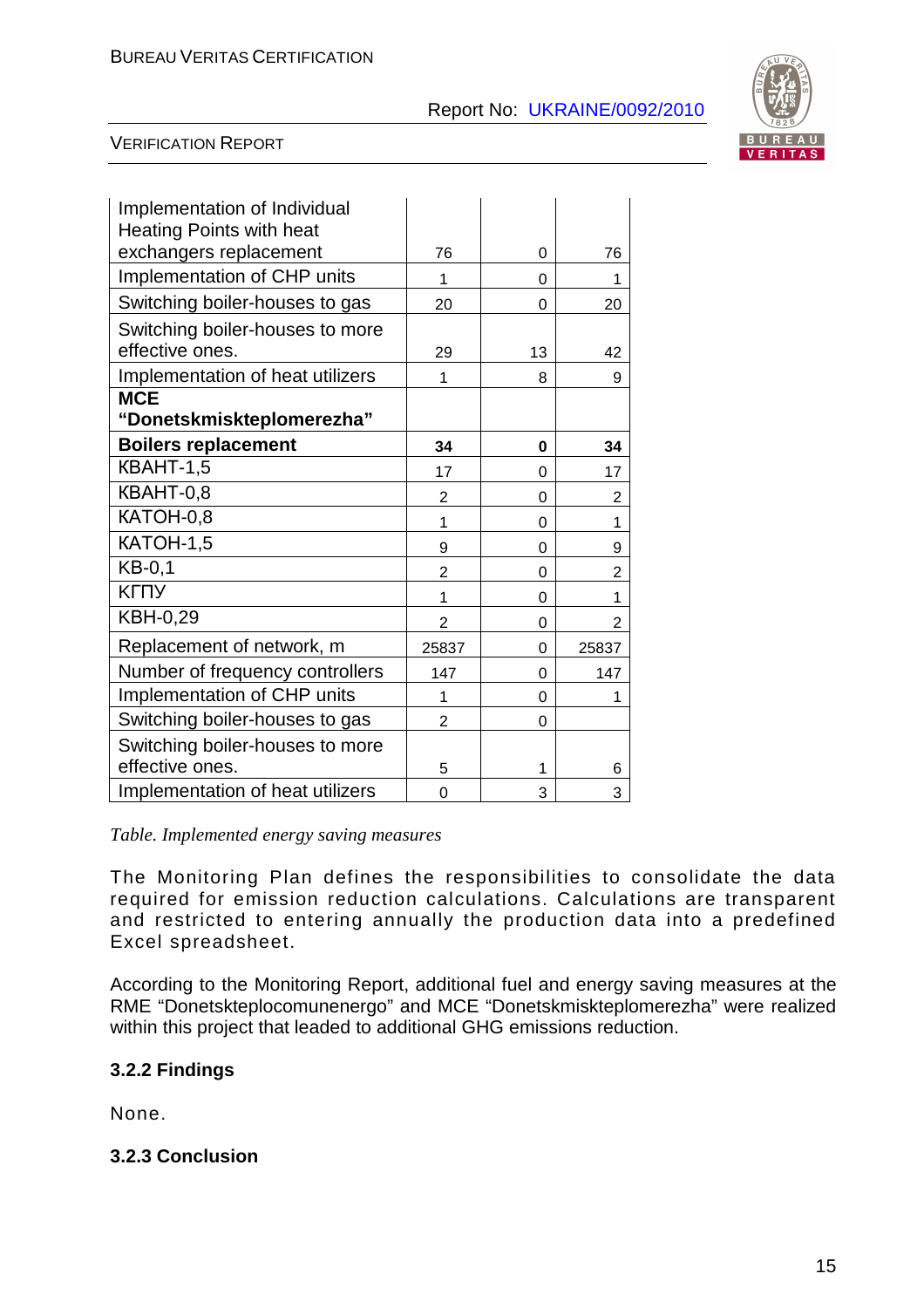| | | | |
|---|---|---|---|
| Implementation of Individual Heating Points with heat exchangers replacement | 76 | 0 | 76 |
| Implementation of CHP units | 1 | 0 | 1 |
| Switching boiler-houses to gas | 20 | 0 | 20 |
| Switching boiler-houses to more effective ones. | 29 | 13 | 42 |
| Implementation of heat utilizers | 1 | 8 | 9 |
| **MCE “Donetskmiskteplomerezha”** | | | |
| **Boilers replacement** | **34** | **0** | **34** |
| КВАНТ-1,5 | 17 | 0 | 17 |
| КВАНТ-0,8 | 2 | 0 | 2 |
| КАТОН-0,8 | 1 | 0 | 1 |
| КАТОН-1,5 | 9 | 0 | 9 |
| КВ-0,1 | 2 | 0 | 2 |
| КГПУ | 1 | 0 | 1 |
| КВН-0,29 | 2 | 0 | 2 |
| Replacement of network, m | 25837 | 0 | 25837 |
| Number of frequency controllers | 147 | 0 | 147 |
| Implementation of CHP units | 1 | 0 | 1 |
| Switching boiler-houses to gas | 2 | 0 | |
| Switching boiler-houses to more effective ones. | 5 | 1 | 6 |
| Implementation of heat utilizers | 0 | 3 | 3 |

*Table. Implemented energy saving measures*

The Monitoring Plan defines the responsibilities to consolidate the data required for emission reduction calculations. Calculations are transparent and restricted to entering annually the production data into a predefined Excel spreadsheet.

According to the Monitoring Report, additional fuel and energy saving measures at the RME “Donetskteplocomunenergo” and MCE “Donetskmiskteplomerezha” were realized within this project that leaded to additional GHG emissions reduction.

### 3.2.2 Findings

None.

### 3.2.3 Conclusion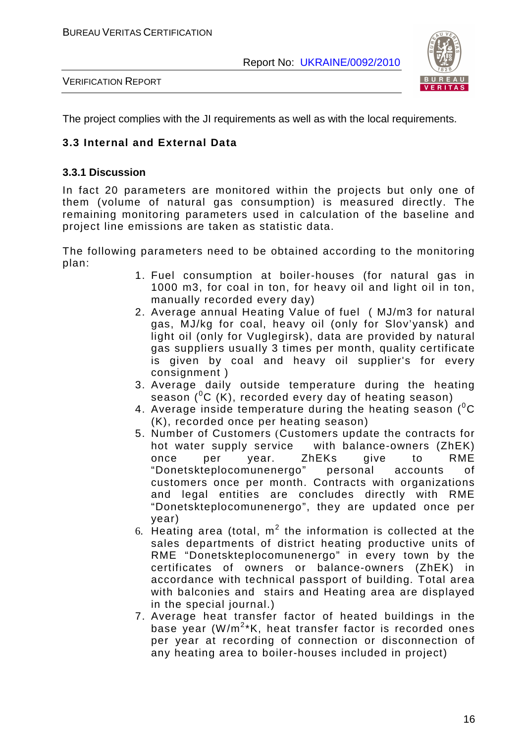The project complies with the JI requirements as well as with the local requirements.

### 3.3 Internal and External Data

#### 3.3.1 Discussion

In fact 20 parameters are monitored within the projects but only one of them (volume of natural gas consumption) is measured directly. The remaining monitoring parameters used in calculation of the baseline and project line emissions are taken as statistic data.

The following parameters need to be obtained according to the monitoring plan:

1. Fuel consumption at boiler-houses (for natural gas in 1000 m3, for coal in ton, for heavy oil and light oil in ton, manually recorded every day)
2. Average annual Heating Value of fuel ( MJ/m3 for natural gas, MJ/kg for coal, heavy oil (only for Slov'yansk) and light oil (only for Vuglegirsk), data are provided by natural gas suppliers usually 3 times per month, quality certificate is given by coal and heavy oil supplier's for every consignment )
3. Average daily outside temperature during the heating season ($^0$C (K), recorded every day of heating season)
4. Average inside temperature during the heating season ($^0$C (K), recorded once per heating season)
5. Number of Customers (Customers update the contracts for hot water supply service with balance-owners (ZhEK) once per year. ZhEKs give to RME "Donetskteplocomunenergo" personal accounts of customers once per month. Contracts with organizations and legal entities are concludes directly with RME "Donetskteplocomunenergo", they are updated once per year)
6. Heating area (total, m$^2$ the information is collected at the sales departments of district heating productive units of RME "Donetskteplocomunenergo" in every town by the certificates of owners or balance-owners (ZhEK) in accordance with technical passport of building. Total area with balconies and stairs and Heating area are displayed in the special journal.)
7. Average heat transfer factor of heated buildings in the base year (W/m$^2$*K, heat transfer factor is recorded ones per year at recording of connection or disconnection of any heating area to boiler-houses included in project)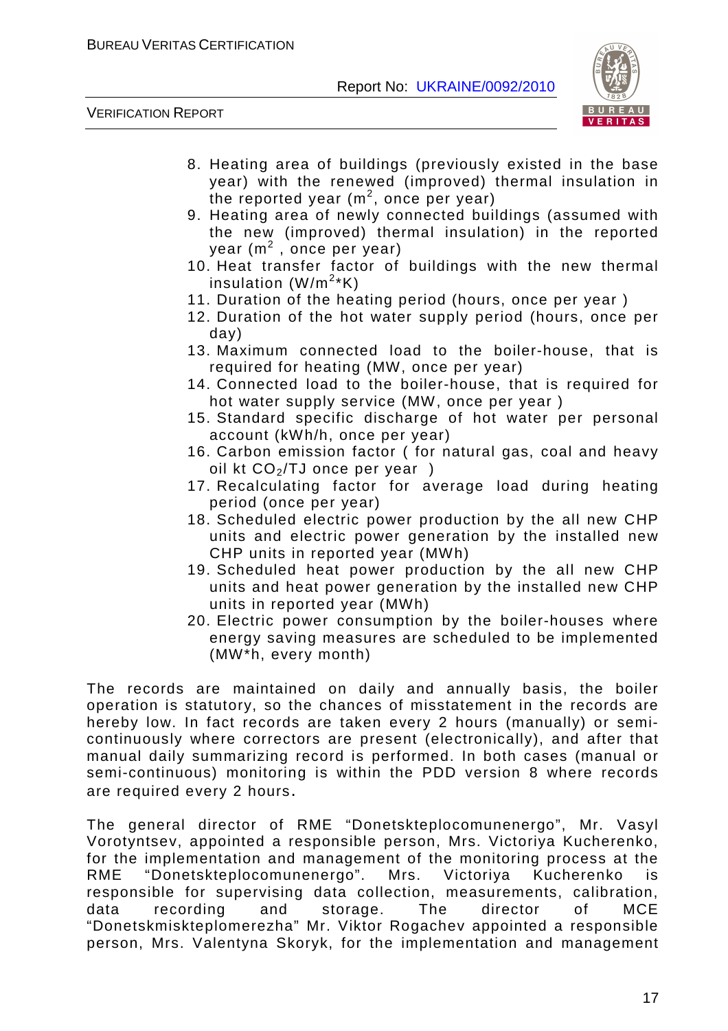8. Heating area of buildings (previously existed in the base year) with the renewed (improved) thermal insulation in the reported year ($m^2$, once per year)
9. Heating area of newly connected buildings (assumed with the new (improved) thermal insulation) in the reported year ($m^2$ , once per year)
10. Heat transfer factor of buildings with the new thermal insulation ($W/m^2*K$)
11. Duration of the heating period (hours, once per year )
12. Duration of the hot water supply period (hours, once per day)
13. Maximum connected load to the boiler-house, that is required for heating (MW, once per year)
14. Connected load to the boiler-house, that is required for hot water supply service (MW, once per year )
15. Standard specific discharge of hot water per personal account (kWh/h, once per year)
16. Carbon emission factor ( for natural gas, coal and heavy oil kt $CO_2$/TJ once per year )
17. Recalculating factor for average load during heating period (once per year)
18. Scheduled electric power production by the all new CHP units and electric power generation by the installed new CHP units in reported year (MWh)
19. Scheduled heat power production by the all new CHP units and heat power generation by the installed new CHP units in reported year (MWh)
20. Electric power consumption by the boiler-houses where energy saving measures are scheduled to be implemented (MW*h, every month)

The records are maintained on daily and annually basis, the boiler operation is statutory, so the chances of misstatement in the records are hereby low. In fact records are taken every 2 hours (manually) or semi-continuously where correctors are present (electronically), and after that manual daily summarizing record is performed. In both cases (manual or semi-continuous) monitoring is within the PDD version 8 where records are required every 2 hours.

The general director of RME "Donetskteplocomunenergo", Mr. Vasyl Vorotyntsev, appointed a responsible person, Mrs. Victoriya Kucherenko, for the implementation and management of the monitoring process at the RME "Donetskteplocomunenergo". Mrs. Victoriya Kucherenko is responsible for supervising data collection, measurements, calibration, data recording and storage. The director of MCE "Donetskmiskteplomerezha" Mr. Viktor Rogachev appointed a responsible person, Mrs. Valentyna Skoryk, for the implementation and management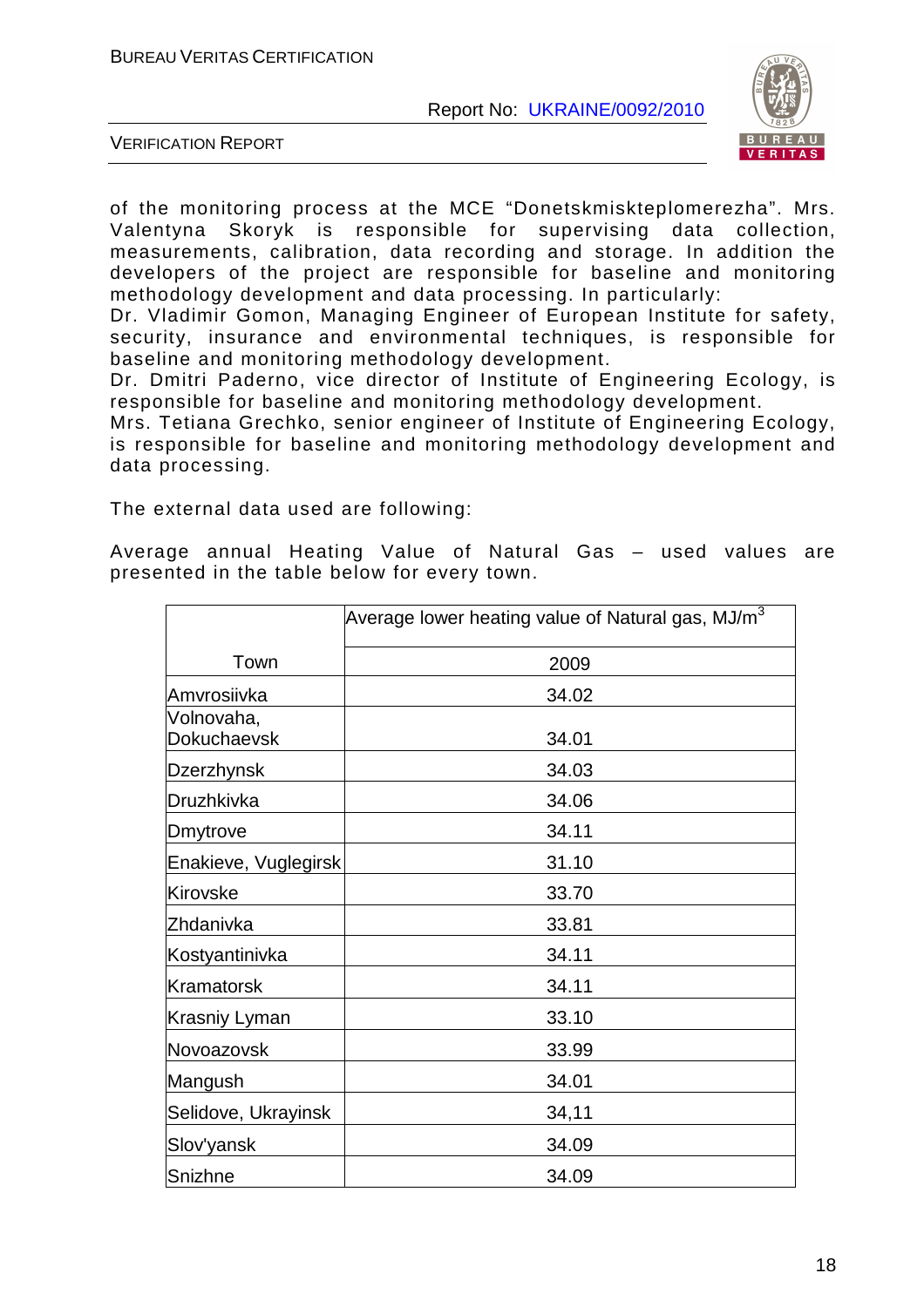of the monitoring process at the MCE "Donetskmiskteplomerezha". Mrs. Valentyna Skoryk is responsible for supervising data collection, measurements, calibration, data recording and storage. In addition the developers of the project are responsible for baseline and monitoring methodology development and data processing. In particularly:

Dr. Vladimir Gomon, Managing Engineer of European Institute for safety, security, insurance and environmental techniques, is responsible for baseline and monitoring methodology development.

Dr. Dmitri Paderno, vice director of Institute of Engineering Ecology, is responsible for baseline and monitoring methodology development.

Mrs. Tetiana Grechko, senior engineer of Institute of Engineering Ecology, is responsible for baseline and monitoring methodology development and data processing.

The external data used are following:

Average annual Heating Value of Natural Gas – used values are presented in the table below for every town.

| Town | Average lower heating value of Natural gas, MJ/m$^3$ |
|---|---|
| | 2009 |
| Amvrosiivka | 34.02 |
| Volnovaha, Dokuchaevsk | 34.01 |
| Dzerzhynsk | 34.03 |
| Druzhkivka | 34.06 |
| Dmytrove | 34.11 |
| Enakieve, Vuglegirsk | 31.10 |
| Kirovske | 33.70 |
| Zhdanivka | 33.81 |
| Kostyantinivka | 34.11 |
| Kramatorsk | 34.11 |
| Krasniy Lyman | 33.10 |
| Novoazovsk | 33.99 |
| Mangush | 34.01 |
| Selidove, Ukrayinsk | 34,11 |
| Slov'yansk | 34.09 |
| Snizhne | 34.09 |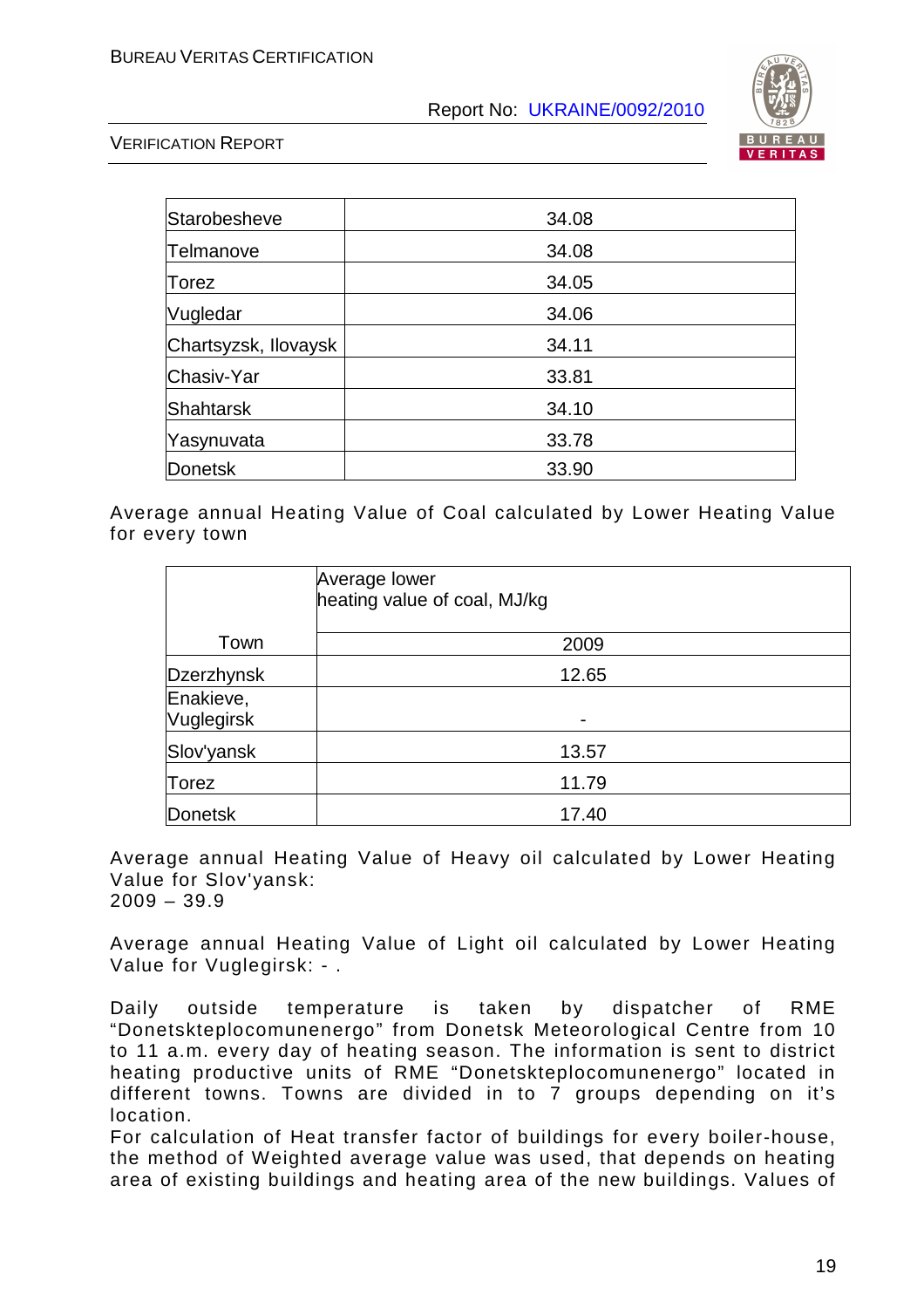| Starobesheve | 34.08 |
|---|---|
| Telmanove | 34.08 |
| Torez | 34.05 |
| Vugledar | 34.06 |
| Chartsyzsk, Ilovaysk | 34.11 |
| Chasiv-Yar | 33.81 |
| Shahtarsk | 34.10 |
| Yasynuvata | 33.78 |
| Donetsk | 33.90 |

Average annual Heating Value of Coal calculated by Lower Heating Value for every town

| Town | Average lower heating value of coal, MJ/kg |
|---|---|
| | 2009 |
| Dzerzhynsk | 12.65 |
| Enakieve, Vuglegirsk | - |
| Slov'yansk | 13.57 |
| Torez | 11.79 |
| Donetsk | 17.40 |

Average annual Heating Value of Heavy oil calculated by Lower Heating Value for Slov'yansk:
2009 – 39.9

Average annual Heating Value of Light oil calculated by Lower Heating Value for Vuglegirsk: - .

Daily outside temperature is taken by dispatcher of RME "Donetskteplocomunenergo" from Donetsk Meteorological Centre from 10 to 11 a.m. every day of heating season. The information is sent to district heating productive units of RME "Donetskteplocomunenergo" located in different towns. Towns are divided in to 7 groups depending on it's location.
For calculation of Heat transfer factor of buildings for every boiler-house, the method of Weighted average value was used, that depends on heating area of existing buildings and heating area of the new buildings. Values of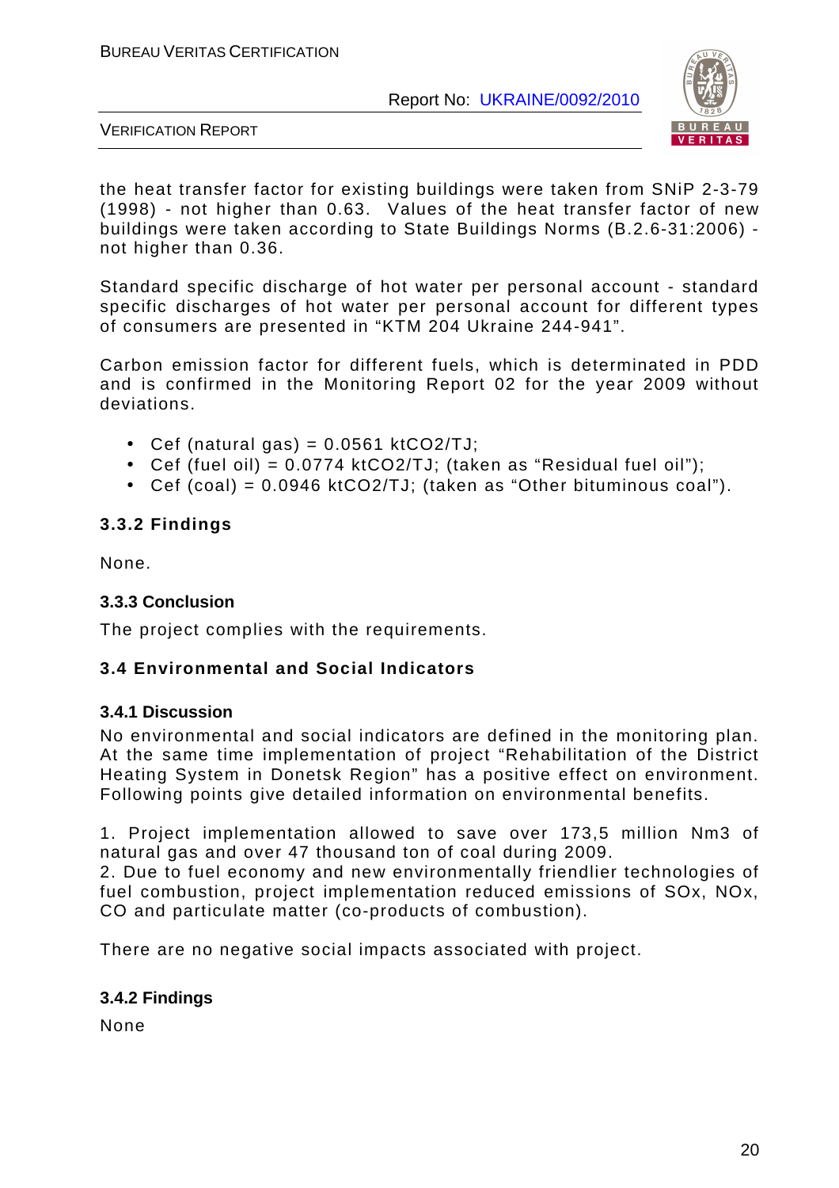the heat transfer factor for existing buildings were taken from SNiP 2-3-79 (1998) - not higher than 0.63. Values of the heat transfer factor of new buildings were taken according to State Buildings Norms (B.2.6-31:2006) - not higher than 0.36.

Standard specific discharge of hot water per personal account - standard specific discharges of hot water per personal account for different types of consumers are presented in "KTM 204 Ukraine 244-941".

Carbon emission factor for different fuels, which is determinated in PDD and is confirmed in the Monitoring Report 02 for the year 2009 without deviations.

- Cef (natural gas) = 0.0561 ktCO2/TJ;
- Cef (fuel oil) = 0.0774 ktCO2/TJ; (taken as "Residual fuel oil");
- Cef (coal) = 0.0946 ktCO2/TJ; (taken as "Other bituminous coal").

### 3.3.2 Findings

None.

### 3.3.3 Conclusion

The project complies with the requirements.

## 3.4 Environmental and Social Indicators

### 3.4.1 Discussion

No environmental and social indicators are defined in the monitoring plan. At the same time implementation of project "Rehabilitation of the District Heating System in Donetsk Region" has a positive effect on environment. Following points give detailed information on environmental benefits.

1. Project implementation allowed to save over 173,5 million Nm3 of natural gas and over 47 thousand ton of coal during 2009.
2. Due to fuel economy and new environmentally friendlier technologies of fuel combustion, project implementation reduced emissions of SOx, NOx, CO and particulate matter (co-products of combustion).

There are no negative social impacts associated with project.

### 3.4.2 Findings

None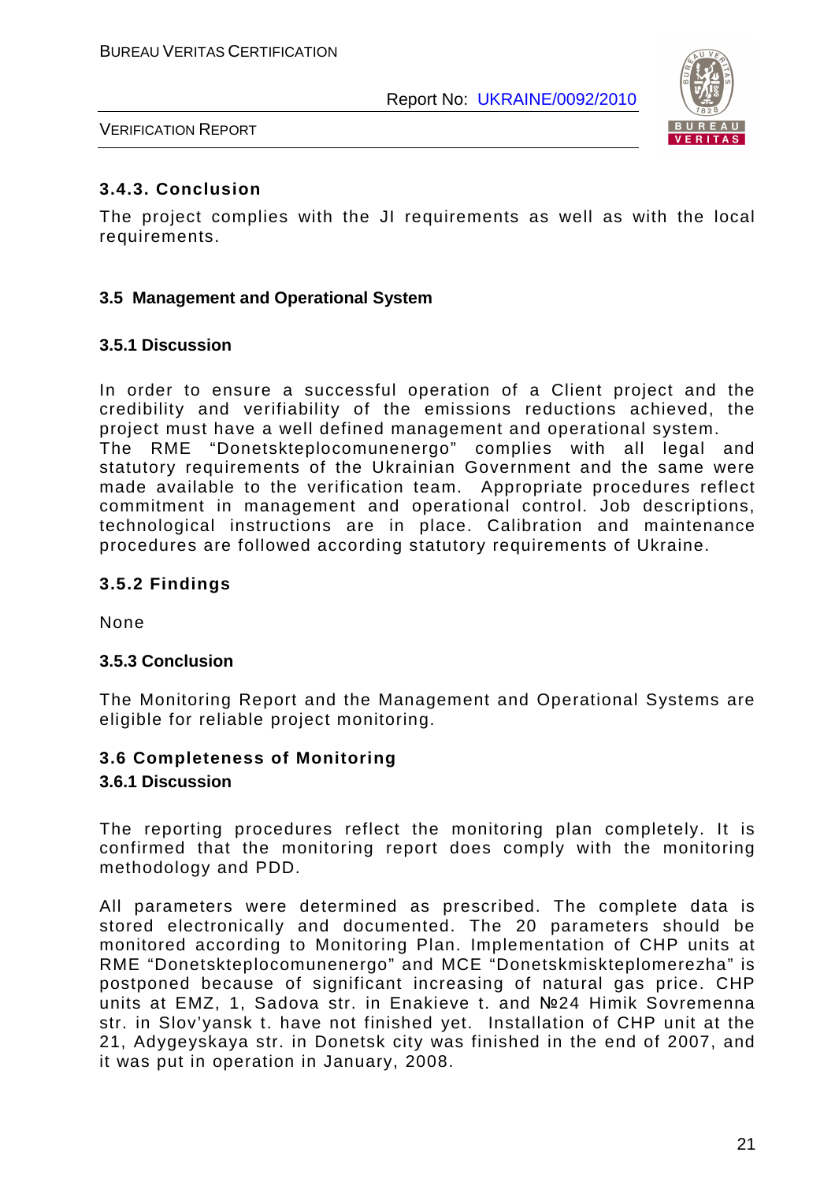### 3.4.3. Conclusion

The project complies with the JI requirements as well as with the local requirements.

### 3.5 Management and Operational System

#### 3.5.1 Discussion

In order to ensure a successful operation of a Client project and the credibility and verifiability of the emissions reductions achieved, the project must have a well defined management and operational system.
The RME "Donetskteplocomunenergo" complies with all legal and statutory requirements of the Ukrainian Government and the same were made available to the verification team. Appropriate procedures reflect commitment in management and operational control. Job descriptions, technological instructions are in place. Calibration and maintenance procedures are followed according statutory requirements of Ukraine.

#### 3.5.2 Findings

None

#### 3.5.3 Conclusion

The Monitoring Report and the Management and Operational Systems are eligible for reliable project monitoring.

### 3.6 Completeness of Monitoring

#### 3.6.1 Discussion

The reporting procedures reflect the monitoring plan completely. It is confirmed that the monitoring report does comply with the monitoring methodology and PDD.

All parameters were determined as prescribed. The complete data is stored electronically and documented. The 20 parameters should be monitored according to Monitoring Plan. Implementation of CHP units at RME "Donetskteplocomunenergo" and MCE "Donetskmiskteplomerezha" is postponed because of significant increasing of natural gas price. CHP units at EMZ, 1, Sadova str. in Enakieve t. and №24 Himik Sovremenna str. in Slov'yansk t. have not finished yet. Installation of CHP unit at the 21, Adygeyskaya str. in Donetsk city was finished in the end of 2007, and it was put in operation in January, 2008.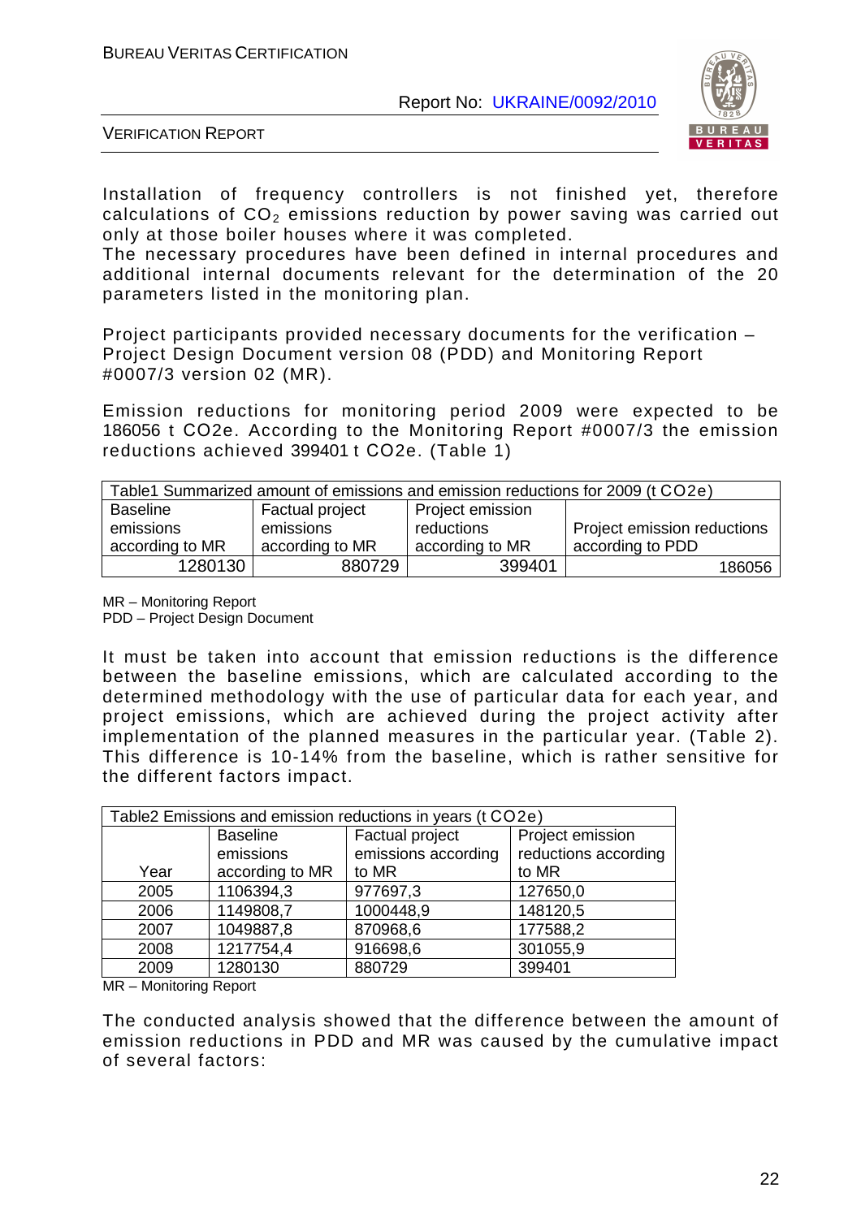Installation of frequency controllers is not finished yet, therefore calculations of $CO_2$ emissions reduction by power saving was carried out only at those boiler houses where it was completed.
The necessary procedures have been defined in internal procedures and additional internal documents relevant for the determination of the 20 parameters listed in the monitoring plan.

Project participants provided necessary documents for the verification – Project Design Document version 08 (PDD) and Monitoring Report #0007/3 version 02 (MR).

Emission reductions for monitoring period 2009 were expected to be 186056 t CO2e. According to the Monitoring Report #0007/3 the emission reductions achieved 399401 t CO2e. (Table 1)

| Table1 Summarized amount of emissions and emission reductions for 2009 (t CO2e) | | | |
|---|---|---|---|
| Baseline emissions according to MR | Factual project emissions according to MR | Project emission reductions according to MR | Project emission reductions according to PDD |
| 1280130 | 880729 | 399401 | 186056 |

MR – Monitoring Report
PDD – Project Design Document

It must be taken into account that emission reductions is the difference between the baseline emissions, which are calculated according to the determined methodology with the use of particular data for each year, and project emissions, which are achieved during the project activity after implementation of the planned measures in the particular year. (Table 2). This difference is 10-14% from the baseline, which is rather sensitive for the different factors impact.

| Table2 Emissions and emission reductions in years (t CO2e) | | | |
|---|---|---|---|
| Year | Baseline emissions according to MR | Factual project emissions according to MR | Project emission reductions according to MR |
| 2005 | 1106394,3 | 977697,3 | 127650,0 |
| 2006 | 1149808,7 | 1000448,9 | 148120,5 |
| 2007 | 1049887,8 | 870968,6 | 177588,2 |
| 2008 | 1217754,4 | 916698,6 | 301055,9 |
| 2009 | 1280130 | 880729 | 399401 |

MR – Monitoring Report

The conducted analysis showed that the difference between the amount of emission reductions in PDD and MR was caused by the cumulative impact of several factors: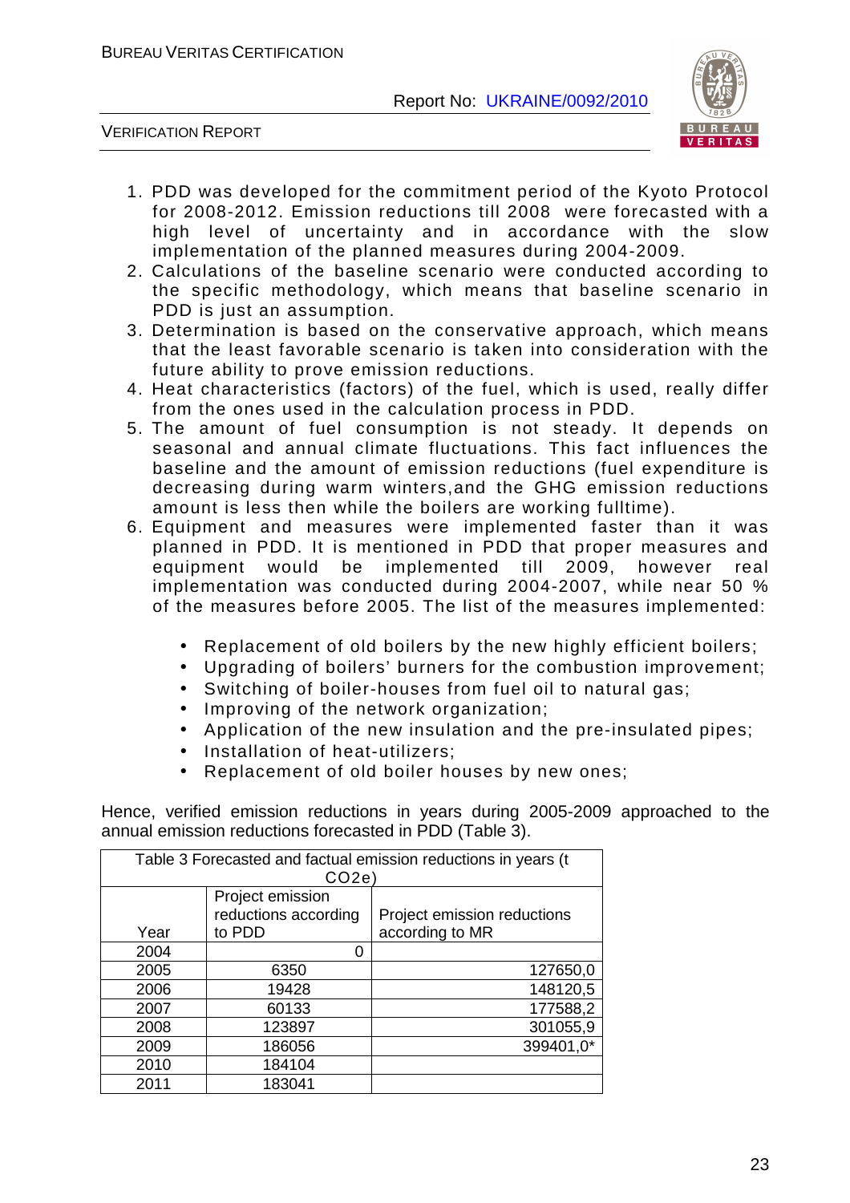1. PDD was developed for the commitment period of the Kyoto Protocol for 2008-2012. Emission reductions till 2008 were forecasted with a high level of uncertainty and in accordance with the slow implementation of the planned measures during 2004-2009.
2. Calculations of the baseline scenario were conducted according to the specific methodology, which means that baseline scenario in PDD is just an assumption.
3. Determination is based on the conservative approach, which means that the least favorable scenario is taken into consideration with the future ability to prove emission reductions.
4. Heat characteristics (factors) of the fuel, which is used, really differ from the ones used in the calculation process in PDD.
5. The amount of fuel consumption is not steady. It depends on seasonal and annual climate fluctuations. This fact influences the baseline and the amount of emission reductions (fuel expenditure is decreasing during warm winters,and the GHG emission reductions amount is less then while the boilers are working fulltime).
6. Equipment and measures were implemented faster than it was planned in PDD. It is mentioned in PDD that proper measures and equipment would be implemented till 2009, however real implementation was conducted during 2004-2007, while near 50 % of the measures before 2005. The list of the measures implemented:
   - Replacement of old boilers by the new highly efficient boilers;
   - Upgrading of boilers' burners for the combustion improvement;
   - Switching of boiler-houses from fuel oil to natural gas;
   - Improving of the network organization;
   - Application of the new insulation and the pre-insulated pipes;
   - Installation of heat-utilizers;
   - Replacement of old boiler houses by new ones;

Hence, verified emission reductions in years during 2005-2009 approached to the annual emission reductions forecasted in PDD (Table 3).

Table 3 Forecasted and factual emission reductions in years (t $CO_2e$)

| Year | Project emission reductions according to PDD | Project emission reductions according to MR |
|---|---|---|
| 2004 | 0 | |
| 2005 | 6350 | 127650,0 |
| 2006 | 19428 | 148120,5 |
| 2007 | 60133 | 177588,2 |
| 2008 | 123897 | 301055,9 |
| 2009 | 186056 | 399401,0* |
| 2010 | 184104 | |
| 2011 | 183041 | |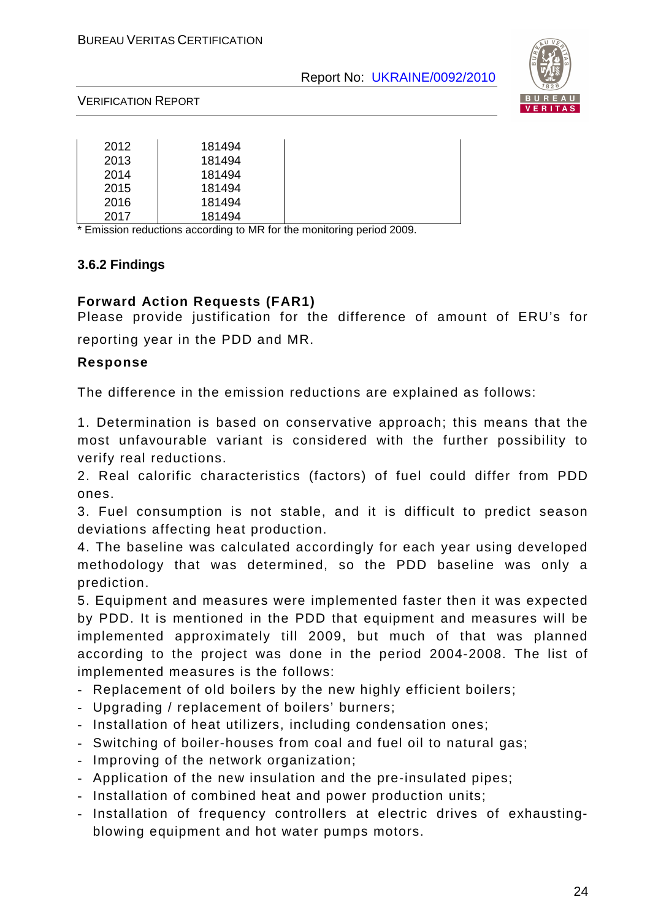| | | |
|---|---|---|
| 2012 | 181494 | |
| 2013 | 181494 | |
| 2014 | 181494 | |
| 2015 | 181494 | |
| 2016 | 181494 | |
| 2017 | 181494 | |

* Emission reductions according to MR for the monitoring period 2009.

### 3.6.2 Findings

**Forward Action Requests (FAR1)**

Please provide justification for the difference of amount of ERU's for reporting year in the PDD and MR.

**Response**

The difference in the emission reductions are explained as follows:

1. Determination is based on conservative approach; this means that the most unfavourable variant is considered with the further possibility to verify real reductions.
2. Real calorific characteristics (factors) of fuel could differ from PDD ones.
3. Fuel consumption is not stable, and it is difficult to predict season deviations affecting heat production.
4. The baseline was calculated accordingly for each year using developed methodology that was determined, so the PDD baseline was only a prediction.
5. Equipment and measures were implemented faster then it was expected by PDD. It is mentioned in the PDD that equipment and measures will be implemented approximately till 2009, but much of that was planned according to the project was done in the period 2004-2008. The list of implemented measures is the follows:

- Replacement of old boilers by the new highly efficient boilers;
- Upgrading / replacement of boilers' burners;
- Installation of heat utilizers, including condensation ones;
- Switching of boiler-houses from coal and fuel oil to natural gas;
- Improving of the network organization;
- Application of the new insulation and the pre-insulated pipes;
- Installation of combined heat and power production units;
- Installation of frequency controllers at electric drives of exhausting-blowing equipment and hot water pumps motors.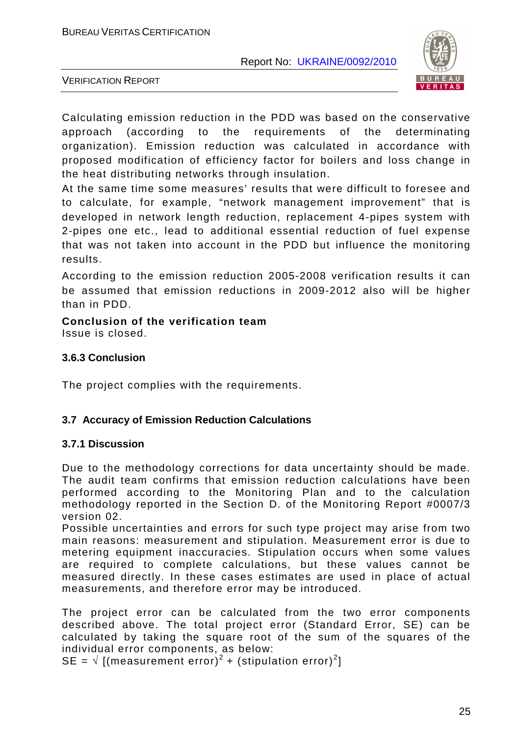Calculating emission reduction in the PDD was based on the conservative approach (according to the requirements of the determinating organization). Emission reduction was calculated in accordance with proposed modification of efficiency factor for boilers and loss change in the heat distributing networks through insulation.

At the same time some measures' results that were difficult to foresee and to calculate, for example, "network management improvement" that is developed in network length reduction, replacement 4-pipes system with 2-pipes one etc., lead to additional essential reduction of fuel expense that was not taken into account in the PDD but influence the monitoring results.

According to the emission reduction 2005-2008 verification results it can be assumed that emission reductions in 2009-2012 also will be higher than in PDD.

**Conclusion of the verification team**
Issue is closed.

### 3.6.3 Conclusion

The project complies with the requirements.

## 3.7 Accuracy of Emission Reduction Calculations

### 3.7.1 Discussion

Due to the methodology corrections for data uncertainty should be made. The audit team confirms that emission reduction calculations have been performed according to the Monitoring Plan and to the calculation methodology reported in the Section D. of the Monitoring Report #0007/3 version 02.

Possible uncertainties and errors for such type project may arise from two main reasons: measurement and stipulation. Measurement error is due to metering equipment inaccuracies. Stipulation occurs when some values are required to complete calculations, but these values cannot be measured directly. In these cases estimates are used in place of actual measurements, and therefore error may be introduced.

The project error can be calculated from the two error components described above. The total project error (Standard Error, SE) can be calculated by taking the square root of the sum of the squares of the individual error components, as below:

$$SE = \sqrt{[(\text{measurement error})^2 + (\text{stipulation error})^2]}$$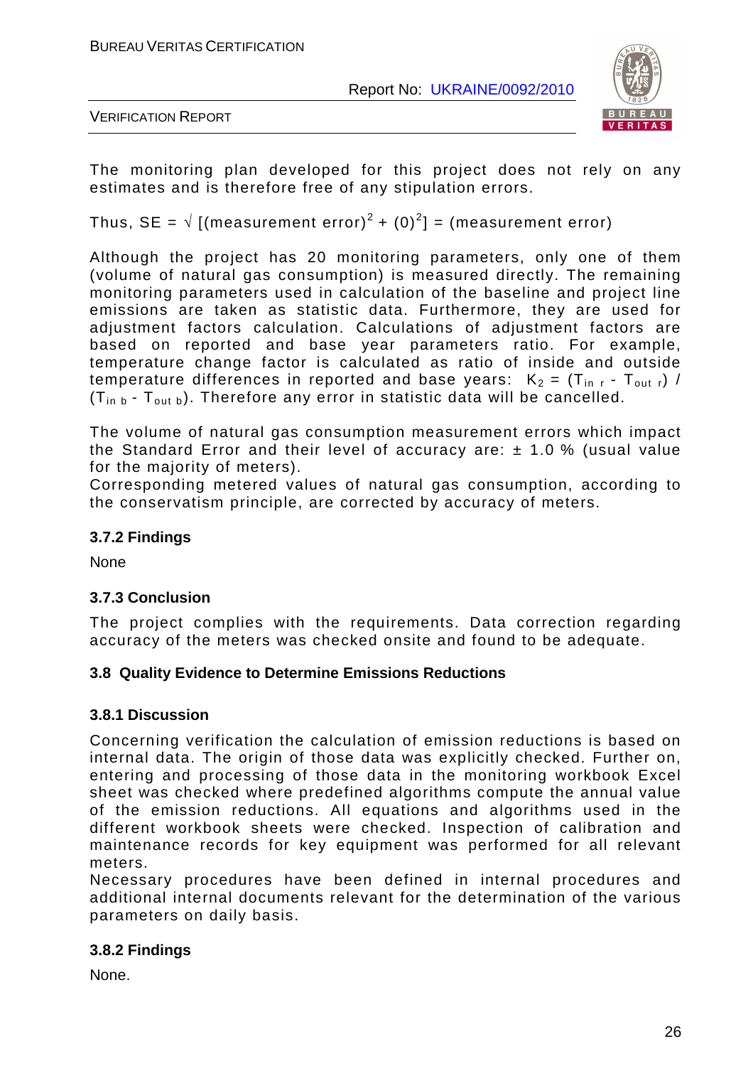The monitoring plan developed for this project does not rely on any estimates and is therefore free of any stipulation errors.

Thus, SE = $\sqrt{[(\text{measurement error})^2 + (0)^2]}$ = (measurement error)

Although the project has 20 monitoring parameters, only one of them (volume of natural gas consumption) is measured directly. The remaining monitoring parameters used in calculation of the baseline and project line emissions are taken as statistic data. Furthermore, they are used for adjustment factors calculation. Calculations of adjustment factors are based on reported and base year parameters ratio. For example, temperature change factor is calculated as ratio of inside and outside temperature differences in reported and base years: $K_2 = (T_{in\ r} - T_{out\ r}) / (T_{in\ b} - T_{out\ b})$. Therefore any error in statistic data will be cancelled.

The volume of natural gas consumption measurement errors which impact the Standard Error and their level of accuracy are: ± 1.0 % (usual value for the majority of meters).
Corresponding metered values of natural gas consumption, according to the conservatism principle, are corrected by accuracy of meters.

### 3.7.2 Findings

None

### 3.7.3 Conclusion

The project complies with the requirements. Data correction regarding accuracy of the meters was checked onsite and found to be adequate.

## 3.8 Quality Evidence to Determine Emissions Reductions

### 3.8.1 Discussion

Concerning verification the calculation of emission reductions is based on internal data. The origin of those data was explicitly checked. Further on, entering and processing of those data in the monitoring workbook Excel sheet was checked where predefined algorithms compute the annual value of the emission reductions. All equations and algorithms used in the different workbook sheets were checked. Inspection of calibration and maintenance records for key equipment was performed for all relevant meters.
Necessary procedures have been defined in internal procedures and additional internal documents relevant for the determination of the various parameters on daily basis.

### 3.8.2 Findings

None.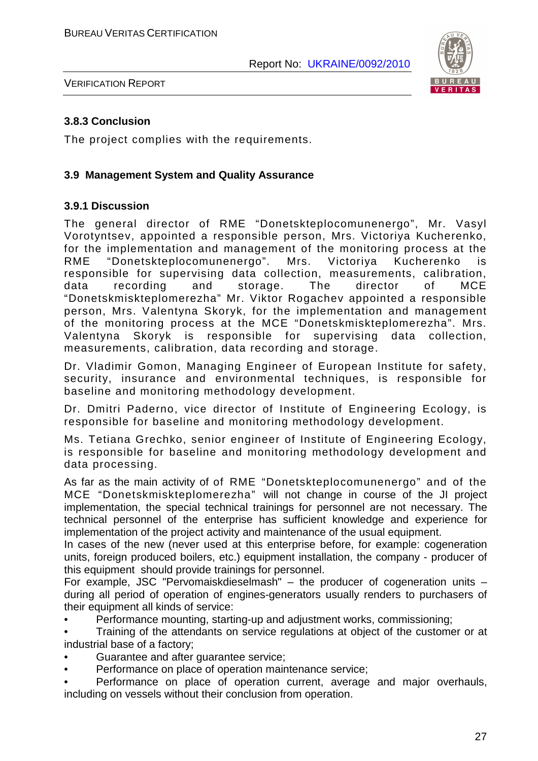### 3.8.3 Conclusion

The project complies with the requirements.

## 3.9 Management System and Quality Assurance

### 3.9.1 Discussion

The general director of RME "Donetskteplocomunenergo", Mr. Vasyl Vorotyntsev, appointed a responsible person, Mrs. Victoriya Kucherenko, for the implementation and management of the monitoring process at the RME "Donetskteplocomunenergo". Mrs. Victoriya Kucherenko is responsible for supervising data collection, measurements, calibration, data recording and storage. The director of MCE "Donetskmiskteplomerezha" Mr. Viktor Rogachev appointed a responsible person, Mrs. Valentyna Skoryk, for the implementation and management of the monitoring process at the MCE "Donetskmiskteplomerezha". Mrs. Valentyna Skoryk is responsible for supervising data collection, measurements, calibration, data recording and storage.

Dr. Vladimir Gomon, Managing Engineer of European Institute for safety, security, insurance and environmental techniques, is responsible for baseline and monitoring methodology development.

Dr. Dmitri Paderno, vice director of Institute of Engineering Ecology, is responsible for baseline and monitoring methodology development.

Ms. Tetiana Grechko, senior engineer of Institute of Engineering Ecology, is responsible for baseline and monitoring methodology development and data processing.

As far as the main activity of of RME "Donetskteplocomunenergo" and of the MCE "Donetskmiskteplomerezha" will not change in course of the JI project implementation, the special technical trainings for personnel are not necessary. The technical personnel of the enterprise has sufficient knowledge and experience for implementation of the project activity and maintenance of the usual equipment.
In cases of the new (never used at this enterprise before, for example: cogeneration units, foreign produced boilers, etc.) equipment installation, the company - producer of this equipment should provide trainings for personnel.
For example, JSC "Pervomaiskdieselmash" – the producer of cogeneration units – during all period of operation of engines-generators usually renders to purchasers of their equipment all kinds of service:

- Performance mounting, starting-up and adjustment works, commissioning;
- Training of the attendants on service regulations at object of the customer or at industrial base of a factory;
- Guarantee and after guarantee service;
- Performance on place of operation maintenance service;
- Performance on place of operation current, average and major overhauls, including on vessels without their conclusion from operation.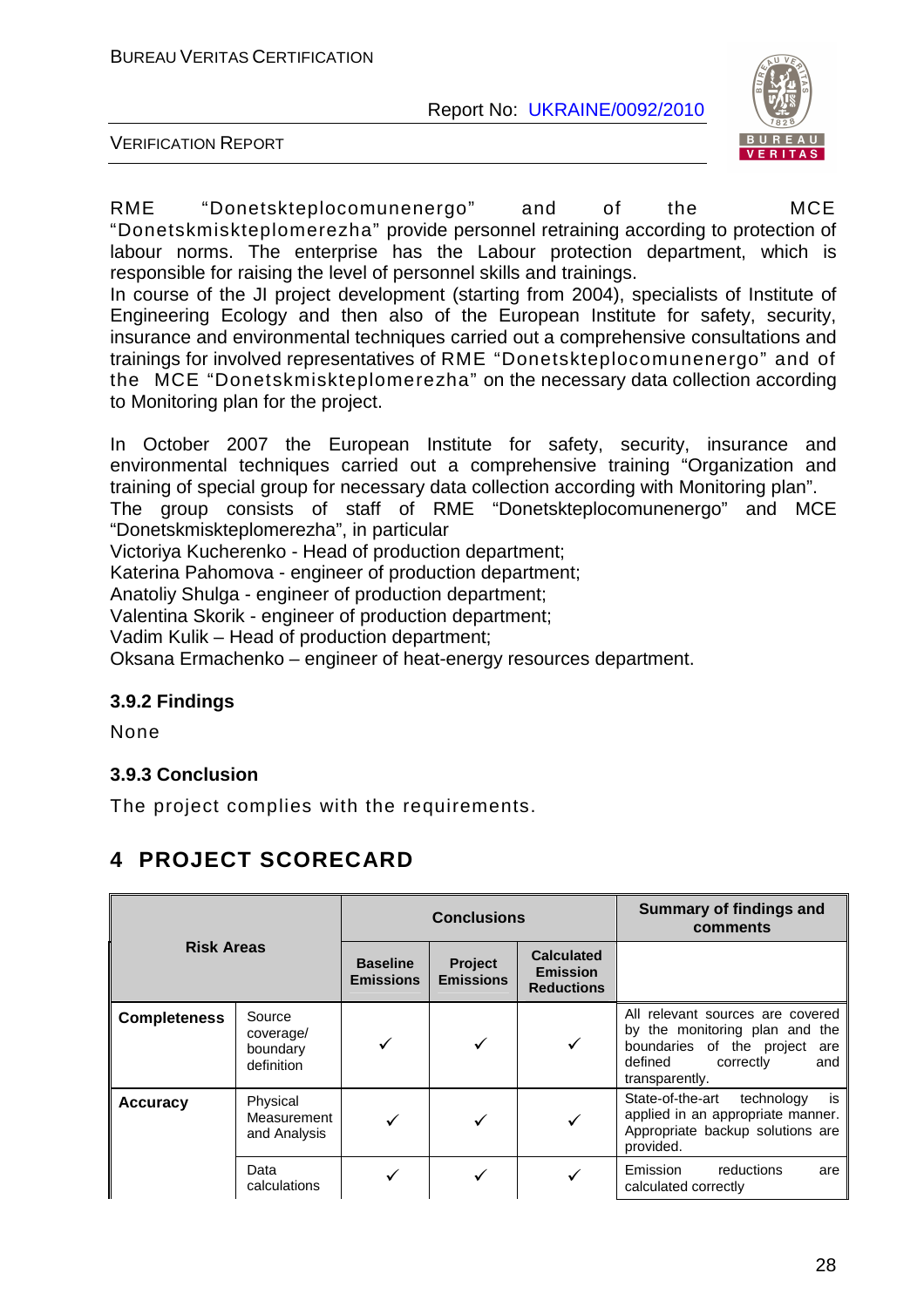RME "Donetskteplocomunenergo" and of the MCE "Donetskmiskteplomerezha" provide personnel retraining according to protection of labour norms. The enterprise has the Labour protection department, which is responsible for raising the level of personnel skills and trainings.
In course of the JI project development (starting from 2004), specialists of Institute of Engineering Ecology and then also of the European Institute for safety, security, insurance and environmental techniques carried out a comprehensive consultations and trainings for involved representatives of RME "Donetskteplocomunenergo" and of the MCE "Donetskmiskteplomerezha" on the necessary data collection according to Monitoring plan for the project.

In October 2007 the European Institute for safety, security, insurance and environmental techniques carried out a comprehensive training "Organization and training of special group for necessary data collection according with Monitoring plan".
The group consists of staff of RME "Donetskteplocomunenergo" and MCE "Donetskmiskteplomerezha", in particular
Victoriya Kucherenko - Head of production department;
Katerina Pahomova - engineer of production department;
Anatoliy Shulga - engineer of production department;
Valentina Skorik - engineer of production department;
Vadim Kulik – Head of production department;
Oksana Ermachenko – engineer of heat-energy resources department.

### 3.9.2 Findings

None

### 3.9.3 Conclusion

The project complies with the requirements.

# 4 PROJECT SCORECARD

| Risk Areas | | Conclusions | | | Summary of findings and comments |
|---|---|---|---|---|---|
| | | Baseline Emissions | Project Emissions | Calculated Emission Reductions | |
| **Completeness** | Source coverage/ boundary definition | ✓ | ✓ | ✓ | All relevant sources are covered by the monitoring plan and the boundaries of the project are defined correctly and transparently. |
| **Accuracy** | Physical Measurement and Analysis | ✓ | ✓ | ✓ | State-of-the-art technology is applied in an appropriate manner. Appropriate backup solutions are provided. |
| | Data calculations | ✓ | ✓ | ✓ | Emission reductions are calculated correctly |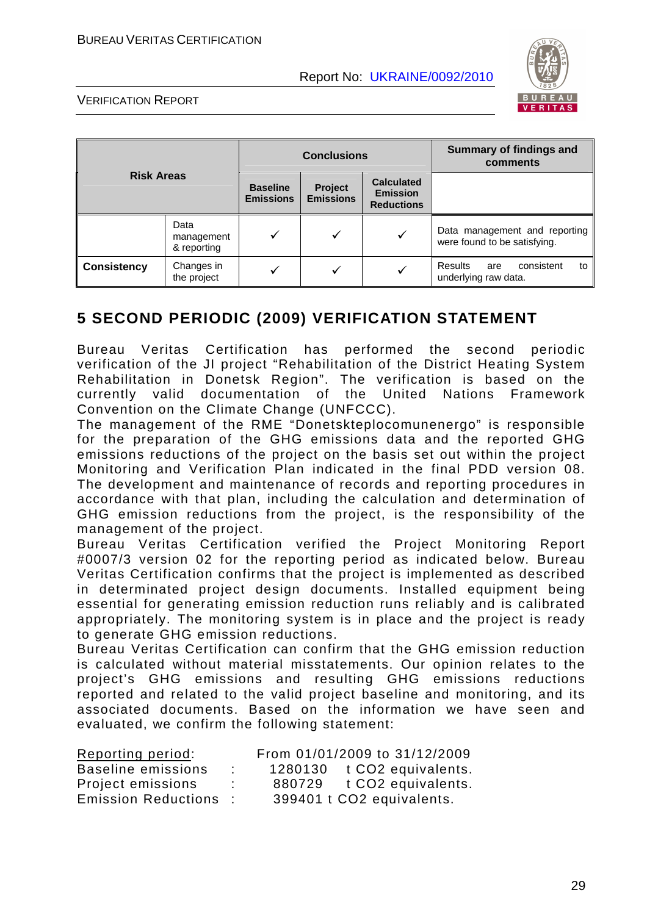| Risk Areas | | Conclusions | | | Summary of findings and comments |
|---|---|---|---|---|---|
| | | Baseline Emissions | Project Emissions | Calculated Emission Reductions | |
| | Data management & reporting | ✓ | ✓ | ✓ | Data management and reporting were found to be satisfying. |
| **Consistency** | Changes in the project | ✓ | ✓ | ✓ | Results are consistent to underlying raw data. |

# 5 SECOND PERIODIC (2009) VERIFICATION STATEMENT

Bureau Veritas Certification has performed the second periodic verification of the JI project "Rehabilitation of the District Heating System Rehabilitation in Donetsk Region". The verification is based on the currently valid documentation of the United Nations Framework Convention on the Climate Change (UNFCCC).

The management of the RME "Donetskteplocomunenergo" is responsible for the preparation of the GHG emissions data and the reported GHG emissions reductions of the project on the basis set out within the project Monitoring and Verification Plan indicated in the final PDD version 08. The development and maintenance of records and reporting procedures in accordance with that plan, including the calculation and determination of GHG emission reductions from the project, is the responsibility of the management of the project.

Bureau Veritas Certification verified the Project Monitoring Report #0007/3 version 02 for the reporting period as indicated below. Bureau Veritas Certification confirms that the project is implemented as described in determinated project design documents. Installed equipment being essential for generating emission reduction runs reliably and is calibrated appropriately. The monitoring system is in place and the project is ready to generate GHG emission reductions.

Bureau Veritas Certification can confirm that the GHG emission reduction is calculated without material misstatements. Our opinion relates to the project's GHG emissions and resulting GHG emissions reductions reported and related to the valid project baseline and monitoring, and its associated documents. Based on the information we have seen and evaluated, we confirm the following statement:

Reporting period: From 01/01/2009 to 31/12/2009
Baseline emissions : 1280130 t $CO_2$ equivalents.
Project emissions : 880729 t $CO_2$ equivalents.
Emission Reductions : 399401 t $CO_2$ equivalents.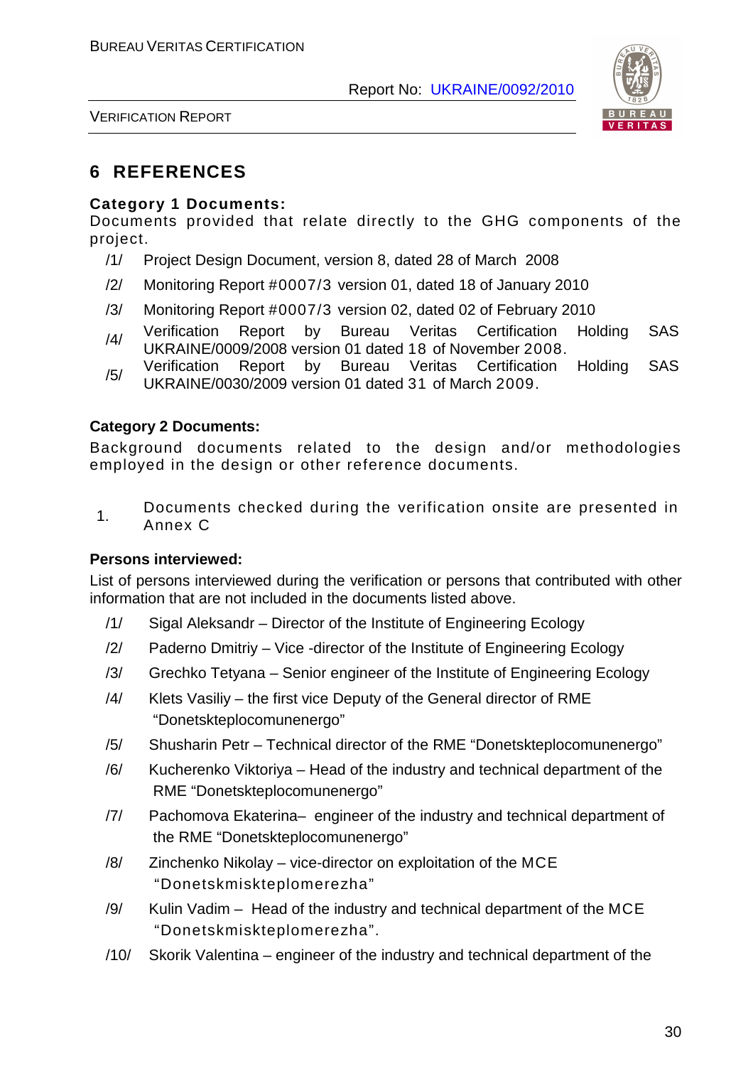## 6 REFERENCES

**Category 1 Documents:**

Documents provided that relate directly to the GHG components of the project.

/1/ Project Design Document, version 8, dated 28 of March 2008

/2/ Monitoring Report #0007/3 version 01, dated 18 of January 2010

/3/ Monitoring Report #0007/3 version 02, dated 02 of February 2010

/4/ Verification Report by Bureau Veritas Certification Holding SAS UKRAINE/0009/2008 version 01 dated 18 of November 2008.

/5/ Verification Report by Bureau Veritas Certification Holding SAS UKRAINE/0030/2009 version 01 dated 31 of March 2009.

**Category 2 Documents:**

Background documents related to the design and/or methodologies employed in the design or other reference documents.

1. Documents checked during the verification onsite are presented in Annex C

**Persons interviewed:**

List of persons interviewed during the verification or persons that contributed with other information that are not included in the documents listed above.

/1/ Sigal Aleksandr – Director of the Institute of Engineering Ecology

/2/ Paderno Dmitriy – Vice -director of the Institute of Engineering Ecology

/3/ Grechko Tetyana – Senior engineer of the Institute of Engineering Ecology

/4/ Klets Vasiliy – the first vice Deputy of the General director of RME "Donetskteplocomunenergo"

/5/ Shusharin Petr – Technical director of the RME "Donetskteplocomunenergo"

/6/ Kucherenko Viktoriya – Head of the industry and technical department of the RME "Donetskteplocomunenergo"

/7/ Pachomova Ekaterina– engineer of the industry and technical department of the RME "Donetskteplocomunenergo"

/8/ Zinchenko Nikolay – vice-director on exploitation of the MCE "Donetskmiskteplomerezha"

/9/ Kulin Vadim – Head of the industry and technical department of the MCE "Donetskmiskteplomerezha".

/10/ Skorik Valentina – engineer of the industry and technical department of the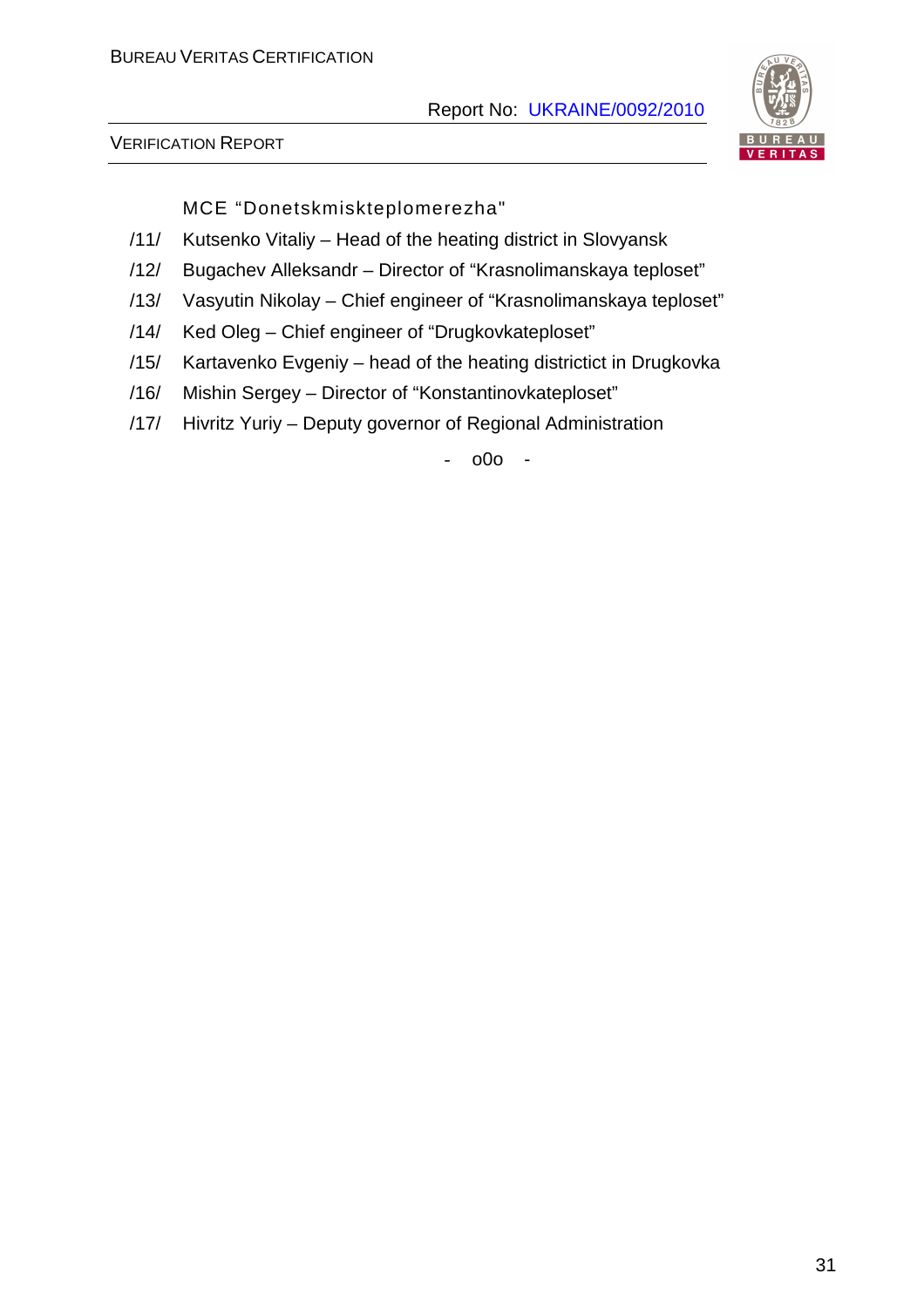MCE "Donetskmiskteplomerezha"

/11/ Kutsenko Vitaliy – Head of the heating district in Slovyansk

/12/ Bugachev Alleksandr – Director of "Krasnolimanskaya teploset"

/13/ Vasyutin Nikolay – Chief engineer of "Krasnolimanskaya teploset"

/14/ Ked Oleg – Chief engineer of "Drugkovkateploset"

/15/ Kartavenko Evgeniy – head of the heating districtict in Drugkovka

/16/ Mishin Sergey – Director of "Konstantinovkateploset"

/17/ Hivritz Yuriy – Deputy governor of Regional Administration

- o0o -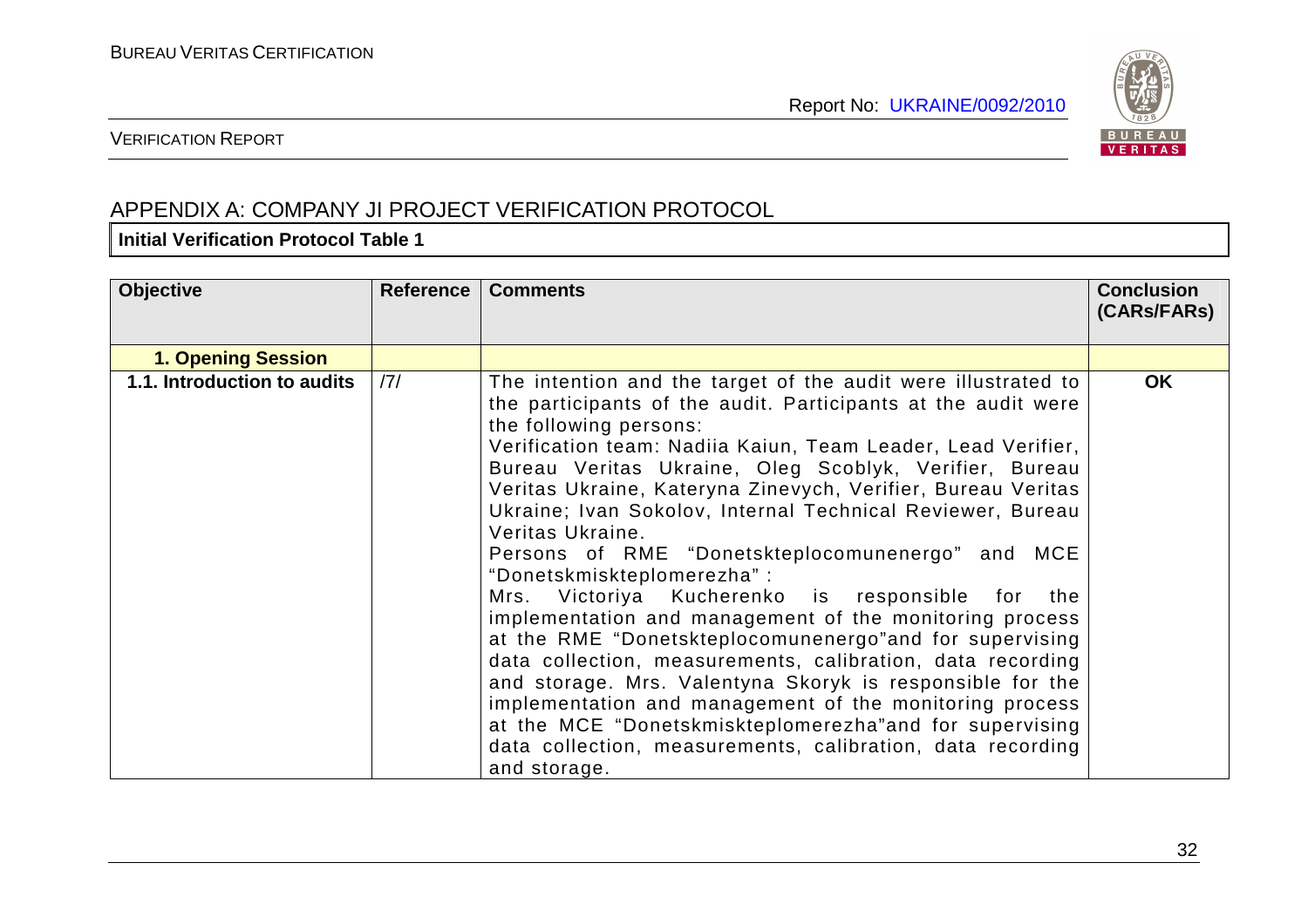## APPENDIX A: COMPANY JI PROJECT VERIFICATION PROTOCOL

**Initial Verification Protocol Table 1**

| Objective | Reference | Comments | Conclusion (CARs/FARs) |
|---|---|---|---|
| **1. Opening Session** | | | |
| **1.1. Introduction to audits** | /7/ | The intention and the target of the audit were illustrated to the participants of the audit. Participants at the audit were the following persons:<br>Verification team: Nadiia Kaiun, Team Leader, Lead Verifier, Bureau Veritas Ukraine, Oleg Scoblyk, Verifier, Bureau Veritas Ukraine, Kateryna Zinevych, Verifier, Bureau Veritas Ukraine; Ivan Sokolov, Internal Technical Reviewer, Bureau Veritas Ukraine.<br>Persons of RME "Donetskteplocomunenergo" and MCE "Donetskmiskteplomerezha" :<br>Mrs. Victoriya Kucherenko is responsible for the implementation and management of the monitoring process at the RME "Donetskteplocomunenergo"and for supervising data collection, measurements, calibration, data recording and storage. Mrs. Valentyna Skoryk is responsible for the implementation and management of the monitoring process at the MCE "Donetskmiskteplomerezha"and for supervising data collection, measurements, calibration, data recording and storage. | **OK** |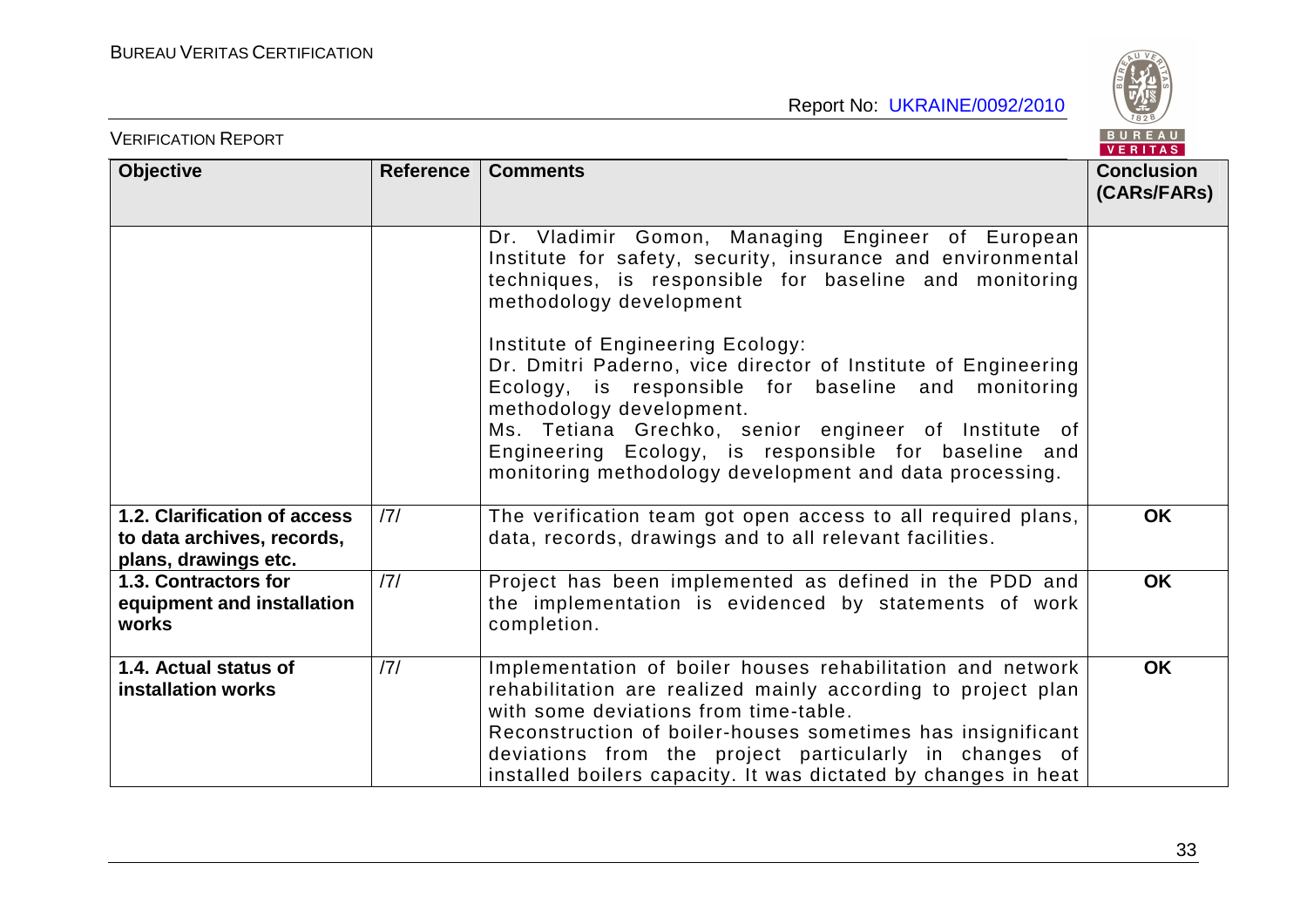| Objective | Reference | Comments | Conclusion (CARs/FARs) |
|---|---|---|---|
| | | Dr. Vladimir Gomon, Managing Engineer of European Institute for safety, security, insurance and environmental techniques, is responsible for baseline and monitoring methodology development<br><br>Institute of Engineering Ecology:<br>Dr. Dmitri Paderno, vice director of Institute of Engineering Ecology, is responsible for baseline and monitoring methodology development.<br>Ms. Tetiana Grechko, senior engineer of Institute of Engineering Ecology, is responsible for baseline and monitoring methodology development and data processing. | |
| **1.2. Clarification of access to data archives, records, plans, drawings etc.** | /7/ | The verification team got open access to all required plans, data, records, drawings and to all relevant facilities. | **OK** |
| **1.3. Contractors for equipment and installation works** | /7/ | Project has been implemented as defined in the PDD and the implementation is evidenced by statements of work completion. | **OK** |
| **1.4. Actual status of installation works** | /7/ | Implementation of boiler houses rehabilitation and network rehabilitation are realized mainly according to project plan with some deviations from time-table.<br>Reconstruction of boiler-houses sometimes has insignificant deviations from the project particularly in changes of installed boilers capacity. It was dictated by changes in heat | **OK** |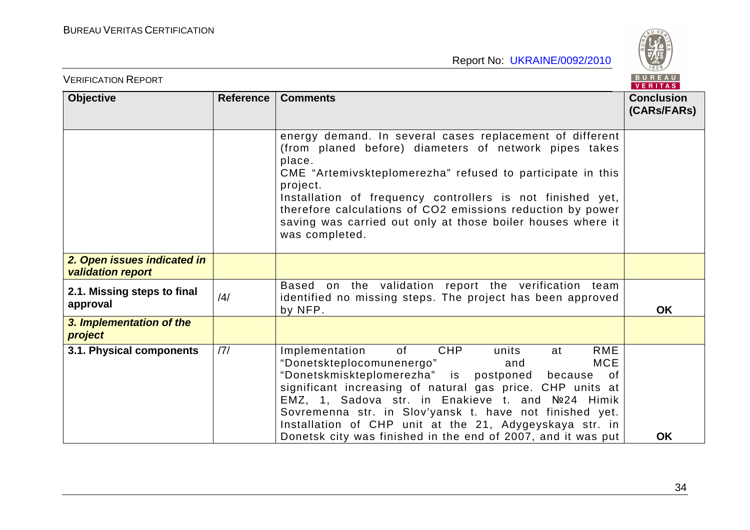| Objective | Reference | Comments | Conclusion (CARs/FARs) |
|---|---|---|---|
| | | energy demand. In several cases replacement of different (from planed before) diameters of network pipes takes place.<br>CME "Artemivskteplomerezha" refused to participate in this project.<br>Installation of frequency controllers is not finished yet, therefore calculations of $CO_2$ emissions reduction by power saving was carried out only at those boiler houses where it was completed. | |
| ***2. Open issues indicated in validation report*** | | | |
| **2.1. Missing steps to final approval** | /4/ | Based on the validation report the verification team identified no missing steps. The project has been approved by NFP. | **OK** |
| ***3. Implementation of the project*** | | | |
| **3.1. Physical components** | /7/ | Implementation of CHP units at RME "Donetskteplocomunenergo" and MCE "Donetskmiskteplomerezha" is postponed because of significant increasing of natural gas price. CHP units at EMZ, 1, Sadova str. in Enakieve t. and №24 Himik Sovremenna str. in Slov'yansk t. have not finished yet. Installation of CHP unit at the 21, Adygeyskaya str. in Donetsk city was finished in the end of 2007, and it was put | **OK** |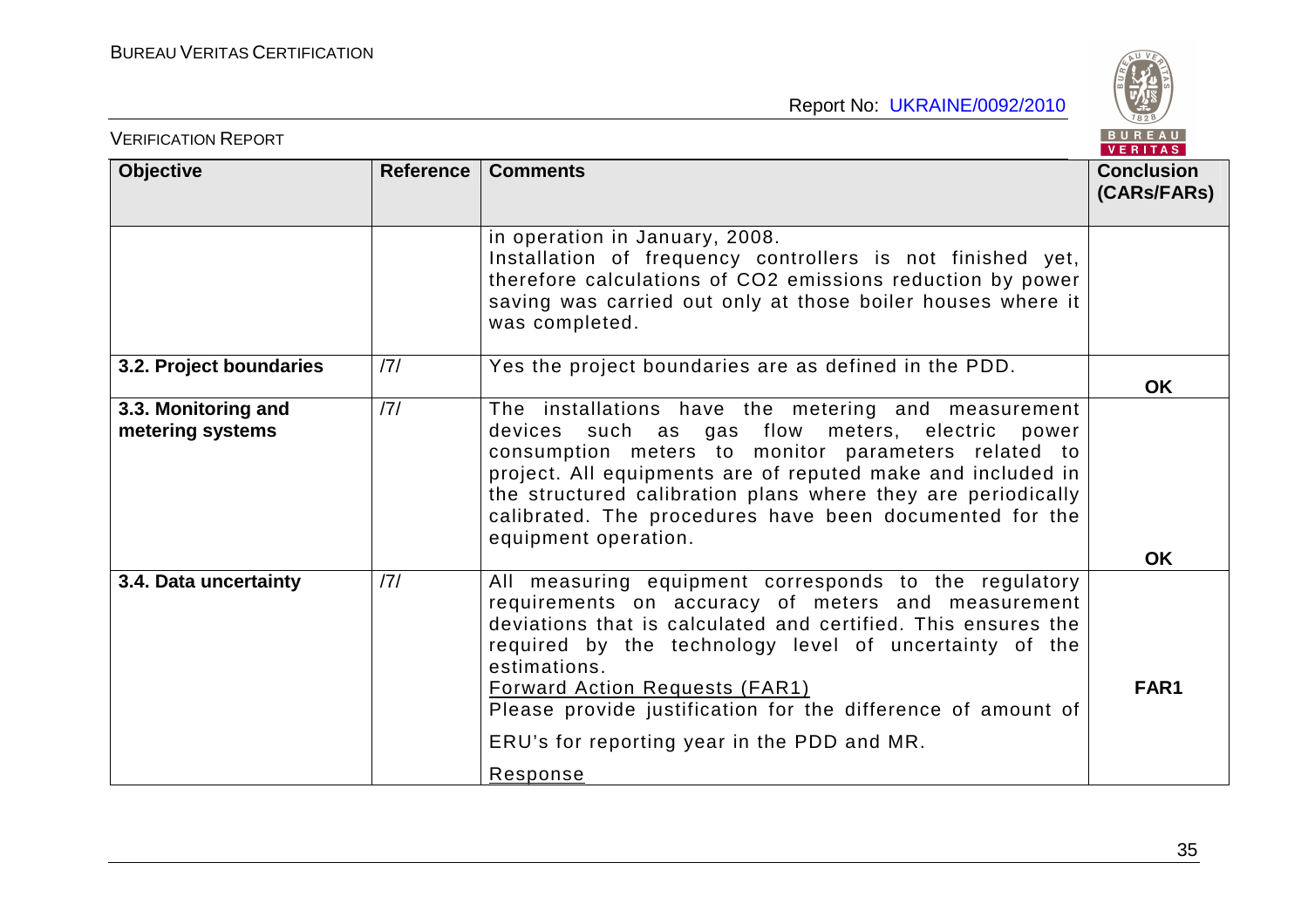| Objective | Reference | Comments | Conclusion (CARs/FARs) |
|---|---|---|---|
| | | in operation in January, 2008. Installation of frequency controllers is not finished yet, therefore calculations of $CO_2$ emissions reduction by power saving was carried out only at those boiler houses where it was completed. | |
| **3.2. Project boundaries** | /7/ | Yes the project boundaries are as defined in the PDD. | **OK** |
| **3.3. Monitoring and metering systems** | /7/ | The installations have the metering and measurement devices such as gas flow meters, electric power consumption meters to monitor parameters related to project. All equipments are of reputed make and included in the structured calibration plans where they are periodically calibrated. The procedures have been documented for the equipment operation. | **OK** |
| **3.4. Data uncertainty** | /7/ | All measuring equipment corresponds to the regulatory requirements on accuracy of meters and measurement deviations that is calculated and certified. This ensures the required by the technology level of uncertainty of the estimations.<br>Forward Action Requests (FAR1)<br>Please provide justification for the difference of amount of ERU's for reporting year in the PDD and MR.<br>Response | **FAR1** |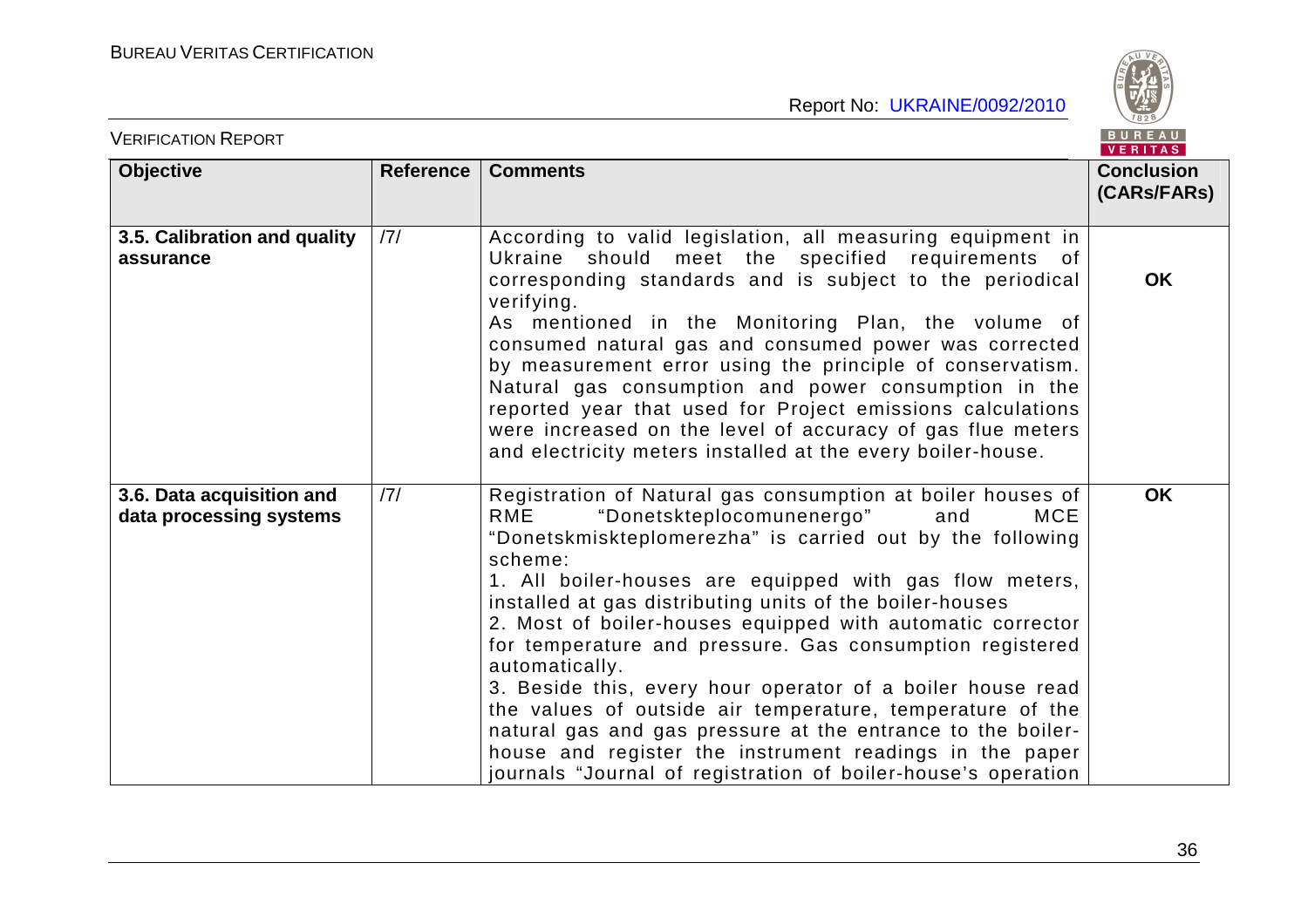| Objective | Reference | Comments | Conclusion (CARs/FARs) |
|---|---|---|---|
| **3.5. Calibration and quality assurance** | /7/ | According to valid legislation, all measuring equipment in Ukraine should meet the specified requirements of corresponding standards and is subject to the periodical verifying. As mentioned in the Monitoring Plan, the volume of consumed natural gas and consumed power was corrected by measurement error using the principle of conservatism. Natural gas consumption and power consumption in the reported year that used for Project emissions calculations were increased on the level of accuracy of gas flue meters and electricity meters installed at the every boiler-house. | **OK** |
| **3.6. Data acquisition and data processing systems** | /7/ | Registration of Natural gas consumption at boiler houses of RME "Donetskteplocomunenergo" and MCE "Donetskmiskteplomerezha" is carried out by the following scheme:<br>1. All boiler-houses are equipped with gas flow meters, installed at gas distributing units of the boiler-houses<br>2. Most of boiler-houses equipped with automatic corrector for temperature and pressure. Gas consumption registered automatically.<br>3. Beside this, every hour operator of a boiler house read the values of outside air temperature, temperature of the natural gas and gas pressure at the entrance to the boiler-house and register the instrument readings in the paper journals "Journal of registration of boiler-house's operation | **OK** |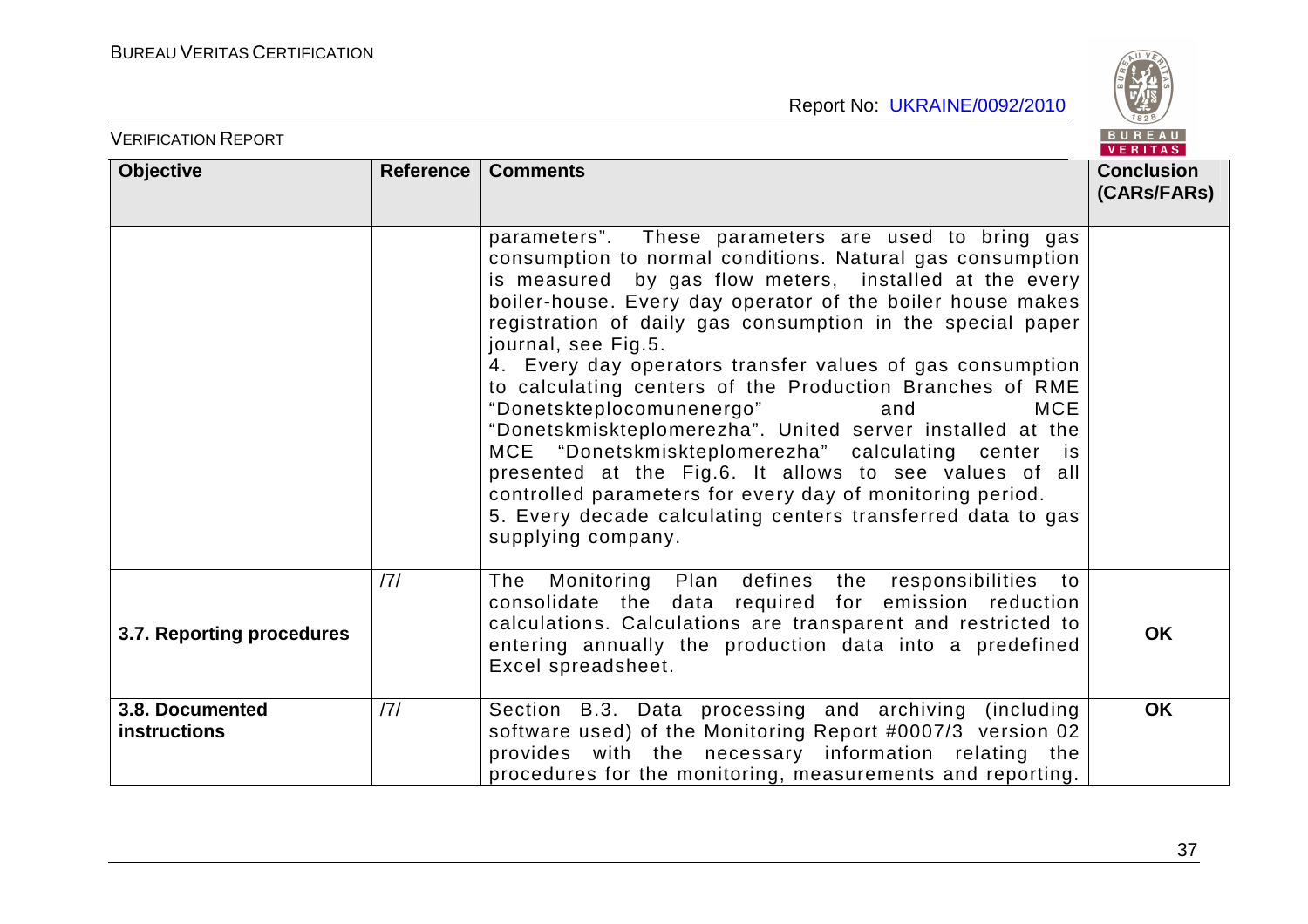| Objective | Reference | Comments | Conclusion (CARs/FARs) |
|---|---|---|---|
| | | parameters". These parameters are used to bring gas consumption to normal conditions. Natural gas consumption is measured by gas flow meters, installed at the every boiler-house. Every day operator of the boiler house makes registration of daily gas consumption in the special paper journal, see Fig.5.<br>4. Every day operators transfer values of gas consumption to calculating centers of the Production Branches of RME "Donetskteplocomunenergo" and MCE "Donetskmiskteplomerezha". United server installed at the MCE "Donetskmiskteplomerezha" calculating center is presented at the Fig.6. It allows to see values of all controlled parameters for every day of monitoring period.<br>5. Every decade calculating centers transferred data to gas supplying company. | |
| **3.7. Reporting procedures** | /7/ | The Monitoring Plan defines the responsibilities to consolidate the data required for emission reduction calculations. Calculations are transparent and restricted to entering annually the production data into a predefined Excel spreadsheet. | **OK** |
| **3.8. Documented instructions** | /7/ | Section B.3. Data processing and archiving (including software used) of the Monitoring Report #0007/3 version 02 provides with the necessary information relating the procedures for the monitoring, measurements and reporting. | **OK** |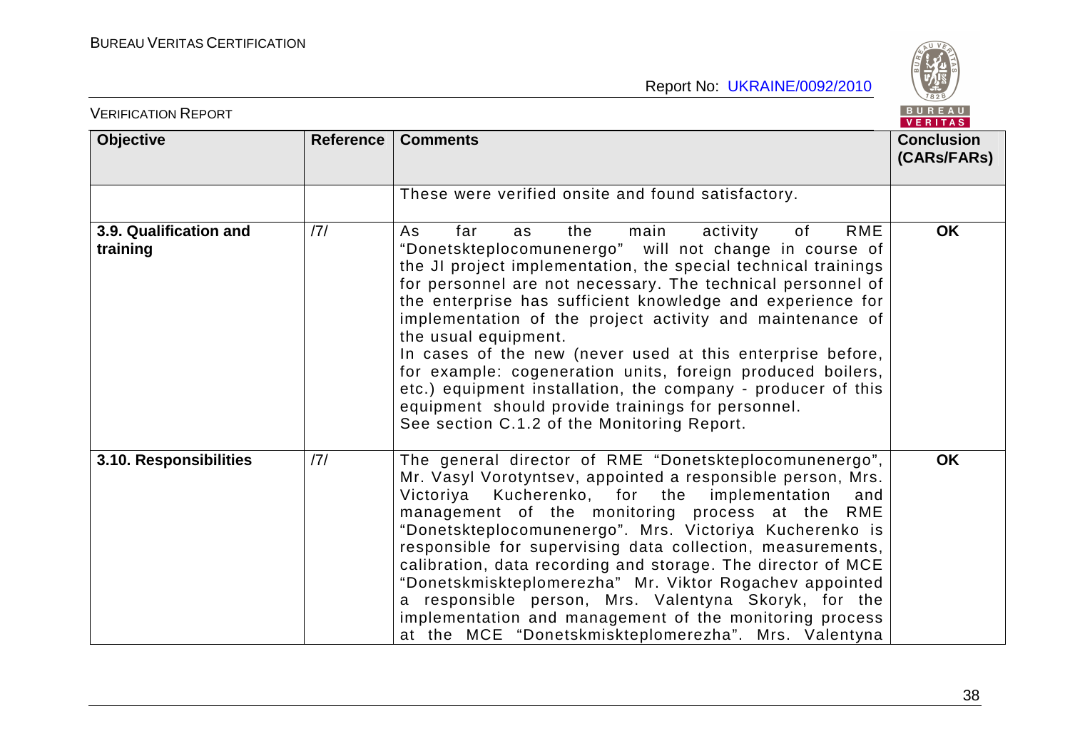| Objective | Reference | Comments | Conclusion (CARs/FARs) |
|---|---|---|---|
| | | These were verified onsite and found satisfactory. | |
| **3.9. Qualification and training** | /7/ | As far as the main activity of RME "Donetskteplocomunenergo" will not change in course of the JI project implementation, the special technical trainings for personnel are not necessary. The technical personnel of the enterprise has sufficient knowledge and experience for implementation of the project activity and maintenance of the usual equipment.<br>In cases of the new (never used at this enterprise before, for example: cogeneration units, foreign produced boilers, etc.) equipment installation, the company - producer of this equipment should provide trainings for personnel.<br>See section C.1.2 of the Monitoring Report. | **OK** |
| **3.10. Responsibilities** | /7/ | The general director of RME "Donetskteplocomunenergo", Mr. Vasyl Vorotyntsev, appointed a responsible person, Mrs. Victoriya Kucherenko, for the implementation and management of the monitoring process at the RME "Donetskteplocomunenergo". Mrs. Victoriya Kucherenko is responsible for supervising data collection, measurements, calibration, data recording and storage. The director of MCE "Donetskmiskteplomerezha" Mr. Viktor Rogachev appointed a responsible person, Mrs. Valentyna Skoryk, for the implementation and management of the monitoring process at the MCE "Donetskmiskteplomerezha". Mrs. Valentyna | **OK** |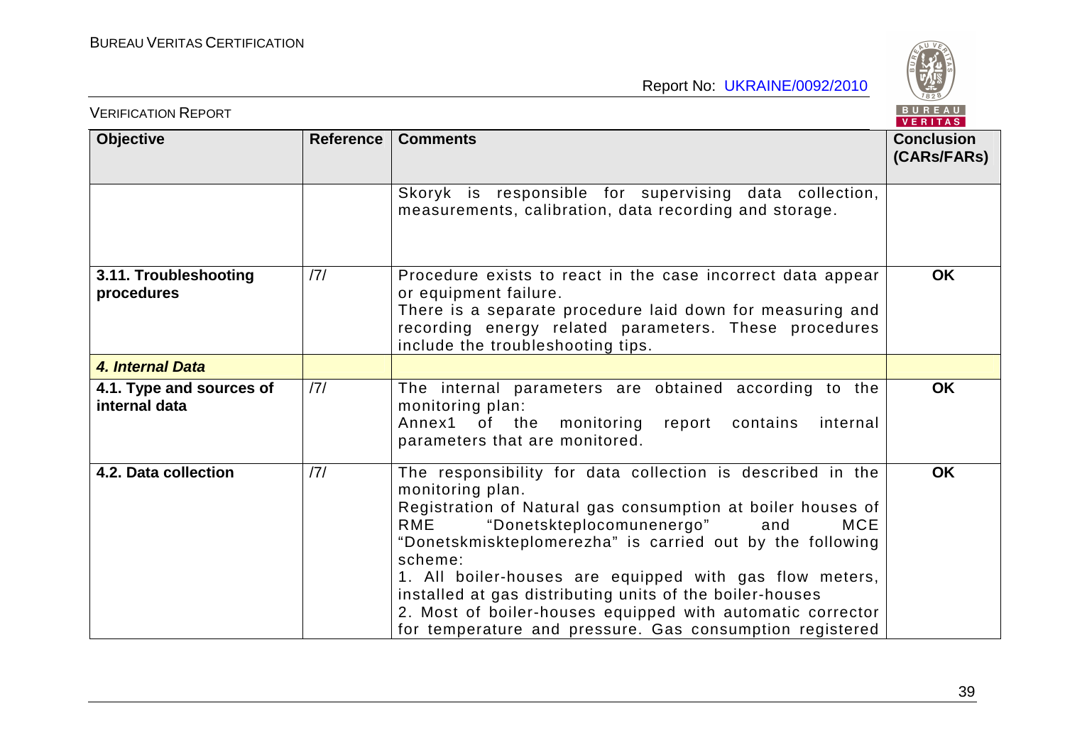| Objective | Reference | Comments | Conclusion (CARs/FARs) |
|---|---|---|---|
| | | Skoryk is responsible for supervising data collection, measurements, calibration, data recording and storage. | |
| **3.11. Troubleshooting procedures** | /7/ | Procedure exists to react in the case incorrect data appear or equipment failure. There is a separate procedure laid down for measuring and recording energy related parameters. These procedures include the troubleshooting tips. | **OK** |
| ***4. Internal Data*** | | | |
| **4.1. Type and sources of internal data** | /7/ | The internal parameters are obtained according to the monitoring plan: Annex1 of the monitoring report contains internal parameters that are monitored. | **OK** |
| **4.2. Data collection** | /7/ | The responsibility for data collection is described in the monitoring plan. Registration of Natural gas consumption at boiler houses of RME "Donetskteplocomunenergo" and MCE "Donetskmiskteplomerezha" is carried out by the following scheme: 1. All boiler-houses are equipped with gas flow meters, installed at gas distributing units of the boiler-houses 2. Most of boiler-houses equipped with automatic corrector for temperature and pressure. Gas consumption registered | **OK** |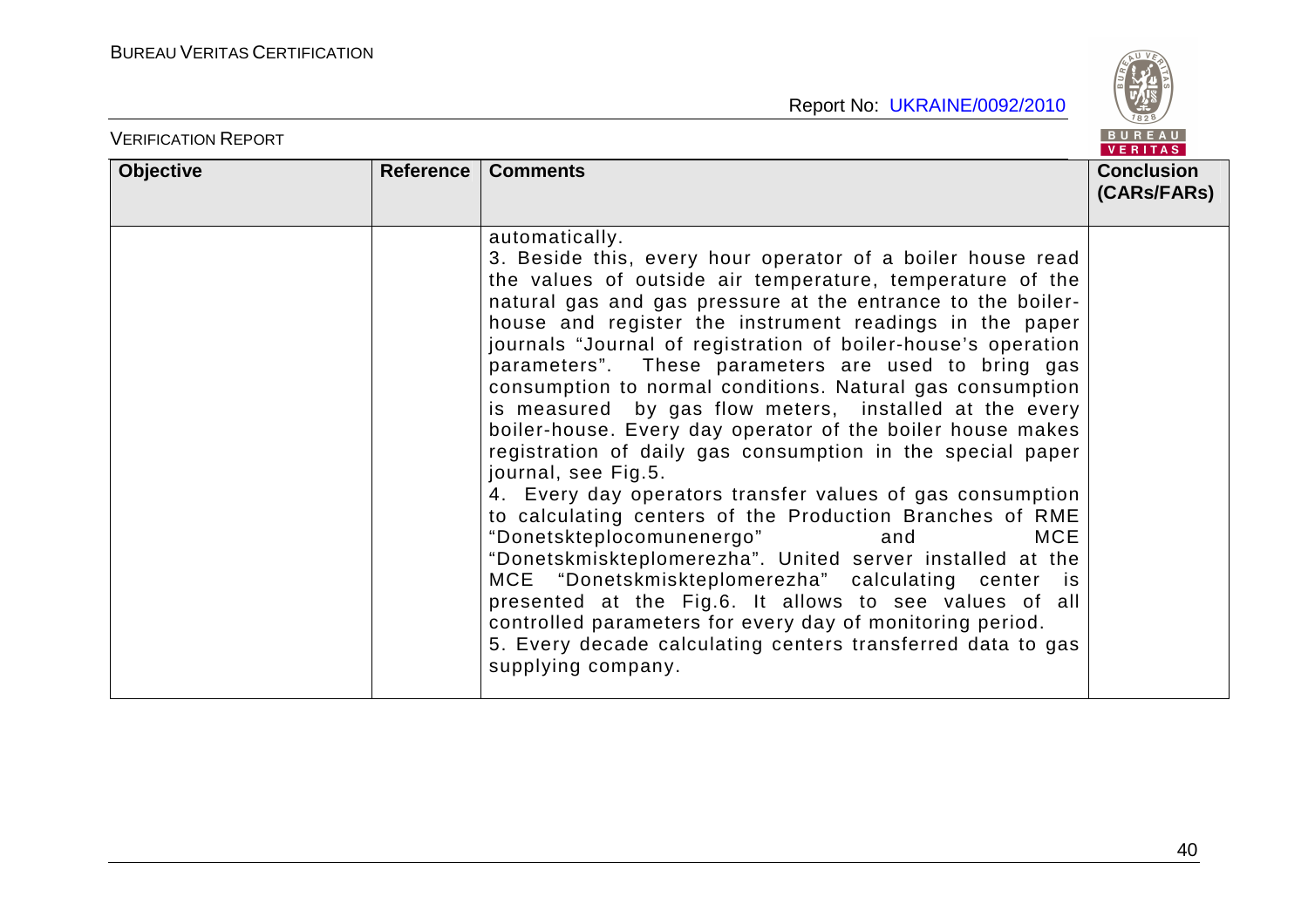| Objective | Reference | Comments | Conclusion (CARs/FARs) |
|---|---|---|---|
| | | automatically.<br>3. Beside this, every hour operator of a boiler house read the values of outside air temperature, temperature of the natural gas and gas pressure at the entrance to the boiler-house and register the instrument readings in the paper journals "Journal of registration of boiler-house's operation parameters". These parameters are used to bring gas consumption to normal conditions. Natural gas consumption is measured by gas flow meters, installed at the every boiler-house. Every day operator of the boiler house makes registration of daily gas consumption in the special paper journal, see Fig.5.<br>4. Every day operators transfer values of gas consumption to calculating centers of the Production Branches of RME "Donetskteplocomunenergo" and MCE "Donetskmiskteplomerezha". United server installed at the MCE "Donetskmiskteplomerezha" calculating center is presented at the Fig.6. It allows to see values of all controlled parameters for every day of monitoring period.<br>5. Every decade calculating centers transferred data to gas supplying company. | |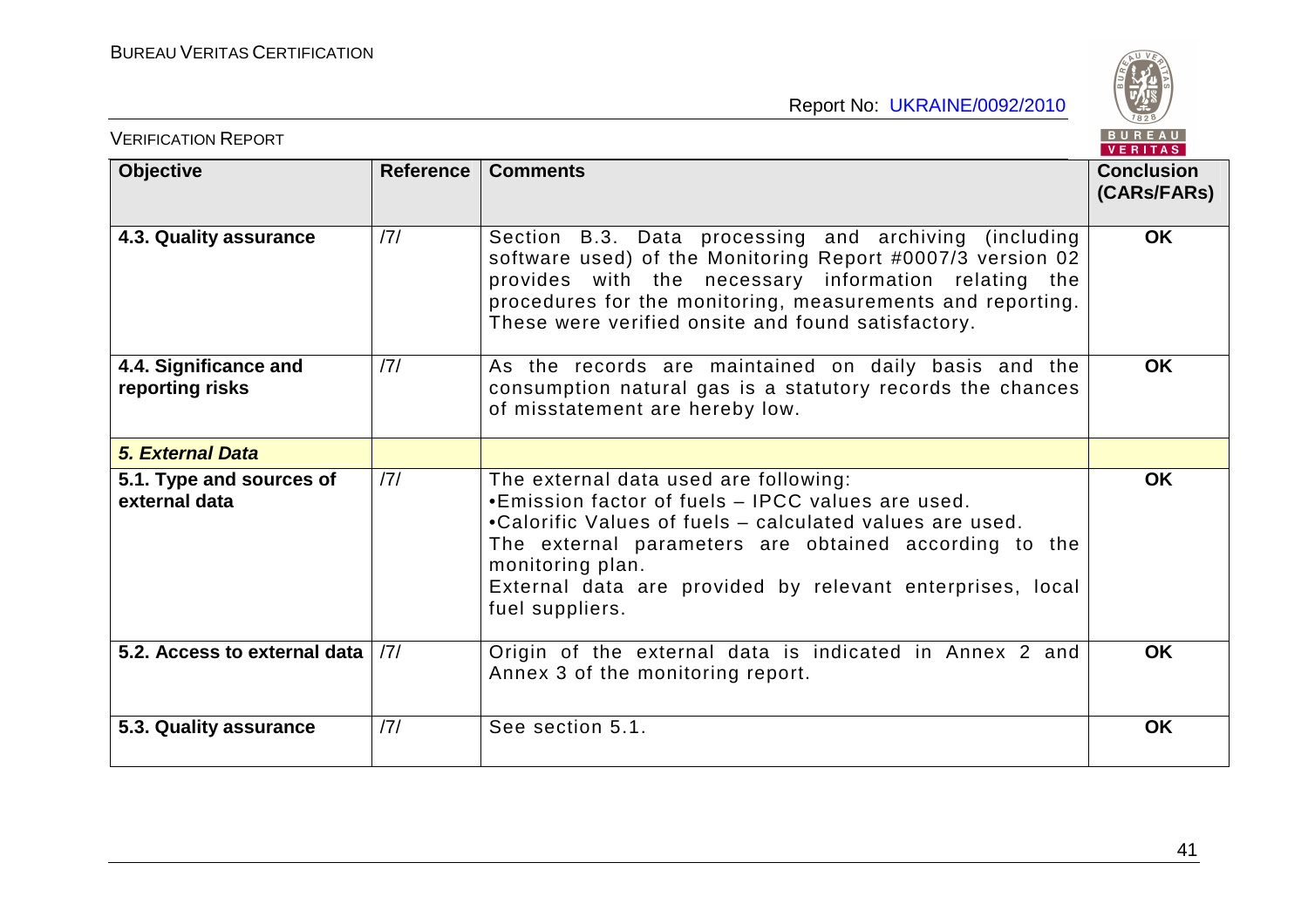| Objective | Reference | Comments | Conclusion (CARs/FARs) |
|---|---|---|---|
| **4.3. Quality assurance** | /7/ | Section B.3. Data processing and archiving (including software used) of the Monitoring Report #0007/3 version 02 provides with the necessary information relating the procedures for the monitoring, measurements and reporting. These were verified onsite and found satisfactory. | **OK** |
| **4.4. Significance and reporting risks** | /7/ | As the records are maintained on daily basis and the consumption natural gas is a statutory records the chances of misstatement are hereby low. | **OK** |
| ***5. External Data*** | | | |
| **5.1. Type and sources of external data** | /7/ | The external data used are following:<br>•Emission factor of fuels – IPCC values are used.<br>•Calorific Values of fuels – calculated values are used.<br>The external parameters are obtained according to the monitoring plan.<br>External data are provided by relevant enterprises, local fuel suppliers. | **OK** |
| **5.2. Access to external data** | /7/ | Origin of the external data is indicated in Annex 2 and Annex 3 of the monitoring report. | **OK** |
| **5.3. Quality assurance** | /7/ | See section 5.1. | **OK** |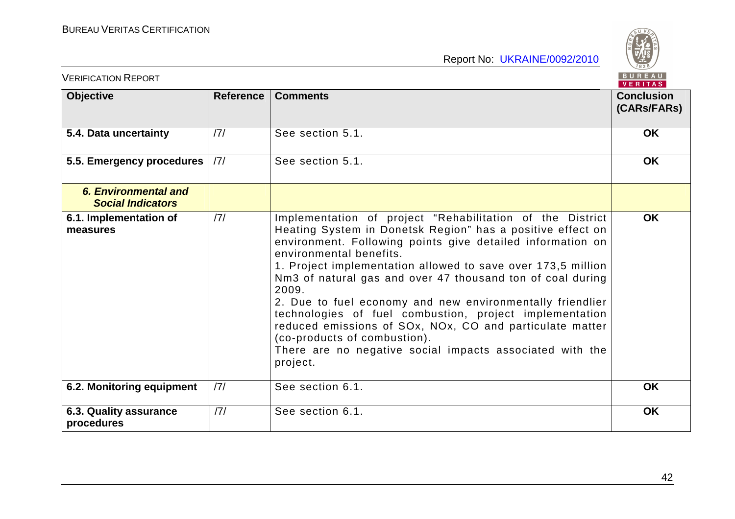| Objective | Reference | Comments | Conclusion (CARs/FARs) |
|---|---|---|---|
| **5.4. Data uncertainty** | /7/ | See section 5.1. | **OK** |
| **5.5. Emergency procedures** | /7/ | See section 5.1. | **OK** |
| ***6. Environmental and Social Indicators*** | | | |
| **6.1. Implementation of measures** | /7/ | Implementation of project "Rehabilitation of the District Heating System in Donetsk Region" has a positive effect on environment. Following points give detailed information on environmental benefits.<br>1. Project implementation allowed to save over 173,5 million Nm3 of natural gas and over 47 thousand ton of coal during 2009.<br>2. Due to fuel economy and new environmentally friendlier technologies of fuel combustion, project implementation reduced emissions of SOx, NOx, CO and particulate matter (co-products of combustion).<br>There are no negative social impacts associated with the project. | **OK** |
| **6.2. Monitoring equipment** | /7/ | See section 6.1. | **OK** |
| **6.3. Quality assurance procedures** | /7/ | See section 6.1. | **OK** |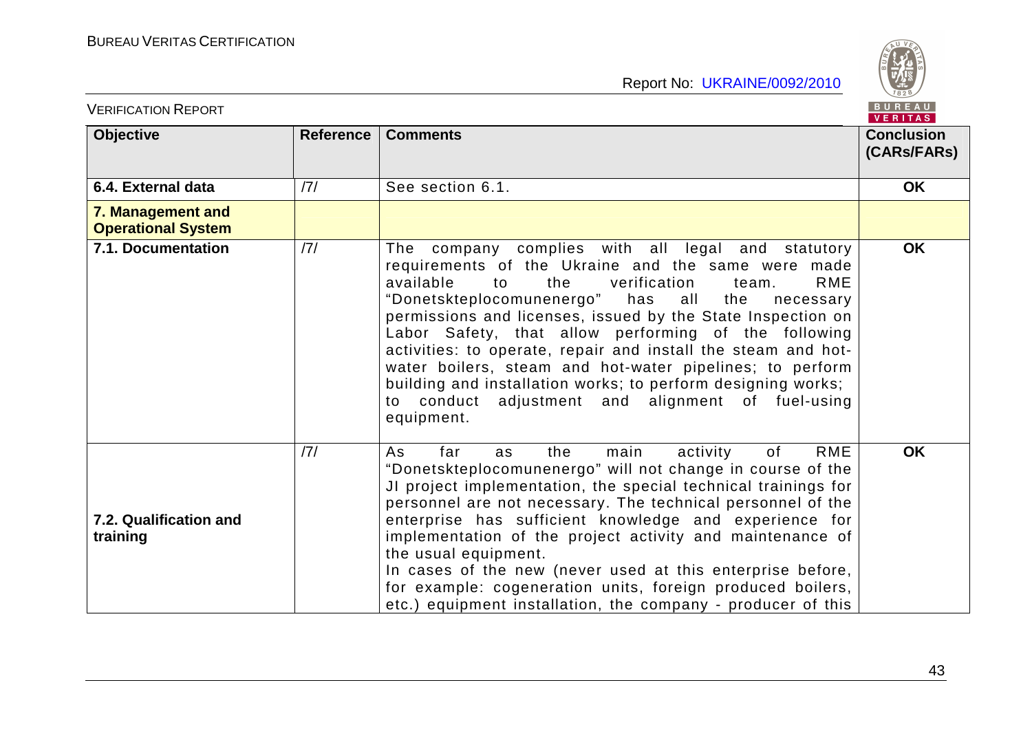| Objective | Reference | Comments | Conclusion (CARs/FARs) |
|---|---|---|---|
| **6.4. External data** | /7/ | See section 6.1. | **OK** |
| **7. Management and Operational System** | | | |
| **7.1. Documentation** | /7/ | The company complies with all legal and statutory requirements of the Ukraine and the same were made available to the verification team. RME "Donetskteplocomunenergo" has all the necessary permissions and licenses, issued by the State Inspection on Labor Safety, that allow performing of the following activities: to operate, repair and install the steam and hot-water boilers, steam and hot-water pipelines; to perform building and installation works; to perform designing works; to conduct adjustment and alignment of fuel-using equipment. | **OK** |
| **7.2. Qualification and training** | /7/ | As far as the main activity of RME "Donetskteplocomunenergo" will not change in course of the JI project implementation, the special technical trainings for personnel are not necessary. The technical personnel of the enterprise has sufficient knowledge and experience for implementation of the project activity and maintenance of the usual equipment.<br>In cases of the new (never used at this enterprise before, for example: cogeneration units, foreign produced boilers, etc.) equipment installation, the company - producer of this | **OK** |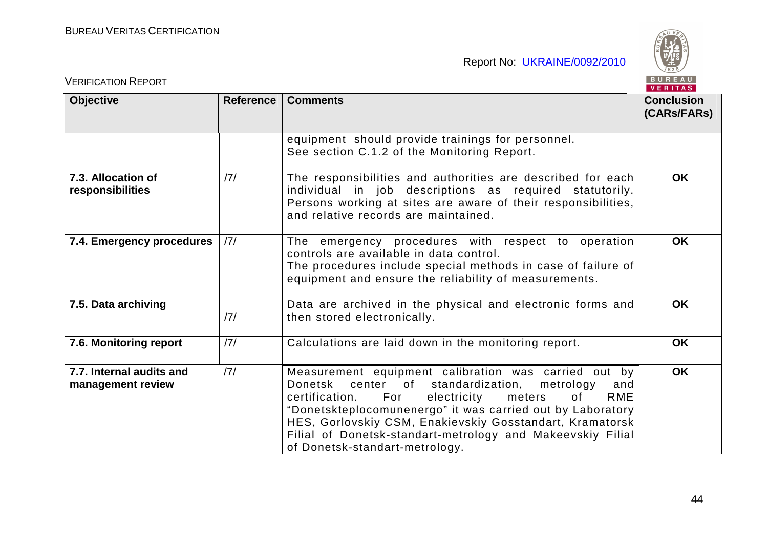| Objective | Reference | Comments | Conclusion (CARs/FARs) |
|---|---|---|---|
| | | equipment should provide trainings for personnel. See section C.1.2 of the Monitoring Report. | |
| **7.3. Allocation of responsibilities** | /7/ | The responsibilities and authorities are described for each individual in job descriptions as required statutorily. Persons working at sites are aware of their responsibilities, and relative records are maintained. | **OK** |
| **7.4. Emergency procedures** | /7/ | The emergency procedures with respect to operation controls are available in data control. The procedures include special methods in case of failure of equipment and ensure the reliability of measurements. | **OK** |
| **7.5. Data archiving** | /7/ | Data are archived in the physical and electronic forms and then stored electronically. | **OK** |
| **7.6. Monitoring report** | /7/ | Calculations are laid down in the monitoring report. | **OK** |
| **7.7. Internal audits and management review** | /7/ | Measurement equipment calibration was carried out by Donetsk center of standardization, metrology and certification. For electricity meters of RME "Donetskteplocomunenergo" it was carried out by Laboratory HES, Gorlovskiy CSM, Enakievskiy Gosstandart, Kramatorsk Filial of Donetsk-standart-metrology and Makeevskiy Filial of Donetsk-standart-metrology. | **OK** |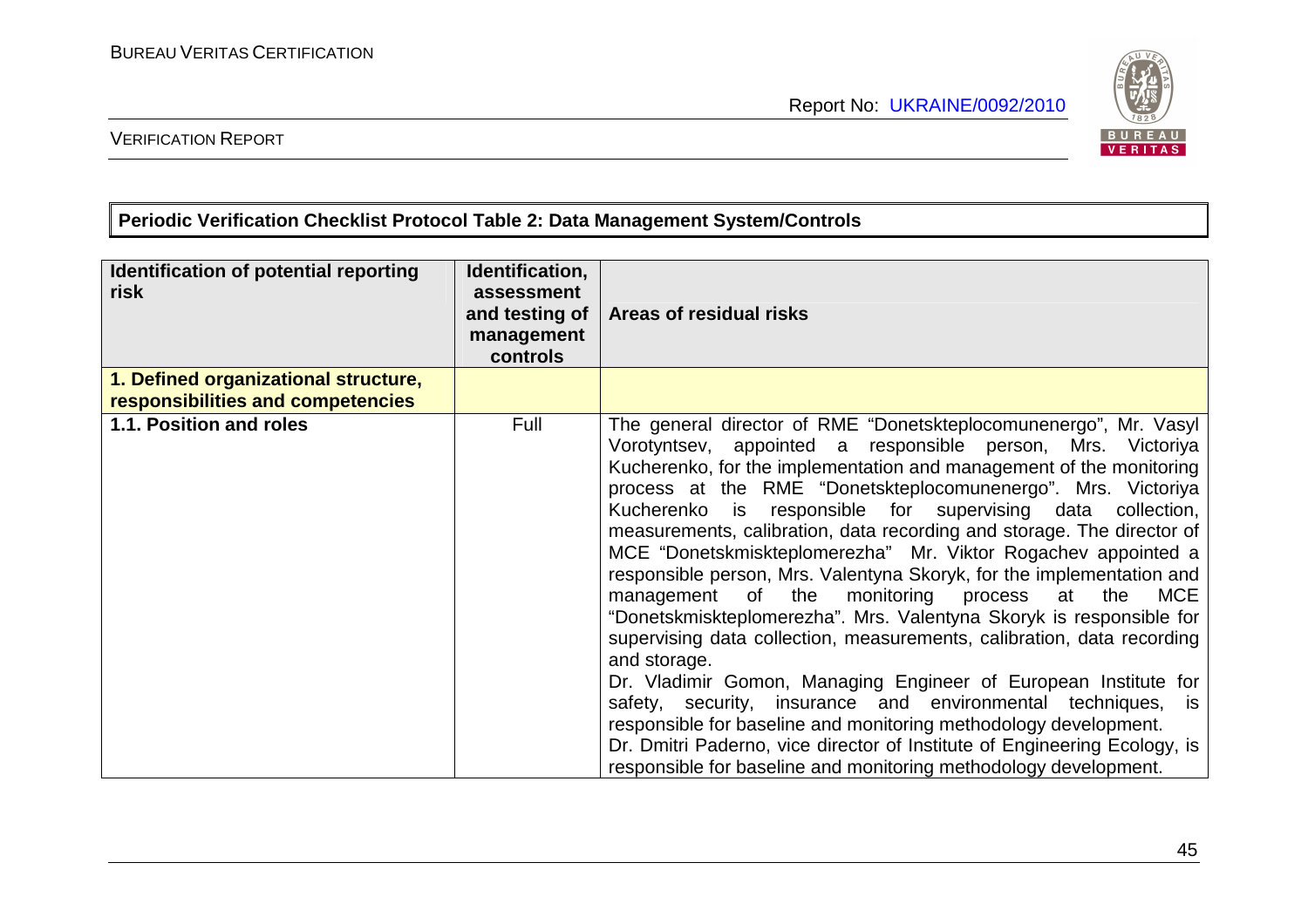**Periodic Verification Checklist Protocol Table 2: Data Management System/Controls**

| Identification of potential reporting risk | Identification, assessment and testing of management controls | Areas of residual risks |
|---|---|---|
| **1. Defined organizational structure, responsibilities and competencies** | | |
| **1.1. Position and roles** | Full | The general director of RME "Donetskteplocomunenergo", Mr. Vasyl Vorotyntsev, appointed a responsible person, Mrs. Victoriya Kucherenko, for the implementation and management of the monitoring process at the RME "Donetskteplocomunenergo". Mrs. Victoriya Kucherenko is responsible for supervising data collection, measurements, calibration, data recording and storage. The director of MCE "Donetskmiskteplomerezha" Mr. Viktor Rogachev appointed a responsible person, Mrs. Valentyna Skoryk, for the implementation and management of the monitoring process at the MCE "Donetskmiskteplomerezha". Mrs. Valentyna Skoryk is responsible for supervising data collection, measurements, calibration, data recording and storage.<br>Dr. Vladimir Gomon, Managing Engineer of European Institute for safety, security, insurance and environmental techniques, is responsible for baseline and monitoring methodology development.<br>Dr. Dmitri Paderno, vice director of Institute of Engineering Ecology, is responsible for baseline and monitoring methodology development. |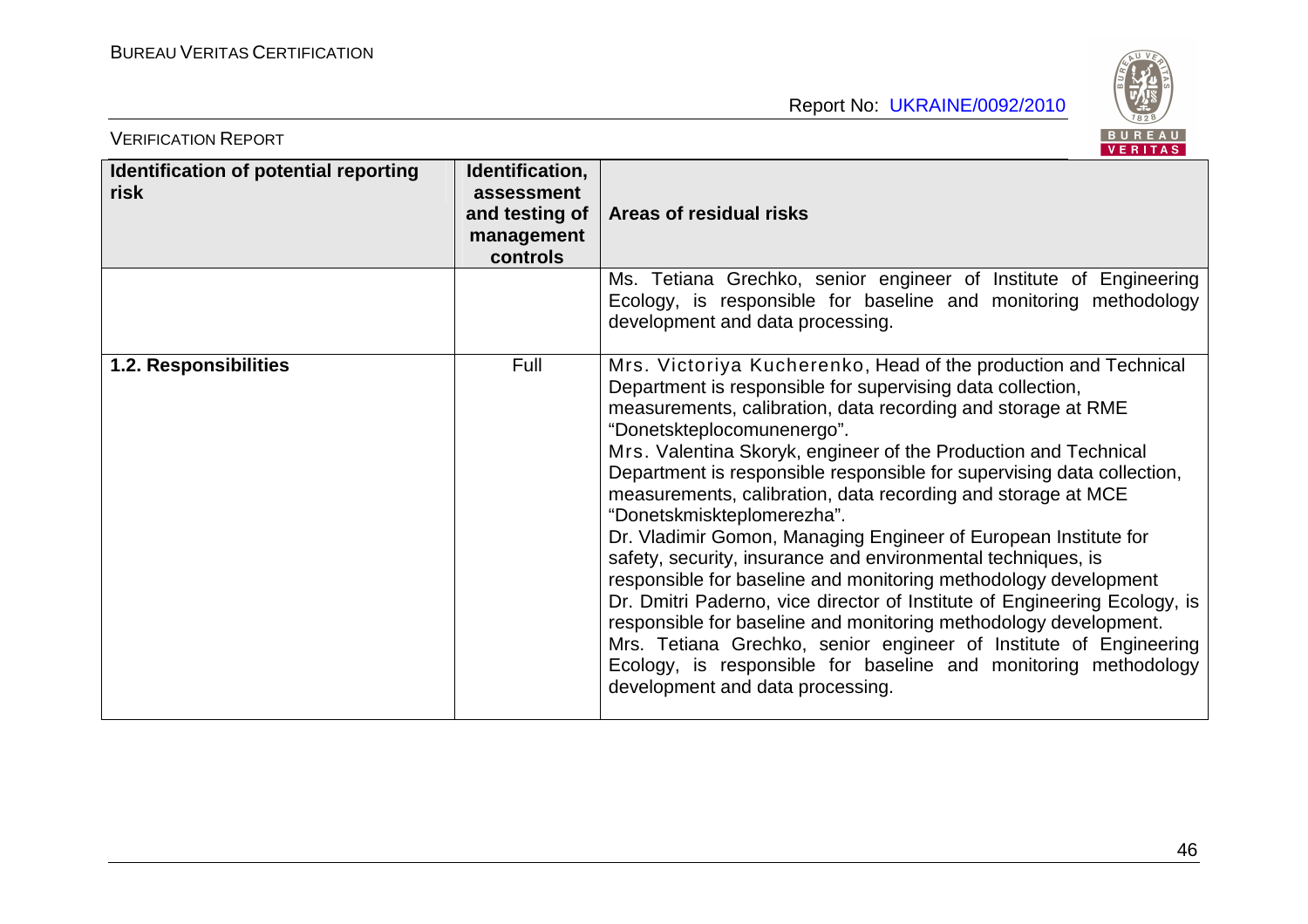| Identification of potential reporting risk | Identification, assessment and testing of management controls | Areas of residual risks |
|---|---|---|
| | | Ms. Tetiana Grechko, senior engineer of Institute of Engineering Ecology, is responsible for baseline and monitoring methodology development and data processing. |
| **1.2. Responsibilities** | Full | Mrs. Victoriya Kucherenko, Head of the production and Technical Department is responsible for supervising data collection, measurements, calibration, data recording and storage at RME "Donetskteplocomunenergo".<br>Mrs. Valentina Skoryk, engineer of the Production and Technical Department is responsible responsible for supervising data collection, measurements, calibration, data recording and storage at MCE "Donetskmiskteplomerezha".<br>Dr. Vladimir Gomon, Managing Engineer of European Institute for safety, security, insurance and environmental techniques, is responsible for baseline and monitoring methodology development<br>Dr. Dmitri Paderno, vice director of Institute of Engineering Ecology, is responsible for baseline and monitoring methodology development.<br>Mrs. Tetiana Grechko, senior engineer of Institute of Engineering Ecology, is responsible for baseline and monitoring methodology development and data processing. |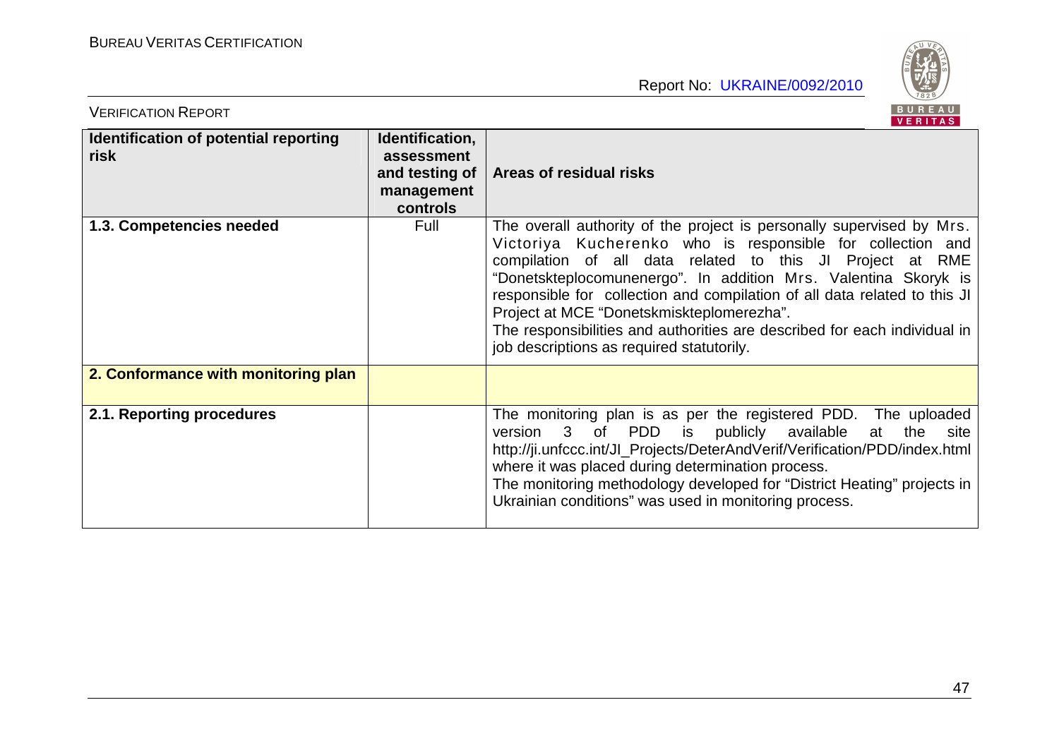| Identification of potential reporting risk | Identification, assessment and testing of management controls | Areas of residual risks |
|---|---|---|
| **1.3. Competencies needed** | Full | The overall authority of the project is personally supervised by Mrs. Victoriya Kucherenko who is responsible for collection and compilation of all data related to this JI Project at RME "Donetskteplocomunenergo". In addition Mrs. Valentina Skoryk is responsible for collection and compilation of all data related to this JI Project at MCE "Donetskmiskteplomerezha".<br>The responsibilities and authorities are described for each individual in job descriptions as required statutorily. |
| **2. Conformance with monitoring plan** | | |
| **2.1. Reporting procedures** | | The monitoring plan is as per the registered PDD. The uploaded version 3 of PDD is publicly available at the site http://ji.unfccc.int/JI_Projects/DeterAndVerif/Verification/PDD/index.html where it was placed during determination process.<br>The monitoring methodology developed for "District Heating" projects in Ukrainian conditions" was used in monitoring process. |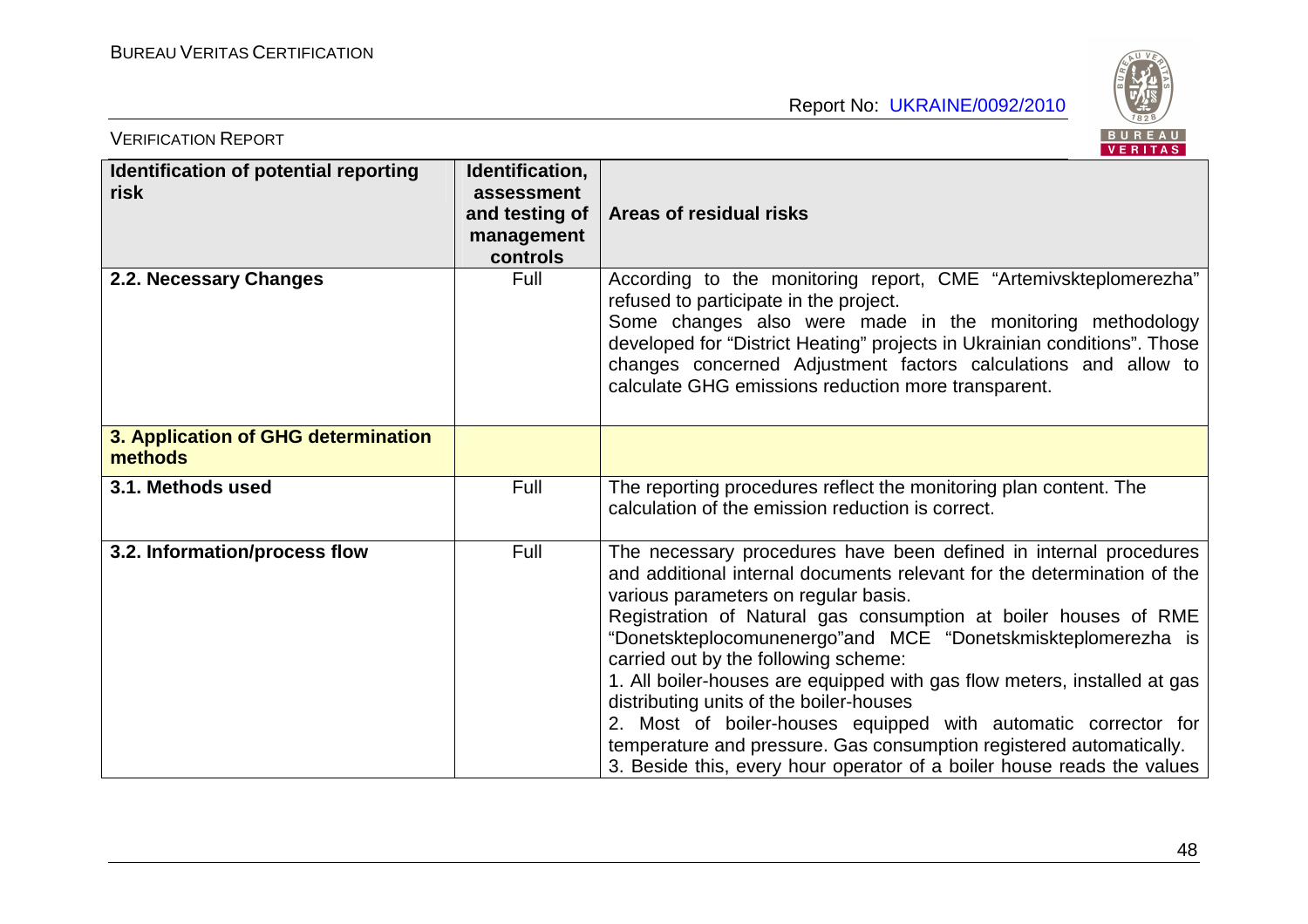| Identification of potential reporting risk | Identification, assessment and testing of management controls | Areas of residual risks |
|---|---|---|
| **2.2. Necessary Changes** | Full | According to the monitoring report, CME "Artemivskteplomerezha" refused to participate in the project.<br>Some changes also were made in the monitoring methodology developed for "District Heating" projects in Ukrainian conditions". Those changes concerned Adjustment factors calculations and allow to calculate GHG emissions reduction more transparent. |
| **3. Application of GHG determination methods** | | |
| **3.1. Methods used** | Full | The reporting procedures reflect the monitoring plan content. The calculation of the emission reduction is correct. |
| **3.2. Information/process flow** | Full | The necessary procedures have been defined in internal procedures and additional internal documents relevant for the determination of the various parameters on regular basis.<br>Registration of Natural gas consumption at boiler houses of RME "Donetskteplocomunenergo"and MCE "Donetskmiskteplomerezha is carried out by the following scheme:<br>1. All boiler-houses are equipped with gas flow meters, installed at gas distributing units of the boiler-houses<br>2. Most of boiler-houses equipped with automatic corrector for temperature and pressure. Gas consumption registered automatically.<br>3. Beside this, every hour operator of a boiler house reads the values |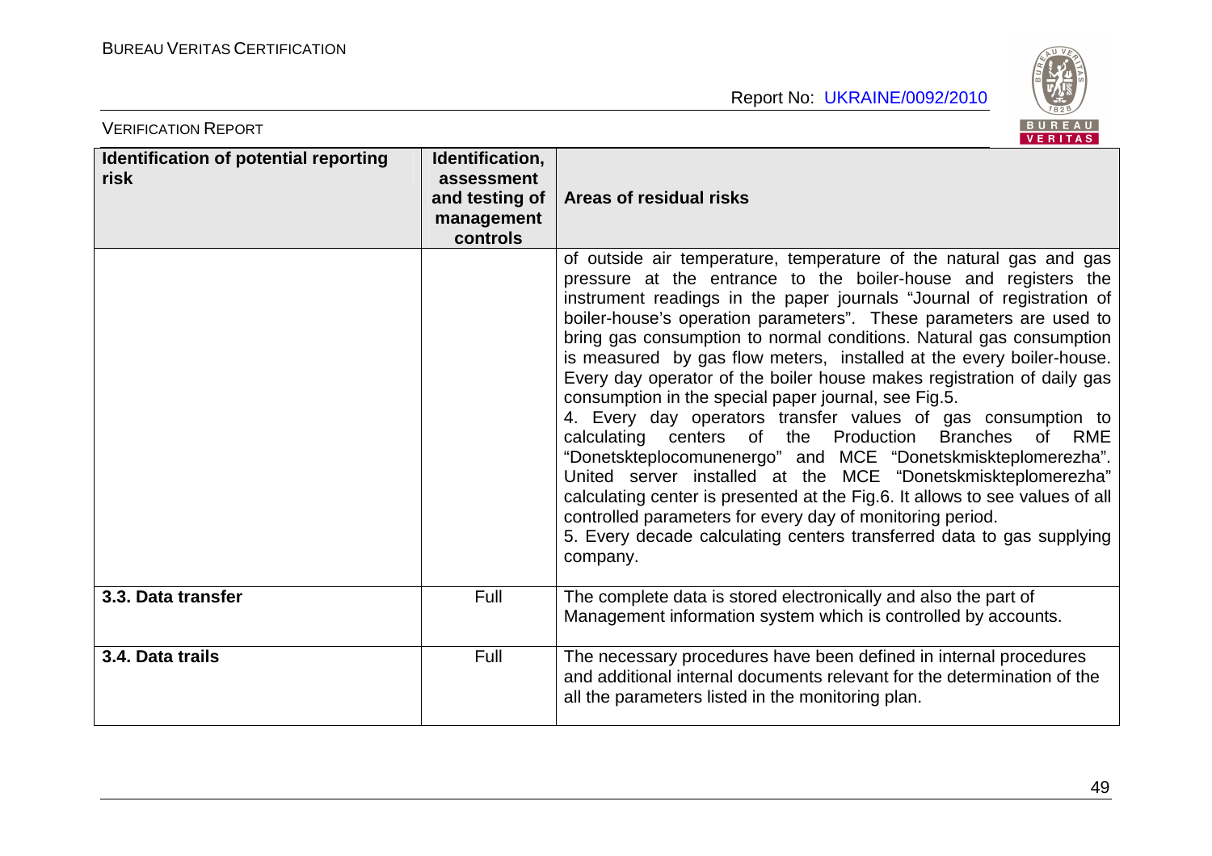| Identification of potential reporting risk | Identification, assessment and testing of management controls | Areas of residual risks |
|---|---|---|
| | | of outside air temperature, temperature of the natural gas and gas pressure at the entrance to the boiler-house and registers the instrument readings in the paper journals "Journal of registration of boiler-house's operation parameters". These parameters are used to bring gas consumption to normal conditions. Natural gas consumption is measured by gas flow meters, installed at the every boiler-house. Every day operator of the boiler house makes registration of daily gas consumption in the special paper journal, see Fig.5.<br>4. Every day operators transfer values of gas consumption to calculating centers of the Production Branches of RME "Donetskteplocomunenergo" and MCE "Donetskmiskteplomerezha". United server installed at the MCE "Donetskmiskteplomerezha" calculating center is presented at the Fig.6. It allows to see values of all controlled parameters for every day of monitoring period.<br>5. Every decade calculating centers transferred data to gas supplying company. |
| **3.3. Data transfer** | Full | The complete data is stored electronically and also the part of Management information system which is controlled by accounts. |
| **3.4. Data trails** | Full | The necessary procedures have been defined in internal procedures and additional internal documents relevant for the determination of the all the parameters listed in the monitoring plan. |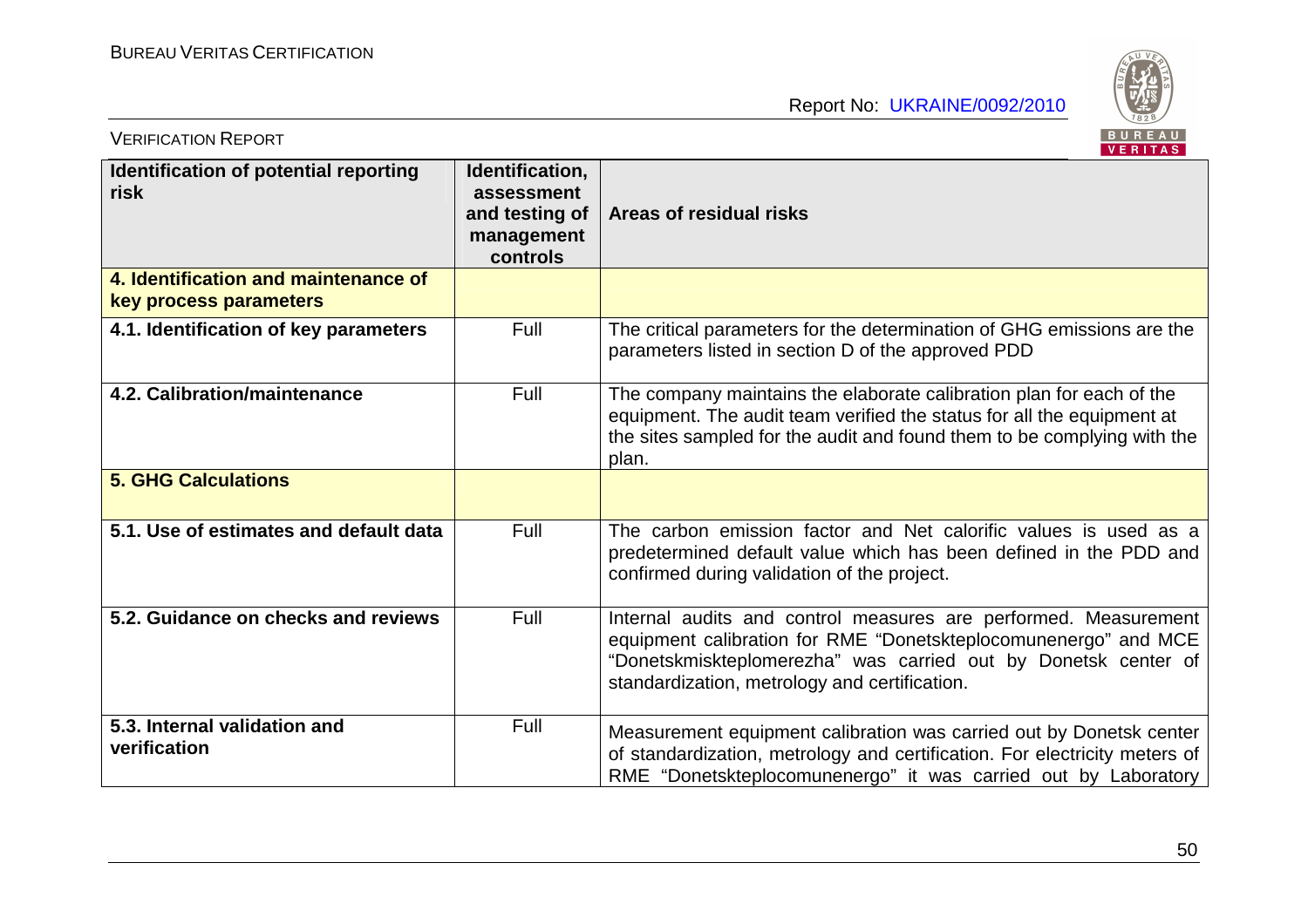| Identification of potential reporting risk | Identification, assessment and testing of management controls | Areas of residual risks |
|---|---|---|
| **4. Identification and maintenance of key process parameters** | | |
| **4.1. Identification of key parameters** | Full | The critical parameters for the determination of GHG emissions are the parameters listed in section D of the approved PDD |
| **4.2. Calibration/maintenance** | Full | The company maintains the elaborate calibration plan for each of the equipment. The audit team verified the status for all the equipment at the sites sampled for the audit and found them to be complying with the plan. |
| **5. GHG Calculations** | | |
| **5.1. Use of estimates and default data** | Full | The carbon emission factor and Net calorific values is used as a predetermined default value which has been defined in the PDD and confirmed during validation of the project. |
| **5.2. Guidance on checks and reviews** | Full | Internal audits and control measures are performed. Measurement equipment calibration for RME "Donetskteplocomunenergo" and MCE "Donetskmiskteplomerezha" was carried out by Donetsk center of standardization, metrology and certification. |
| **5.3. Internal validation and verification** | Full | Measurement equipment calibration was carried out by Donetsk center of standardization, metrology and certification. For electricity meters of RME "Donetskteplocomunenergo" it was carried out by Laboratory |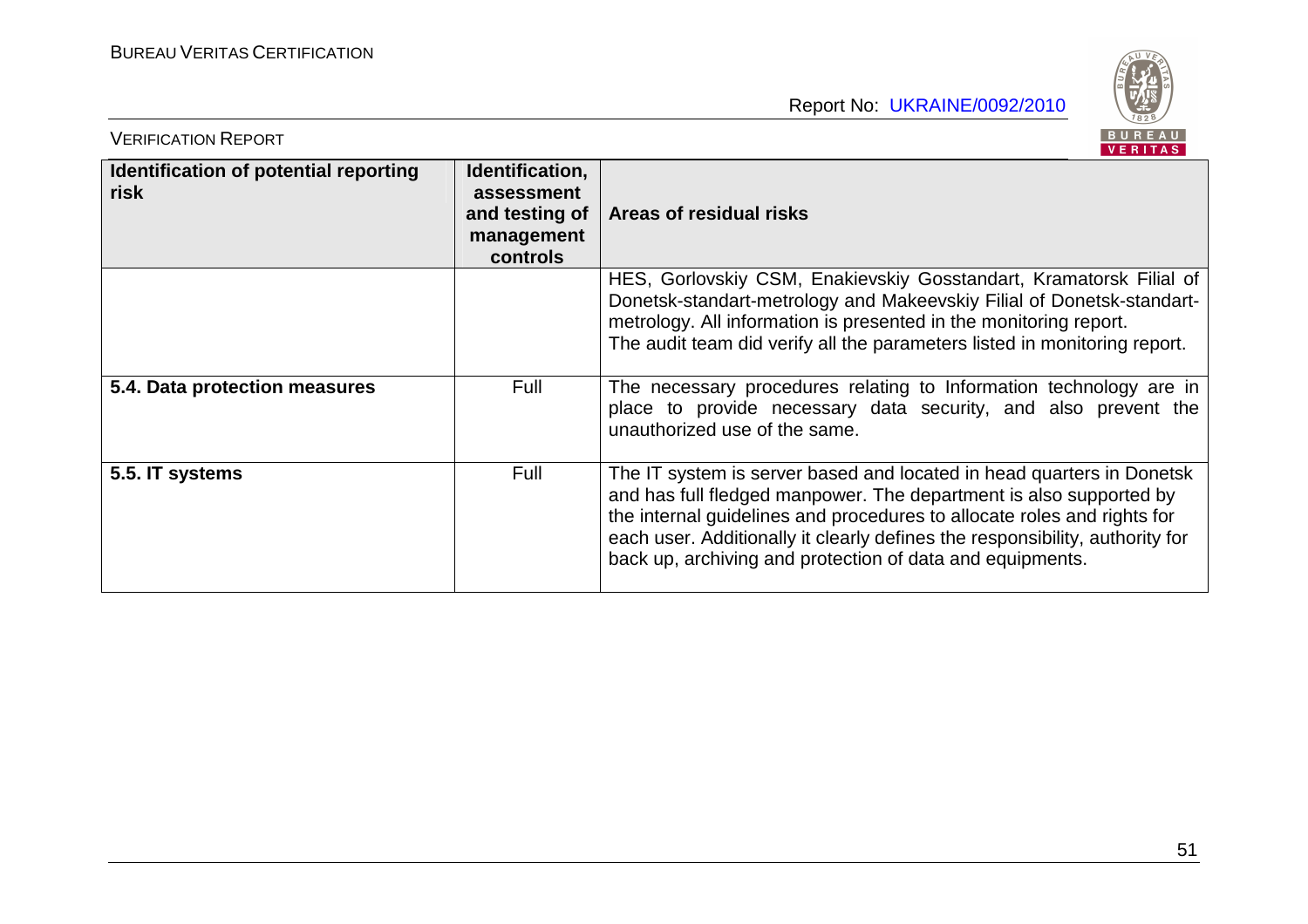| Identification of potential reporting risk | Identification, assessment and testing of management controls | Areas of residual risks |
|---|---|---|
| | | HES, Gorlovskiy CSM, Enakievskiy Gosstandart, Kramatorsk Filial of Donetsk-standart-metrology and Makeevskiy Filial of Donetsk-standart-metrology. All information is presented in the monitoring report. The audit team did verify all the parameters listed in monitoring report. |
| **5.4. Data protection measures** | Full | The necessary procedures relating to Information technology are in place to provide necessary data security, and also prevent the unauthorized use of the same. |
| **5.5. IT systems** | Full | The IT system is server based and located in head quarters in Donetsk and has full fledged manpower. The department is also supported by the internal guidelines and procedures to allocate roles and rights for each user. Additionally it clearly defines the responsibility, authority for back up, archiving and protection of data and equipments. |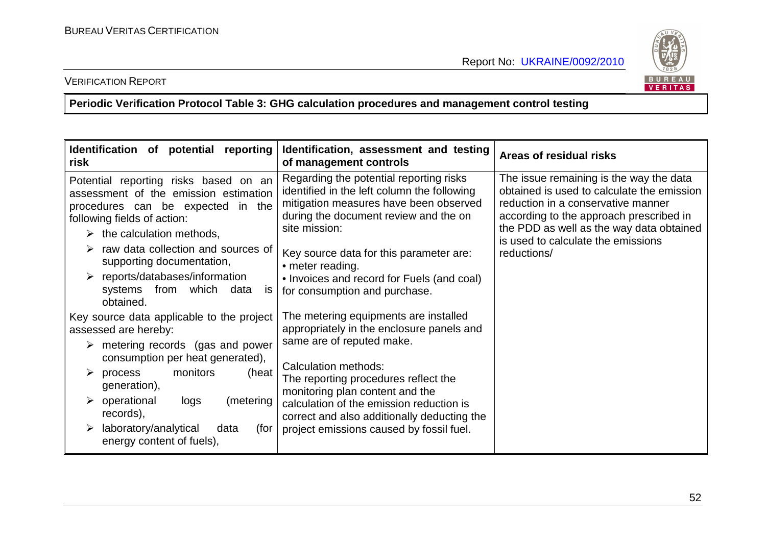**Periodic Verification Protocol Table 3: GHG calculation procedures and management control testing**

| Identification of potential reporting risk | Identification, assessment and testing of management controls | Areas of residual risks |
|---|---|---|
| Potential reporting risks based on an assessment of the emission estimation procedures can be expected in the following fields of action:<br>➢ the calculation methods,<br>➢ raw data collection and sources of supporting documentation,<br>➢ reports/databases/information systems from which data is obtained.<br><br>Key source data applicable to the project assessed are hereby:<br>➢ metering records (gas and power consumption per heat generated),<br>➢ process monitors (heat generation),<br>➢ operational logs (metering records),<br>➢ laboratory/analytical data (for energy content of fuels), | Regarding the potential reporting risks identified in the left column the following mitigation measures have been observed during the document review and the on site mission:<br><br>Key source data for this parameter are:<br>• meter reading.<br>• Invoices and record for Fuels (and coal) for consumption and purchase.<br><br>The metering equipments are installed appropriately in the enclosure panels and same are of reputed make.<br><br>Calculation methods:<br>The reporting procedures reflect the monitoring plan content and the calculation of the emission reduction is correct and also additionally deducting the project emissions caused by fossil fuel. | The issue remaining is the way the data obtained is used to calculate the emission reduction in a conservative manner according to the approach prescribed in the PDD as well as the way data obtained is used to calculate the emissions reductions/ |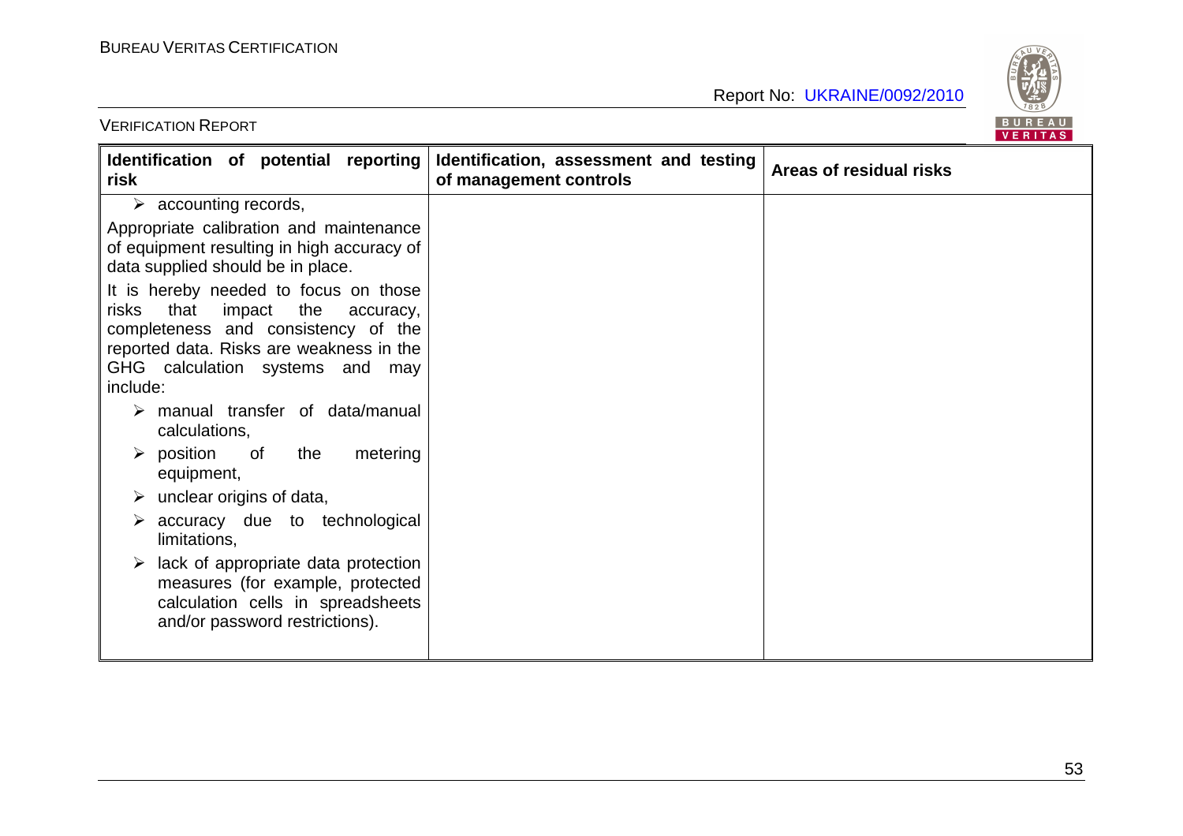| Identification of potential reporting risk | Identification, assessment and testing of management controls | Areas of residual risks |
|---|---|---|
| ➢ accounting records,<br><br>Appropriate calibration and maintenance of equipment resulting in high accuracy of data supplied should be in place.<br><br>It is hereby needed to focus on those risks that impact the accuracy, completeness and consistency of the reported data. Risks are weakness in the GHG calculation systems and may include:<br><br>➢ manual transfer of data/manual calculations,<br>➢ position of the metering equipment,<br>➢ unclear origins of data,<br>➢ accuracy due to technological limitations,<br>➢ lack of appropriate data protection measures (for example, protected calculation cells in spreadsheets and/or password restrictions). | | |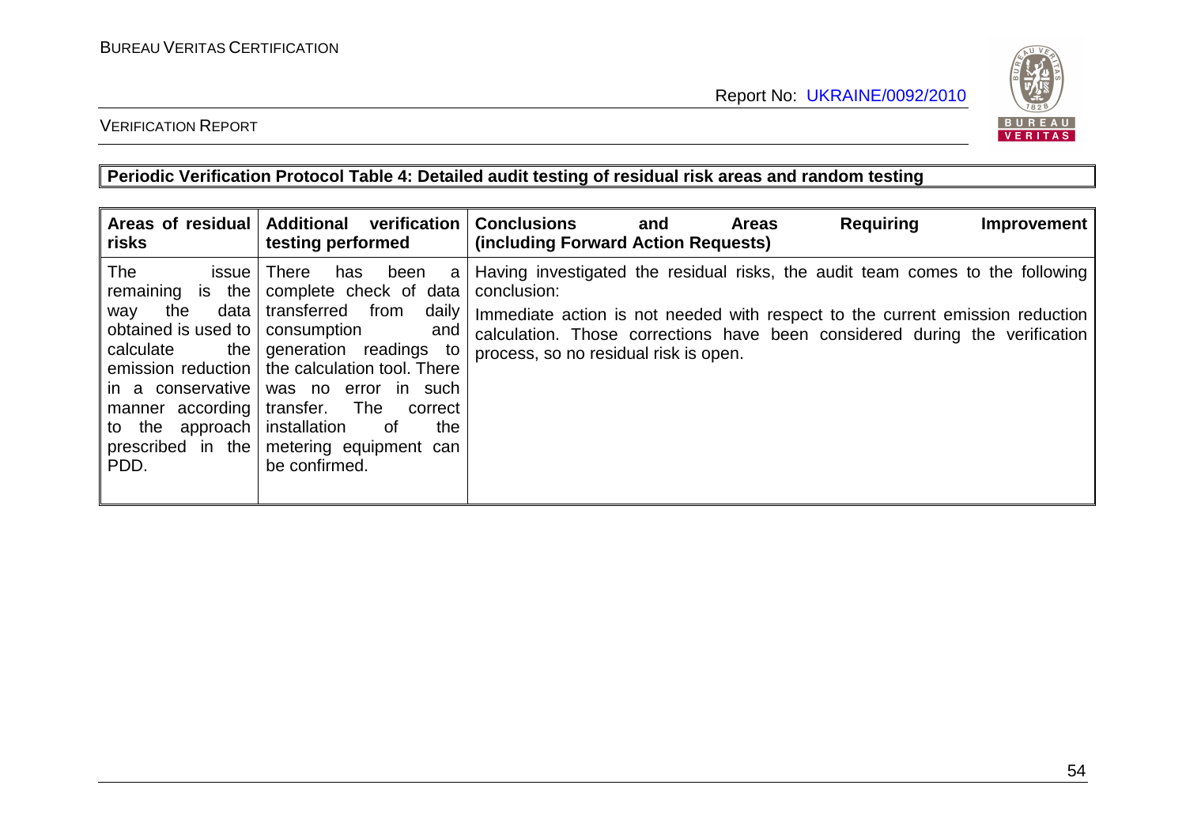**Periodic Verification Protocol Table 4: Detailed audit testing of residual risk areas and random testing**

| Areas of residual risks | Additional verification testing performed | Conclusions and Areas Requiring Improvement (including Forward Action Requests) |
|---|---|---|
| The issue remaining is the way the data obtained is used to calculate the emission reduction in a conservative manner according to the approach prescribed in the PDD. | There has been a complete check of data transferred from daily consumption and generation readings to the calculation tool. There was no error in such transfer. The correct installation of the metering equipment can be confirmed. | Having investigated the residual risks, the audit team comes to the following conclusion:<br><br>Immediate action is not needed with respect to the current emission reduction calculation. Those corrections have been considered during the verification process, so no residual risk is open. |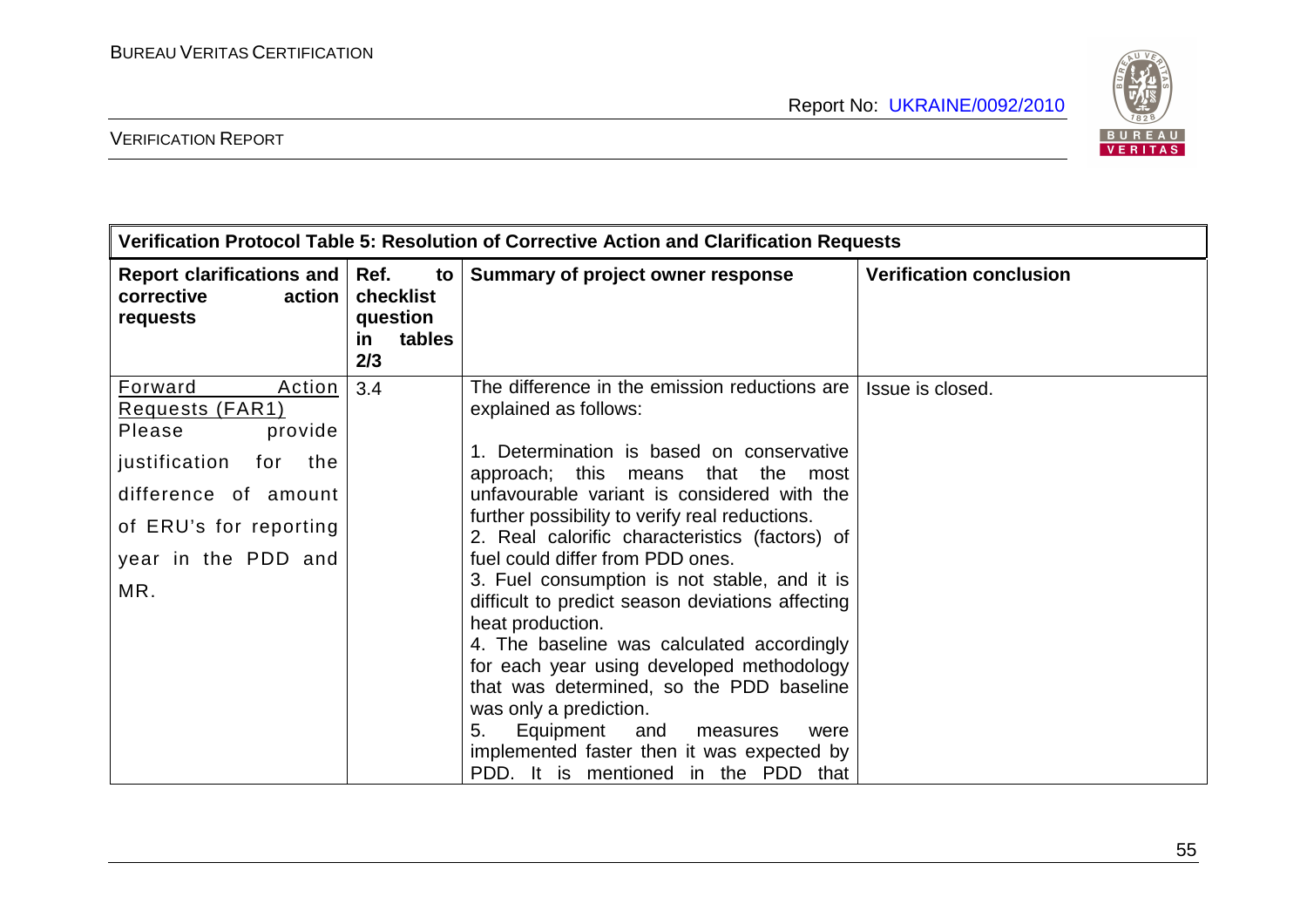| Verification Protocol Table 5: Resolution of Corrective Action and Clarification Requests | | | |
|---|---|---|---|
| **Report clarifications and corrective action requests** | **Ref. to checklist question in tables 2/3** | **Summary of project owner response** | **Verification conclusion** |
| Forward Action Requests (FAR1)<br>Please provide justification for the difference of amount of ERU's for reporting year in the PDD and MR. | 3.4 | The difference in the emission reductions are explained as follows:<br><br>1. Determination is based on conservative approach; this means that the most unfavourable variant is considered with the further possibility to verify real reductions.<br>2. Real calorific characteristics (factors) of fuel could differ from PDD ones.<br>3. Fuel consumption is not stable, and it is difficult to predict season deviations affecting heat production.<br>4. The baseline was calculated accordingly for each year using developed methodology that was determined, so the PDD baseline was only a prediction.<br>5. Equipment and measures were implemented faster then it was expected by PDD. It is mentioned in the PDD that | Issue is closed. |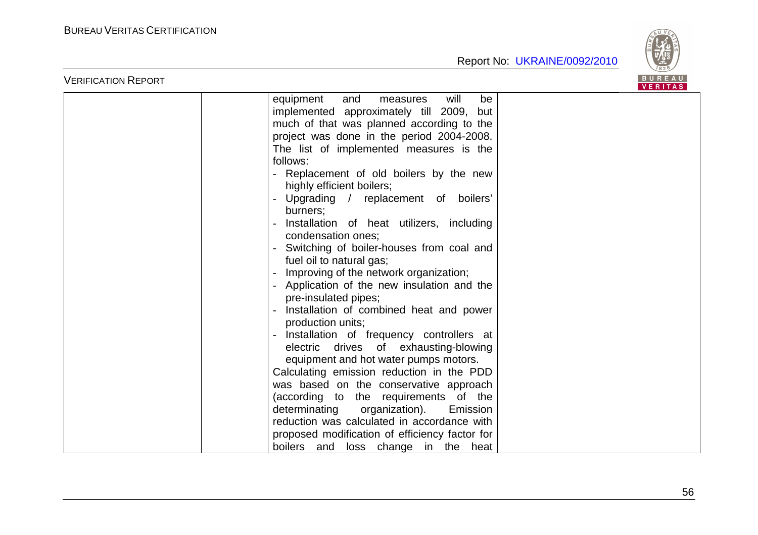| | | equipment and measures will be implemented approximately till 2009, but much of that was planned according to the project was done in the period 2004-2008. The list of implemented measures is the follows:<br>- Replacement of old boilers by the new highly efficient boilers;<br>- Upgrading / replacement of boilers' burners;<br>- Installation of heat utilizers, including condensation ones;<br>- Switching of boiler-houses from coal and fuel oil to natural gas;<br>- Improving of the network organization;<br>- Application of the new insulation and the pre-insulated pipes;<br>- Installation of combined heat and power production units;<br>- Installation of frequency controllers at electric drives of exhausting-blowing equipment and hot water pumps motors.<br>Calculating emission reduction in the PDD was based on the conservative approach (according to the requirements of the determinating organization). Emission reduction was calculated in accordance with proposed modification of efficiency factor for boilers and loss change in the heat | |
|---|---|---|---|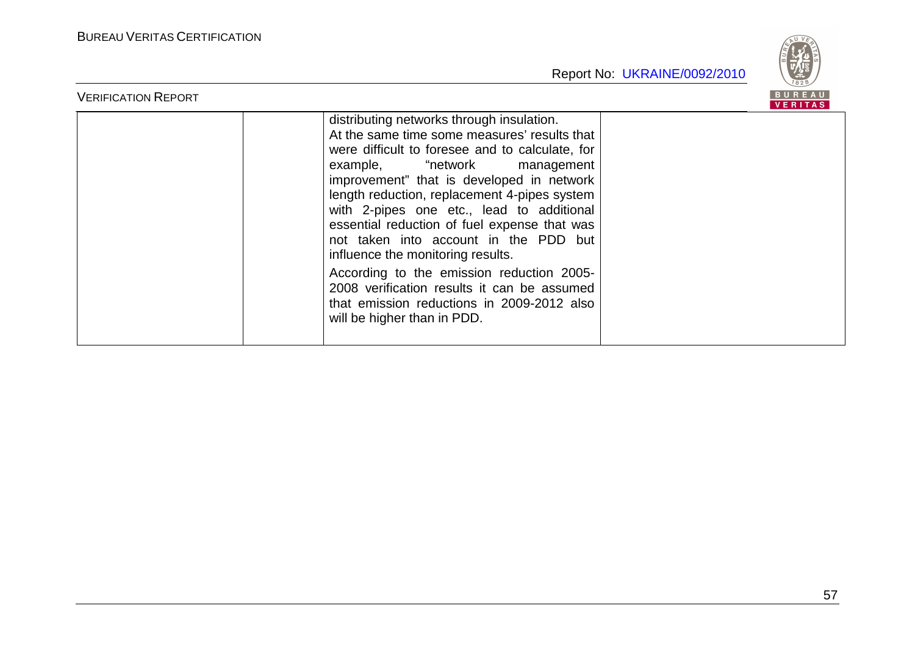|  |  |  |  |
|---|---|---|---|
|  |  | distributing networks through insulation.<br>At the same time some measures' results that were difficult to foresee and to calculate, for example, "network management improvement" that is developed in network length reduction, replacement 4-pipes system with 2-pipes one etc., lead to additional essential reduction of fuel expense that was not taken into account in the PDD but influence the monitoring results.<br>According to the emission reduction 2005-2008 verification results it can be assumed that emission reductions in 2009-2012 also will be higher than in PDD. |  |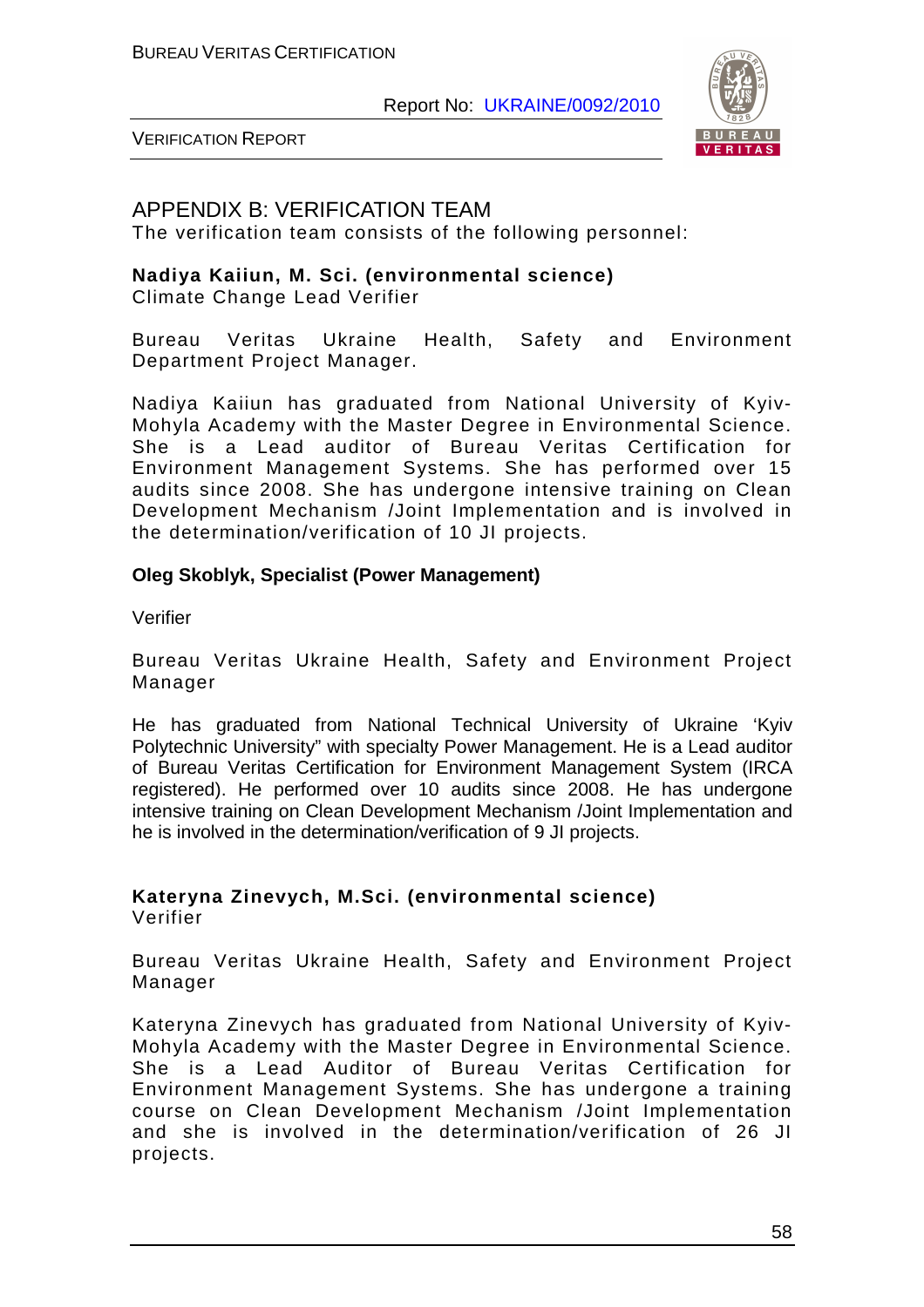## APPENDIX B: VERIFICATION TEAM

The verification team consists of the following personnel:

**Nadiya Kaiiun, M. Sci. (environmental science)**
Climate Change Lead Verifier

Bureau Veritas Ukraine Health, Safety and Environment Department Project Manager.

Nadiya Kaiiun has graduated from National University of Kyiv-Mohyla Academy with the Master Degree in Environmental Science. She is a Lead auditor of Bureau Veritas Certification for Environment Management Systems. She has performed over 15 audits since 2008. She has undergone intensive training on Clean Development Mechanism /Joint Implementation and is involved in the determination/verification of 10 JI projects.

**Oleg Skoblyk, Specialist (Power Management)**

Verifier

Bureau Veritas Ukraine Health, Safety and Environment Project Manager

He has graduated from National Technical University of Ukraine 'Kyiv Polytechnic University" with specialty Power Management. He is a Lead auditor of Bureau Veritas Certification for Environment Management System (IRCA registered). He performed over 10 audits since 2008. He has undergone intensive training on Clean Development Mechanism /Joint Implementation and he is involved in the determination/verification of 9 JI projects.

**Kateryna Zinevych, M.Sci. (environmental science)**
Verifier

Bureau Veritas Ukraine Health, Safety and Environment Project Manager

Kateryna Zinevych has graduated from National University of Kyiv-Mohyla Academy with the Master Degree in Environmental Science. She is a Lead Auditor of Bureau Veritas Certification for Environment Management Systems. She has undergone a training course on Clean Development Mechanism /Joint Implementation and she is involved in the determination/verification of 26 JI projects.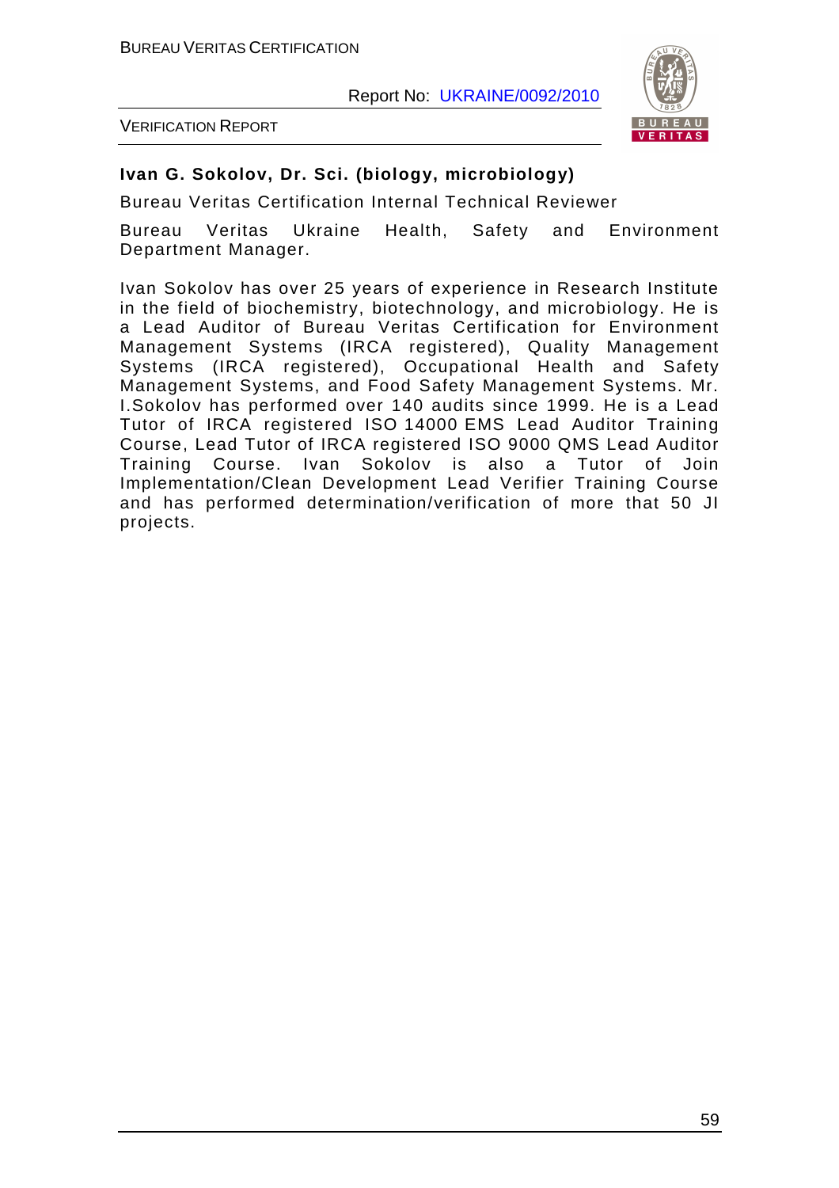**Ivan G. Sokolov, Dr. Sci. (biology, microbiology)**

Bureau Veritas Certification Internal Technical Reviewer

Bureau Veritas Ukraine Health, Safety and Environment Department Manager.

Ivan Sokolov has over 25 years of experience in Research Institute in the field of biochemistry, biotechnology, and microbiology. He is a Lead Auditor of Bureau Veritas Certification for Environment Management Systems (IRCA registered), Quality Management Systems (IRCA registered), Occupational Health and Safety Management Systems, and Food Safety Management Systems. Mr. I.Sokolov has performed over 140 audits since 1999. He is a Lead Tutor of IRCA registered ISO 14000 EMS Lead Auditor Training Course, Lead Tutor of IRCA registered ISO 9000 QMS Lead Auditor Training Course. Ivan Sokolov is also a Tutor of Join Implementation/Clean Development Lead Verifier Training Course and has performed determination/verification of more that 50 JI projects.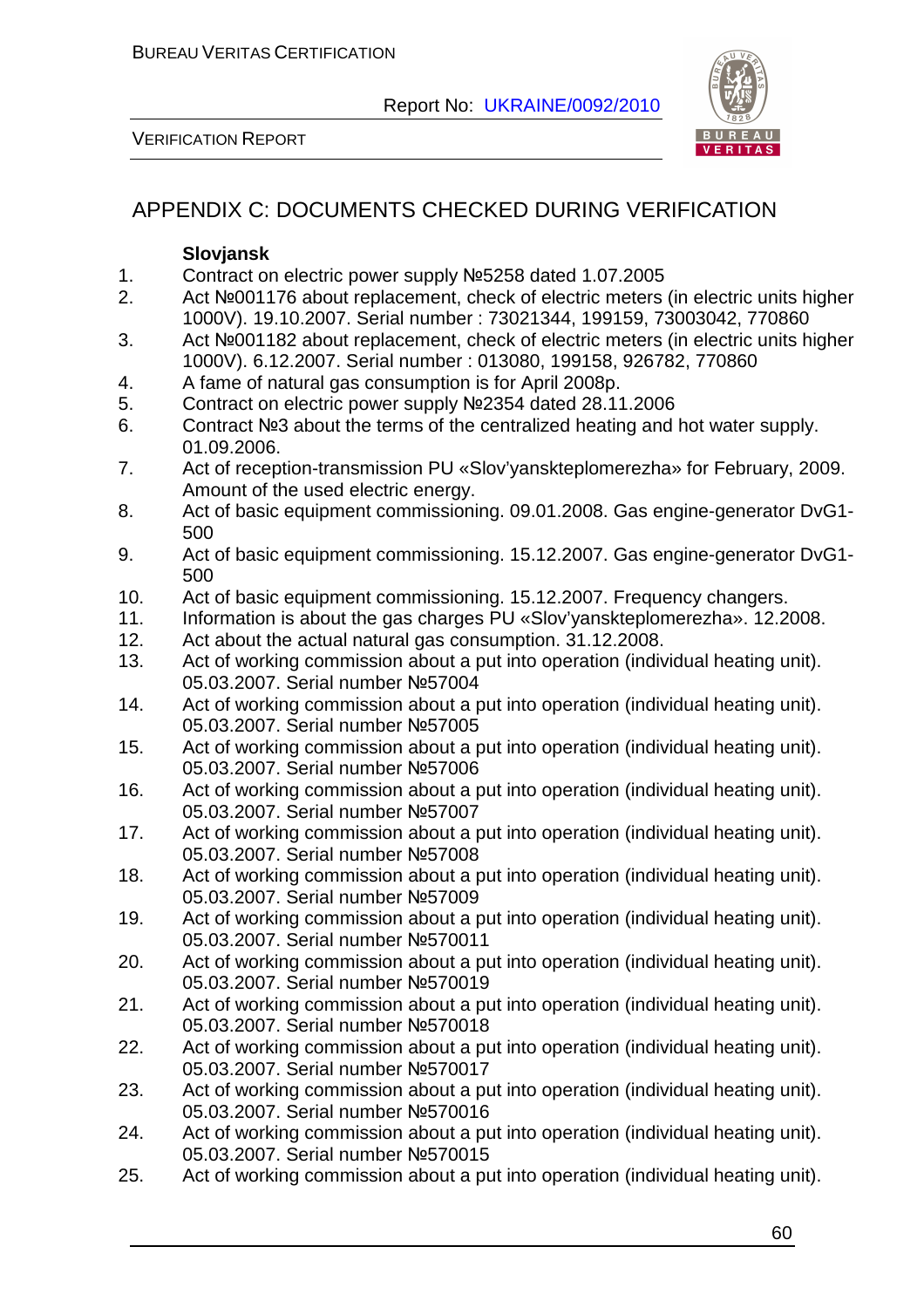# APPENDIX C: DOCUMENTS CHECKED DURING VERIFICATION

**Slovjansk**

1. Contract on electric power supply №5258 dated 1.07.2005
2. Act №001176 about replacement, check of electric meters (in electric units higher 1000V). 19.10.2007. Serial number : 73021344, 199159, 73003042, 770860
3. Act №001182 about replacement, check of electric meters (in electric units higher 1000V). 6.12.2007. Serial number : 013080, 199158, 926782, 770860
4. A fame of natural gas consumption is for April 2008p.
5. Contract on electric power supply №2354 dated 28.11.2006
6. Contract №3 about the terms of the centralized heating and hot water supply. 01.09.2006.
7. Act of reception-transmission PU «Slov'yanskteplomerezha» for February, 2009. Amount of the used electric energy.
8. Act of basic equipment commissioning. 09.01.2008. Gas engine-generator DvG1-500
9. Act of basic equipment commissioning. 15.12.2007. Gas engine-generator DvG1-500
10. Act of basic equipment commissioning. 15.12.2007. Frequency changers.
11. Information is about the gas charges PU «Slov'yanskteplomerezha». 12.2008.
12. Act about the actual natural gas consumption. 31.12.2008.
13. Act of working commission about a put into operation (individual heating unit). 05.03.2007. Serial number №57004
14. Act of working commission about a put into operation (individual heating unit). 05.03.2007. Serial number №57005
15. Act of working commission about a put into operation (individual heating unit). 05.03.2007. Serial number №57006
16. Act of working commission about a put into operation (individual heating unit). 05.03.2007. Serial number №57007
17. Act of working commission about a put into operation (individual heating unit). 05.03.2007. Serial number №57008
18. Act of working commission about a put into operation (individual heating unit). 05.03.2007. Serial number №57009
19. Act of working commission about a put into operation (individual heating unit). 05.03.2007. Serial number №570011
20. Act of working commission about a put into operation (individual heating unit). 05.03.2007. Serial number №570019
21. Act of working commission about a put into operation (individual heating unit). 05.03.2007. Serial number №570018
22. Act of working commission about a put into operation (individual heating unit). 05.03.2007. Serial number №570017
23. Act of working commission about a put into operation (individual heating unit). 05.03.2007. Serial number №570016
24. Act of working commission about a put into operation (individual heating unit). 05.03.2007. Serial number №570015
25. Act of working commission about a put into operation (individual heating unit).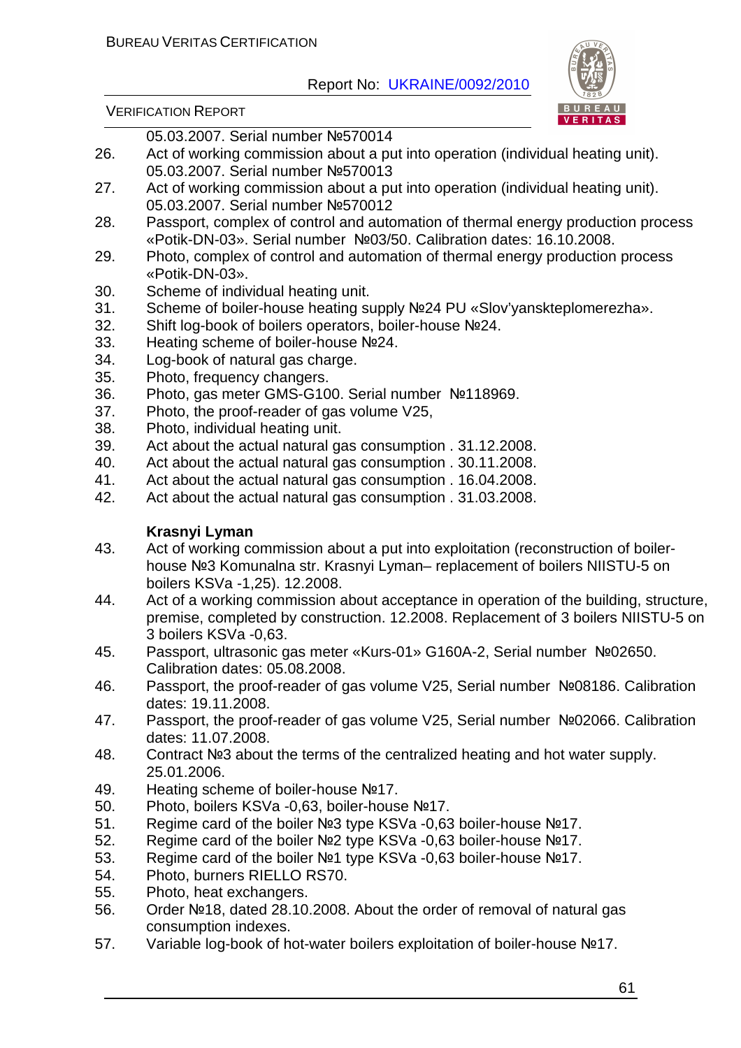05.03.2007. Serial number №570014

26. Act of working commission about a put into operation (individual heating unit). 05.03.2007. Serial number №570013
27. Act of working commission about a put into operation (individual heating unit). 05.03.2007. Serial number №570012
28. Passport, complex of control and automation of thermal energy production process «Potik-DN-03». Serial number №03/50. Calibration dates: 16.10.2008.
29. Photo, complex of control and automation of thermal energy production process «Potik-DN-03».
30. Scheme of individual heating unit.
31. Scheme of boiler-house heating supply №24 PU «Slov'yanskteplomerezha».
32. Shift log-book of boilers operators, boiler-house №24.
33. Heating scheme of boiler-house №24.
34. Log-book of natural gas charge.
35. Photo, frequency changers.
36. Photo, gas meter GMS-G100. Serial number №118969.
37. Photo, the proof-reader of gas volume V25,
38. Photo, individual heating unit.
39. Act about the actual natural gas consumption . 31.12.2008.
40. Act about the actual natural gas consumption . 30.11.2008.
41. Act about the actual natural gas consumption . 16.04.2008.
42. Act about the actual natural gas consumption . 31.03.2008.

**Krasnyi Lyman**

43. Act of working commission about a put into exploitation (reconstruction of boiler-house №3 Komunalna str. Krasnyi Lyman– replacement of boilers NIISTU-5 on boilers KSVa -1,25). 12.2008.
44. Act of a working commission about acceptance in operation of the building, structure, premise, completed by construction. 12.2008. Replacement of 3 boilers NIISTU-5 on 3 boilers KSVa -0,63.
45. Passport, ultrasonic gas meter «Kurs-01» G160A-2, Serial number №02650. Calibration dates: 05.08.2008.
46. Passport, the proof-reader of gas volume V25, Serial number №08186. Calibration dates: 19.11.2008.
47. Passport, the proof-reader of gas volume V25, Serial number №02066. Calibration dates: 11.07.2008.
48. Contract №3 about the terms of the centralized heating and hot water supply. 25.01.2006.
49. Heating scheme of boiler-house №17.
50. Photo, boilers KSVa -0,63, boiler-house №17.
51. Regime card of the boiler №3 type KSVa -0,63 boiler-house №17.
52. Regime card of the boiler №2 type KSVa -0,63 boiler-house №17.
53. Regime card of the boiler №1 type KSVa -0,63 boiler-house №17.
54. Photo, burners RIELLO RS70.
55. Photo, heat exchangers.
56. Order №18, dated 28.10.2008. About the order of removal of natural gas consumption indexes.
57. Variable log-book of hot-water boilers exploitation of boiler-house №17.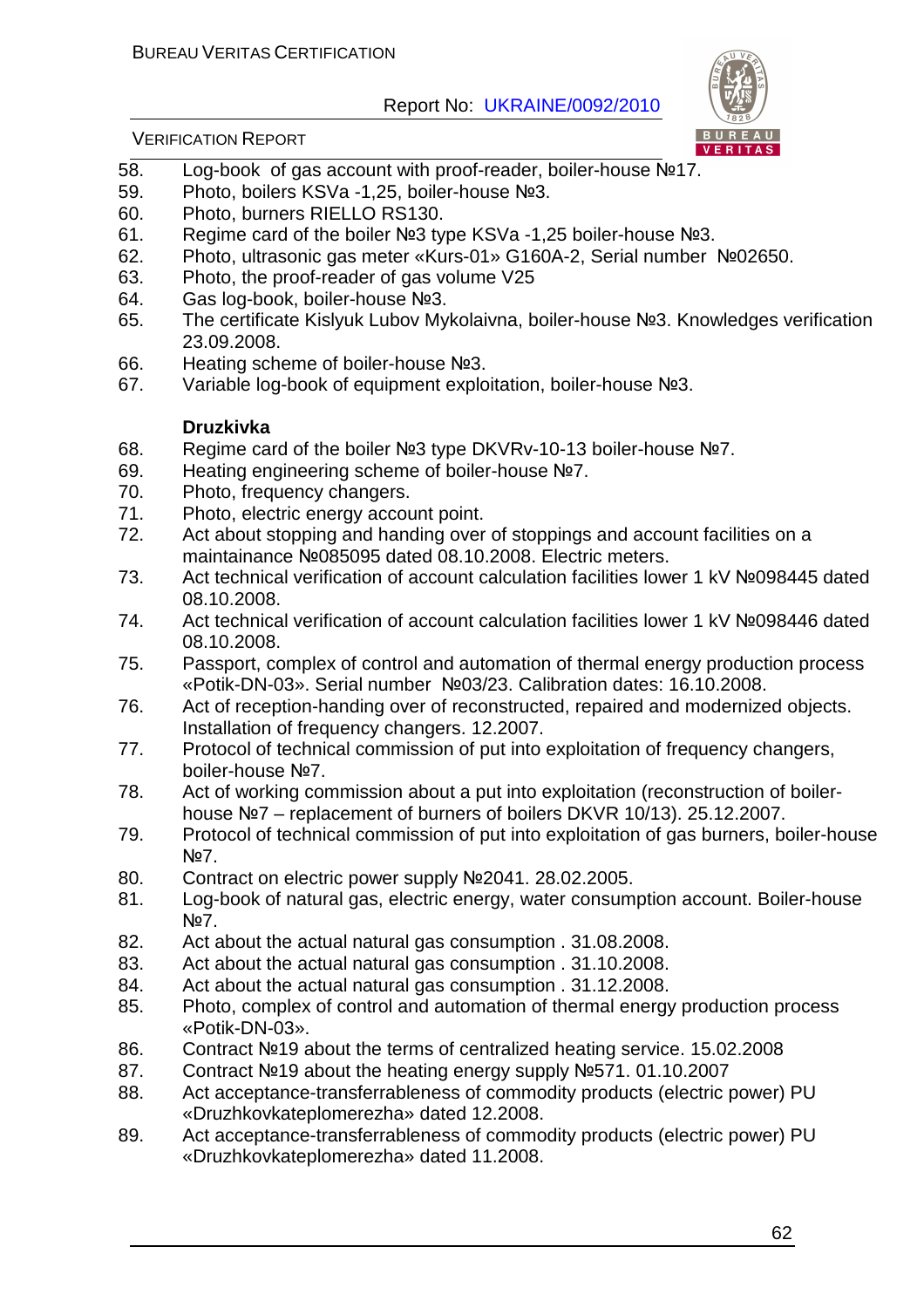58. Log-book of gas account with proof-reader, boiler-house №17.
59. Photo, boilers KSVa -1,25, boiler-house №3.
60. Photo, burners RIELLO RS130.
61. Regime card of the boiler №3 type KSVa -1,25 boiler-house №3.
62. Photo, ultrasonic gas meter «Kurs-01» G160A-2, Serial number №02650.
63. Photo, the proof-reader of gas volume V25
64. Gas log-book, boiler-house №3.
65. The certificate Kislyuk Lubov Mykolaivna, boiler-house №3. Knowledges verification 23.09.2008.
66. Heating scheme of boiler-house №3.
67. Variable log-book of equipment exploitation, boiler-house №3.

**Druzkivka**

68. Regime card of the boiler №3 type DKVRv-10-13 boiler-house №7.
69. Heating engineering scheme of boiler-house №7.
70. Photo, frequency changers.
71. Photo, electric energy account point.
72. Act about stopping and handing over of stoppings and account facilities on a maintainance №085095 dated 08.10.2008. Electric meters.
73. Act technical verification of account calculation facilities lower 1 kV №098445 dated 08.10.2008.
74. Act technical verification of account calculation facilities lower 1 kV №098446 dated 08.10.2008.
75. Passport, complex of control and automation of thermal energy production process «Potik-DN-03». Serial number №03/23. Calibration dates: 16.10.2008.
76. Act of reception-handing over of reconstructed, repaired and modernized objects. Installation of frequency changers. 12.2007.
77. Protocol of technical commission of put into exploitation of frequency changers, boiler-house №7.
78. Act of working commission about a put into exploitation (reconstruction of boiler-house №7 – replacement of burners of boilers DKVR 10/13). 25.12.2007.
79. Protocol of technical commission of put into exploitation of gas burners, boiler-house №7.
80. Contract on electric power supply №2041. 28.02.2005.
81. Log-book of natural gas, electric energy, water consumption account. Boiler-house №7.
82. Act about the actual natural gas consumption . 31.08.2008.
83. Act about the actual natural gas consumption . 31.10.2008.
84. Act about the actual natural gas consumption . 31.12.2008.
85. Photo, complex of control and automation of thermal energy production process «Potik-DN-03».
86. Contract №19 about the terms of centralized heating service. 15.02.2008
87. Contract №19 about the heating energy supply №571. 01.10.2007
88. Act acceptance-transferrableness of commodity products (electric power) PU «Druzhkovkateplomerezha» dated 12.2008.
89. Act acceptance-transferrableness of commodity products (electric power) PU «Druzhkovkateplomerezha» dated 11.2008.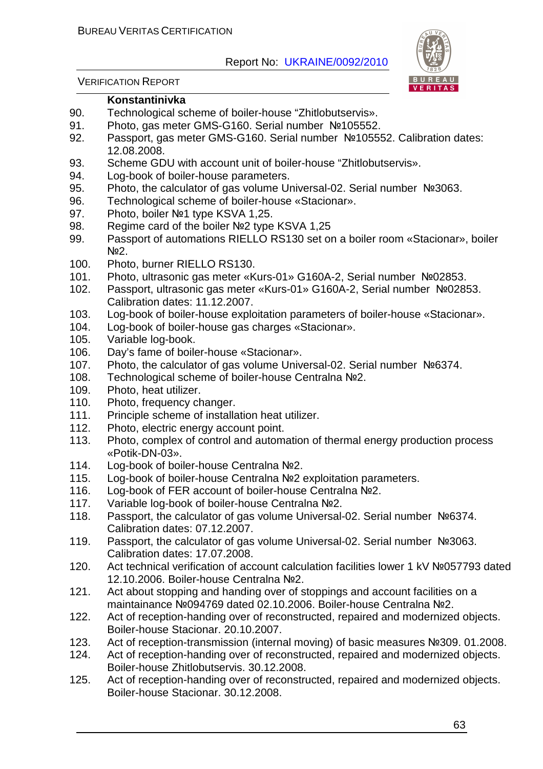**Konstantinivka**

90. Technological scheme of boiler-house "Zhitlobutservis».
91. Photo, gas meter GMS-G160. Serial number №105552.
92. Passport, gas meter GMS-G160. Serial number №105552. Calibration dates: 12.08.2008.
93. Scheme GDU with account unit of boiler-house "Zhitlobutservis».
94. Log-book of boiler-house parameters.
95. Photo, the calculator of gas volume Universal-02. Serial number №3063.
96. Technological scheme of boiler-house «Stacionar».
97. Photo, boiler №1 type KSVA 1,25.
98. Regime card of the boiler №2 type KSVA 1,25
99. Passport of automations RIELLO RS130 set on a boiler room «Stacionar», boiler №2.
100. Photo, burner RIELLO RS130.
101. Photo, ultrasonic gas meter «Kurs-01» G160A-2, Serial number №02853.
102. Passport, ultrasonic gas meter «Kurs-01» G160A-2, Serial number №02853. Calibration dates: 11.12.2007.
103. Log-book of boiler-house exploitation parameters of boiler-house «Stacionar».
104. Log-book of boiler-house gas charges «Stacionar».
105. Variable log-book.
106. Day's fame of boiler-house «Stacionar».
107. Photo, the calculator of gas volume Universal-02. Serial number №6374.
108. Technological scheme of boiler-house Centralna №2.
109. Photo, heat utilizer.
110. Photo, frequency changer.
111. Principle scheme of installation heat utilizer.
112. Photo, electric energy account point.
113. Photo, complex of control and automation of thermal energy production process «Potik-DN-03».
114. Log-book of boiler-house Centralna №2.
115. Log-book of boiler-house Centralna №2 exploitation parameters.
116. Log-book of FER account of boiler-house Centralna №2.
117. Variable log-book of boiler-house Centralna №2.
118. Passport, the calculator of gas volume Universal-02. Serial number №6374. Calibration dates: 07.12.2007.
119. Passport, the calculator of gas volume Universal-02. Serial number №3063. Calibration dates: 17.07.2008.
120. Act technical verification of account calculation facilities lower 1 kV №057793 dated 12.10.2006. Boiler-house Centralna №2.
121. Act about stopping and handing over of stoppings and account facilities on a maintainance №094769 dated 02.10.2006. Boiler-house Centralna №2.
122. Act of reception-handing over of reconstructed, repaired and modernized objects. Boiler-house Stacionar. 20.10.2007.
123. Act of reception-transmission (internal moving) of basic measures №309. 01.2008.
124. Act of reception-handing over of reconstructed, repaired and modernized objects. Boiler-house Zhitlobutservis. 30.12.2008.
125. Act of reception-handing over of reconstructed, repaired and modernized objects. Boiler-house Stacionar. 30.12.2008.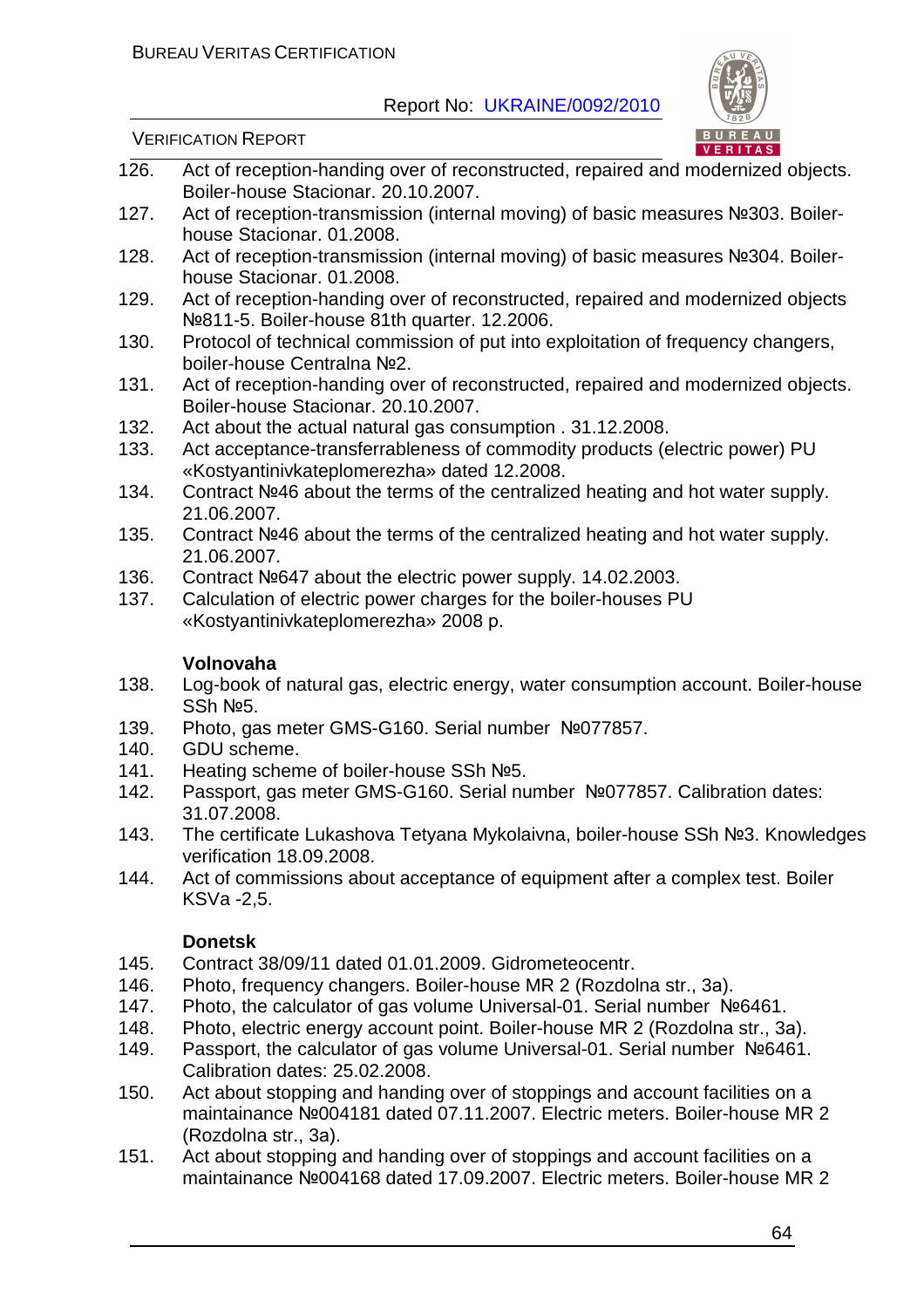126. Act of reception-handing over of reconstructed, repaired and modernized objects. Boiler-house Stacionar. 20.10.2007.
127. Act of reception-transmission (internal moving) of basic measures №303. Boiler-house Stacionar. 01.2008.
128. Act of reception-transmission (internal moving) of basic measures №304. Boiler-house Stacionar. 01.2008.
129. Act of reception-handing over of reconstructed, repaired and modernized objects №811-5. Boiler-house 81th quarter. 12.2006.
130. Protocol of technical commission of put into exploitation of frequency changers, boiler-house Centralna №2.
131. Act of reception-handing over of reconstructed, repaired and modernized objects. Boiler-house Stacionar. 20.10.2007.
132. Act about the actual natural gas consumption . 31.12.2008.
133. Act acceptance-transferrableness of commodity products (electric power) PU «Kostyantinivkateplomerezha» dated 12.2008.
134. Contract №46 about the terms of the centralized heating and hot water supply. 21.06.2007.
135. Contract №46 about the terms of the centralized heating and hot water supply. 21.06.2007.
136. Contract №647 about the electric power supply. 14.02.2003.
137. Calculation of electric power charges for the boiler-houses PU «Kostyantinivkateplomerezha» 2008 р.

**Volnovaha**

138. Log-book of natural gas, electric energy, water consumption account. Boiler-house SSh №5.
139. Photo, gas meter GMS-G160. Serial number №077857.
140. GDU scheme.
141. Heating scheme of boiler-house SSh №5.
142. Passport, gas meter GMS-G160. Serial number №077857. Calibration dates: 31.07.2008.
143. The certificate Lukashova Tetyana Mykolaivna, boiler-house SSh №3. Knowledges verification 18.09.2008.
144. Act of commissions about acceptance of equipment after a complex test. Boiler KSVa -2,5.

**Donetsk**

145. Contract 38/09/11 dated 01.01.2009. Gidrometeocentr.
146. Photo, frequency changers. Boiler-house MR 2 (Rozdolna str., 3a).
147. Photo, the calculator of gas volume Universal-01. Serial number №6461.
148. Photo, electric energy account point. Boiler-house MR 2 (Rozdolna str., 3a).
149. Passport, the calculator of gas volume Universal-01. Serial number №6461. Calibration dates: 25.02.2008.
150. Act about stopping and handing over of stoppings and account facilities on a maintainance №004181 dated 07.11.2007. Electric meters. Boiler-house MR 2 (Rozdolna str., 3a).
151. Act about stopping and handing over of stoppings and account facilities on a maintainance №004168 dated 17.09.2007. Electric meters. Boiler-house MR 2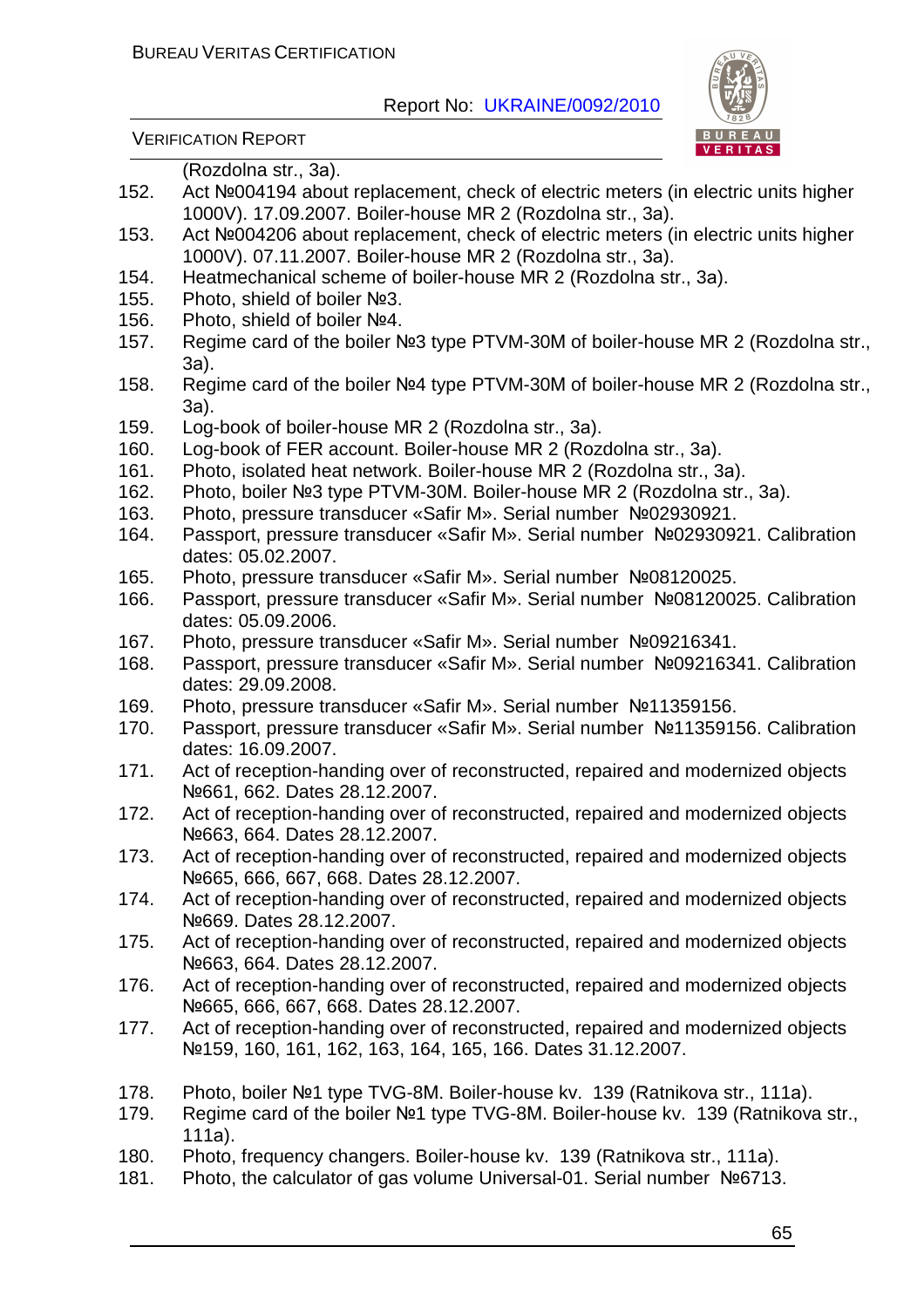(Rozdolna str., 3a).

152. Act №004194 about replacement, check of electric meters (in electric units higher 1000V). 17.09.2007. Boiler-house MR 2 (Rozdolna str., 3a).
153. Act №004206 about replacement, check of electric meters (in electric units higher 1000V). 07.11.2007. Boiler-house MR 2 (Rozdolna str., 3a).
154. Heatmechanical scheme of boiler-house MR 2 (Rozdolna str., 3a).
155. Photo, shield of boiler №3.
156. Photo, shield of boiler №4.
157. Regime card of the boiler №3 type PTVM-30M of boiler-house MR 2 (Rozdolna str., 3a).
158. Regime card of the boiler №4 type PTVM-30M of boiler-house MR 2 (Rozdolna str., 3a).
159. Log-book of boiler-house MR 2 (Rozdolna str., 3a).
160. Log-book of FER account. Boiler-house MR 2 (Rozdolna str., 3a).
161. Photo, isolated heat network. Boiler-house MR 2 (Rozdolna str., 3a).
162. Photo, boiler №3 type PTVM-30M. Boiler-house MR 2 (Rozdolna str., 3a).
163. Photo, pressure transducer «Safir M». Serial number №02930921.
164. Passport, pressure transducer «Safir M». Serial number №02930921. Calibration dates: 05.02.2007.
165. Photo, pressure transducer «Safir M». Serial number №08120025.
166. Passport, pressure transducer «Safir M». Serial number №08120025. Calibration dates: 05.09.2006.
167. Photo, pressure transducer «Safir M». Serial number №09216341.
168. Passport, pressure transducer «Safir M». Serial number №09216341. Calibration dates: 29.09.2008.
169. Photo, pressure transducer «Safir M». Serial number №11359156.
170. Passport, pressure transducer «Safir M». Serial number №11359156. Calibration dates: 16.09.2007.
171. Act of reception-handing over of reconstructed, repaired and modernized objects №661, 662. Dates 28.12.2007.
172. Act of reception-handing over of reconstructed, repaired and modernized objects №663, 664. Dates 28.12.2007.
173. Act of reception-handing over of reconstructed, repaired and modernized objects №665, 666, 667, 668. Dates 28.12.2007.
174. Act of reception-handing over of reconstructed, repaired and modernized objects №669. Dates 28.12.2007.
175. Act of reception-handing over of reconstructed, repaired and modernized objects №663, 664. Dates 28.12.2007.
176. Act of reception-handing over of reconstructed, repaired and modernized objects №665, 666, 667, 668. Dates 28.12.2007.
177. Act of reception-handing over of reconstructed, repaired and modernized objects №159, 160, 161, 162, 163, 164, 165, 166. Dates 31.12.2007.
178. Photo, boiler №1 type TVG-8M. Boiler-house kv. 139 (Ratnikova str., 111a).
179. Regime card of the boiler №1 type TVG-8M. Boiler-house kv. 139 (Ratnikova str., 111a).
180. Photo, frequency changers. Boiler-house kv. 139 (Ratnikova str., 111a).
181. Photo, the calculator of gas volume Universal-01. Serial number №6713.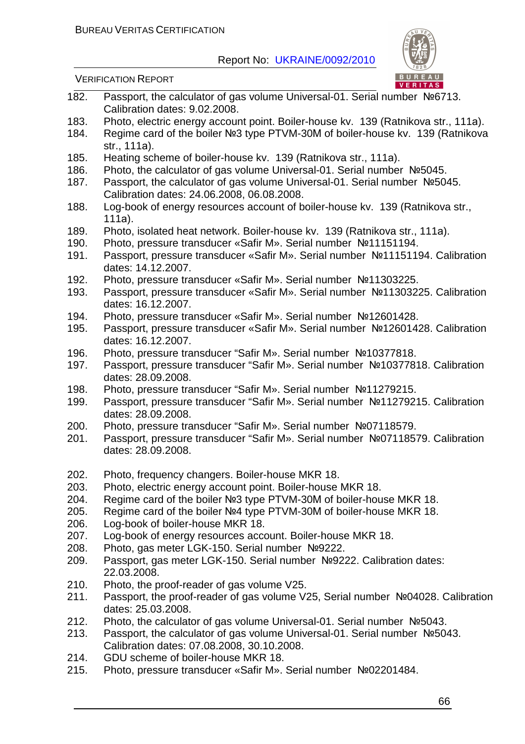182. Passport, the calculator of gas volume Universal-01. Serial number №6713. Calibration dates: 9.02.2008.
183. Photo, electric energy account point. Boiler-house kv. 139 (Ratnikova str., 111a).
184. Regime card of the boiler №3 type PTVM-30M of boiler-house kv. 139 (Ratnikova str., 111a).
185. Heating scheme of boiler-house kv. 139 (Ratnikova str., 111a).
186. Photo, the calculator of gas volume Universal-01. Serial number №5045.
187. Passport, the calculator of gas volume Universal-01. Serial number №5045. Calibration dates: 24.06.2008, 06.08.2008.
188. Log-book of energy resources account of boiler-house kv. 139 (Ratnikova str., 111a).
189. Photo, isolated heat network. Boiler-house kv. 139 (Ratnikova str., 111a).
190. Photo, pressure transducer «Safir M». Serial number №11151194.
191. Passport, pressure transducer «Safir M». Serial number №11151194. Calibration dates: 14.12.2007.
192. Photo, pressure transducer «Safir M». Serial number №11303225.
193. Passport, pressure transducer «Safir M». Serial number №11303225. Calibration dates: 16.12.2007.
194. Photo, pressure transducer «Safir M». Serial number №12601428.
195. Passport, pressure transducer «Safir M». Serial number №12601428. Calibration dates: 16.12.2007.
196. Photo, pressure transducer "Safir M». Serial number №10377818.
197. Passport, pressure transducer "Safir M». Serial number №10377818. Calibration dates: 28.09.2008.
198. Photo, pressure transducer "Safir M». Serial number №11279215.
199. Passport, pressure transducer "Safir M». Serial number №11279215. Calibration dates: 28.09.2008.
200. Photo, pressure transducer "Safir M». Serial number №07118579.
201. Passport, pressure transducer "Safir M». Serial number №07118579. Calibration dates: 28.09.2008.
202. Photo, frequency changers. Boiler-house MKR 18.
203. Photo, electric energy account point. Boiler-house MKR 18.
204. Regime card of the boiler №3 type PTVM-30M of boiler-house MKR 18.
205. Regime card of the boiler №4 type PTVM-30M of boiler-house MKR 18.
206. Log-book of boiler-house MKR 18.
207. Log-book of energy resources account. Boiler-house MKR 18.
208. Photo, gas meter LGK-150. Serial number №9222.
209. Passport, gas meter LGK-150. Serial number №9222. Calibration dates: 22.03.2008.
210. Photo, the proof-reader of gas volume V25.
211. Passport, the proof-reader of gas volume V25, Serial number №04028. Calibration dates: 25.03.2008.
212. Photo, the calculator of gas volume Universal-01. Serial number №5043.
213. Passport, the calculator of gas volume Universal-01. Serial number №5043. Calibration dates: 07.08.2008, 30.10.2008.
214. GDU scheme of boiler-house MKR 18.
215. Photo, pressure transducer «Safir M». Serial number №02201484.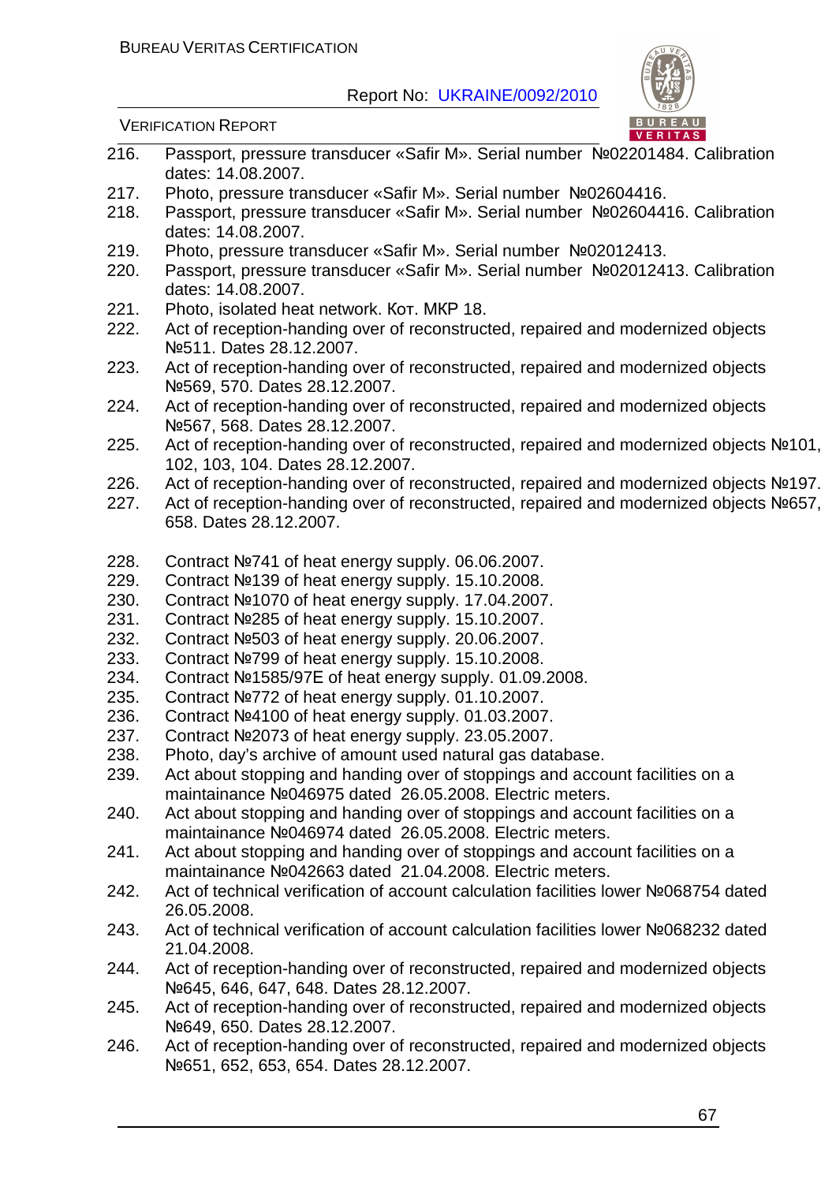216. Passport, pressure transducer «Safir M». Serial number №02201484. Calibration dates: 14.08.2007.
217. Photo, pressure transducer «Safir M». Serial number №02604416.
218. Passport, pressure transducer «Safir M». Serial number №02604416. Calibration dates: 14.08.2007.
219. Photo, pressure transducer «Safir M». Serial number №02012413.
220. Passport, pressure transducer «Safir M». Serial number №02012413. Calibration dates: 14.08.2007.
221. Photo, isolated heat network. Кот. МКР 18.
222. Act of reception-handing over of reconstructed, repaired and modernized objects №511. Dates 28.12.2007.
223. Act of reception-handing over of reconstructed, repaired and modernized objects №569, 570. Dates 28.12.2007.
224. Act of reception-handing over of reconstructed, repaired and modernized objects №567, 568. Dates 28.12.2007.
225. Act of reception-handing over of reconstructed, repaired and modernized objects №101, 102, 103, 104. Dates 28.12.2007.
226. Act of reception-handing over of reconstructed, repaired and modernized objects №197.
227. Act of reception-handing over of reconstructed, repaired and modernized objects №657, 658. Dates 28.12.2007.
228. Contract №741 of heat energy supply. 06.06.2007.
229. Contract №139 of heat energy supply. 15.10.2008.
230. Contract №1070 of heat energy supply. 17.04.2007.
231. Contract №285 of heat energy supply. 15.10.2007.
232. Contract №503 of heat energy supply. 20.06.2007.
233. Contract №799 of heat energy supply. 15.10.2008.
234. Contract №1585/97E of heat energy supply. 01.09.2008.
235. Contract №772 of heat energy supply. 01.10.2007.
236. Contract №4100 of heat energy supply. 01.03.2007.
237. Contract №2073 of heat energy supply. 23.05.2007.
238. Photo, day's archive of amount used natural gas database.
239. Act about stopping and handing over of stoppings and account facilities on a maintainance №046975 dated 26.05.2008. Electric meters.
240. Act about stopping and handing over of stoppings and account facilities on a maintainance №046974 dated 26.05.2008. Electric meters.
241. Act about stopping and handing over of stoppings and account facilities on a maintainance №042663 dated 21.04.2008. Electric meters.
242. Act of technical verification of account calculation facilities lower №068754 dated 26.05.2008.
243. Act of technical verification of account calculation facilities lower №068232 dated 21.04.2008.
244. Act of reception-handing over of reconstructed, repaired and modernized objects №645, 646, 647, 648. Dates 28.12.2007.
245. Act of reception-handing over of reconstructed, repaired and modernized objects №649, 650. Dates 28.12.2007.
246. Act of reception-handing over of reconstructed, repaired and modernized objects №651, 652, 653, 654. Dates 28.12.2007.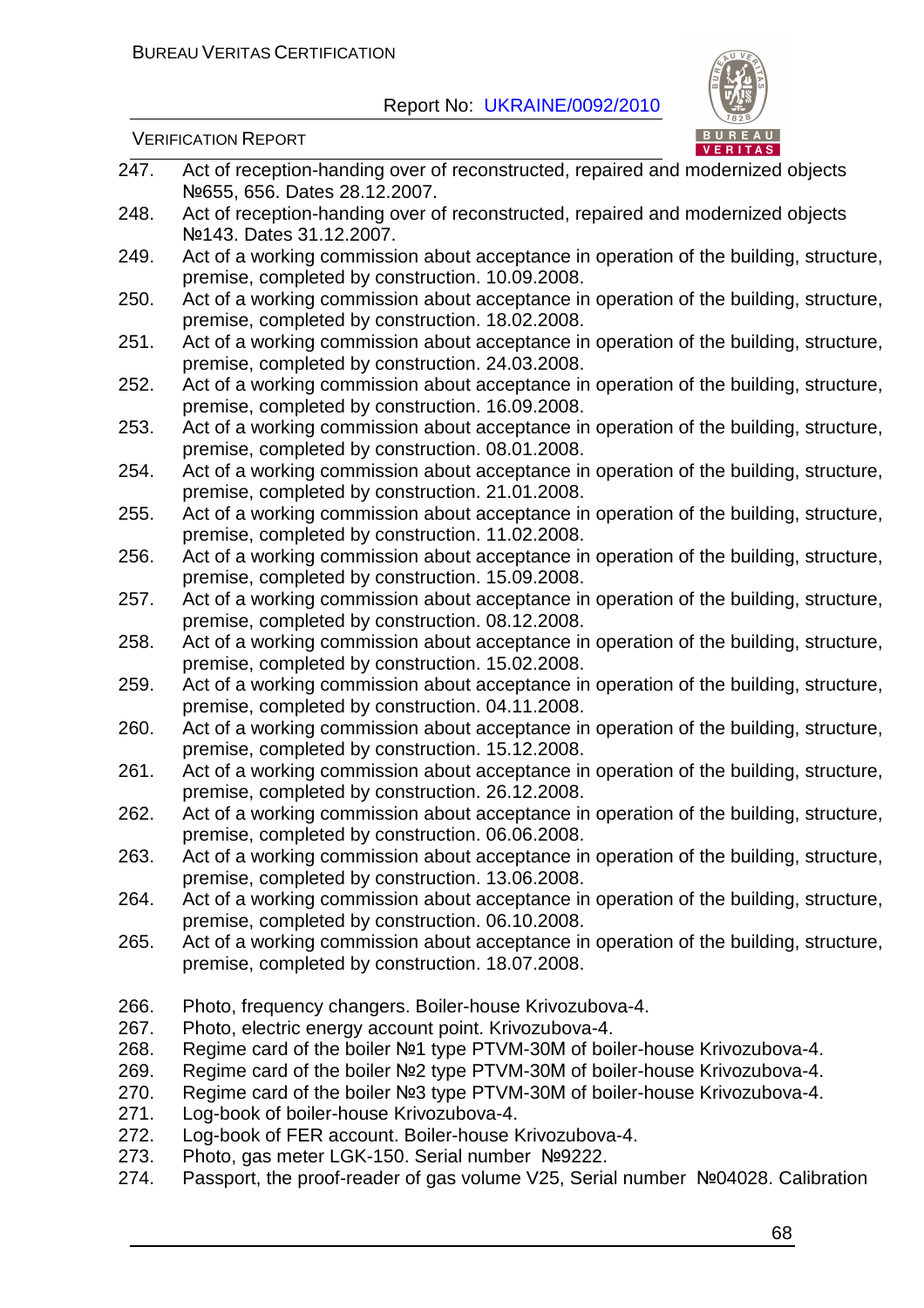247. Act of reception-handing over of reconstructed, repaired and modernized objects №655, 656. Dates 28.12.2007.
248. Act of reception-handing over of reconstructed, repaired and modernized objects №143. Dates 31.12.2007.
249. Act of a working commission about acceptance in operation of the building, structure, premise, completed by construction. 10.09.2008.
250. Act of a working commission about acceptance in operation of the building, structure, premise, completed by construction. 18.02.2008.
251. Act of a working commission about acceptance in operation of the building, structure, premise, completed by construction. 24.03.2008.
252. Act of a working commission about acceptance in operation of the building, structure, premise, completed by construction. 16.09.2008.
253. Act of a working commission about acceptance in operation of the building, structure, premise, completed by construction. 08.01.2008.
254. Act of a working commission about acceptance in operation of the building, structure, premise, completed by construction. 21.01.2008.
255. Act of a working commission about acceptance in operation of the building, structure, premise, completed by construction. 11.02.2008.
256. Act of a working commission about acceptance in operation of the building, structure, premise, completed by construction. 15.09.2008.
257. Act of a working commission about acceptance in operation of the building, structure, premise, completed by construction. 08.12.2008.
258. Act of a working commission about acceptance in operation of the building, structure, premise, completed by construction. 15.02.2008.
259. Act of a working commission about acceptance in operation of the building, structure, premise, completed by construction. 04.11.2008.
260. Act of a working commission about acceptance in operation of the building, structure, premise, completed by construction. 15.12.2008.
261. Act of a working commission about acceptance in operation of the building, structure, premise, completed by construction. 26.12.2008.
262. Act of a working commission about acceptance in operation of the building, structure, premise, completed by construction. 06.06.2008.
263. Act of a working commission about acceptance in operation of the building, structure, premise, completed by construction. 13.06.2008.
264. Act of a working commission about acceptance in operation of the building, structure, premise, completed by construction. 06.10.2008.
265. Act of a working commission about acceptance in operation of the building, structure, premise, completed by construction. 18.07.2008.

266. Photo, frequency changers. Boiler-house Krivozubova-4.
267. Photo, electric energy account point. Krivozubova-4.
268. Regime card of the boiler №1 type PTVM-30M of boiler-house Krivozubova-4.
269. Regime card of the boiler №2 type PTVM-30M of boiler-house Krivozubova-4.
270. Regime card of the boiler №3 type PTVM-30M of boiler-house Krivozubova-4.
271. Log-book of boiler-house Krivozubova-4.
272. Log-book of FER account. Boiler-house Krivozubova-4.
273. Photo, gas meter LGK-150. Serial number №9222.
274. Passport, the proof-reader of gas volume V25, Serial number №04028. Calibration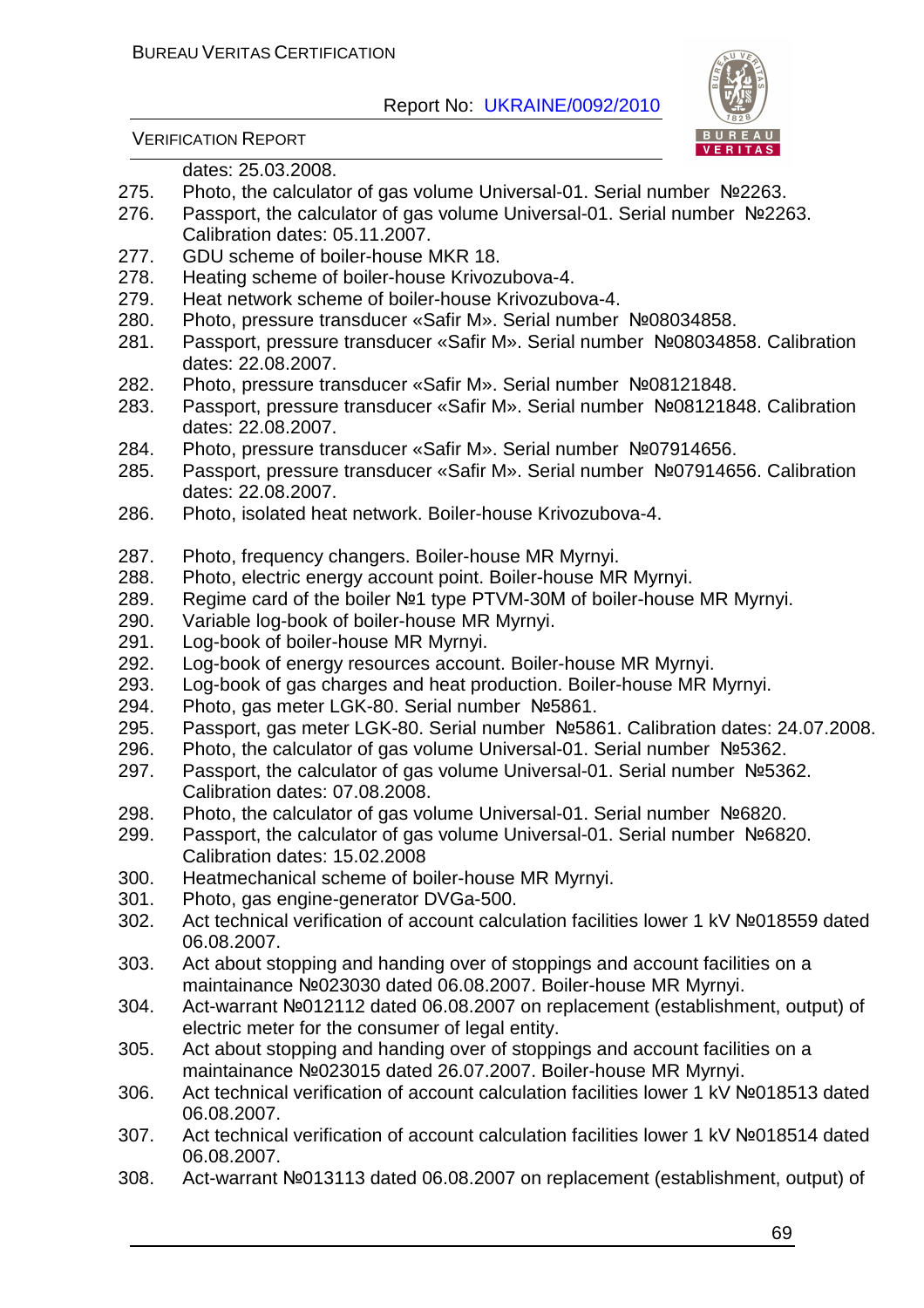dates: 25.03.2008.

275. Photo, the calculator of gas volume Universal-01. Serial number №2263.
276. Passport, the calculator of gas volume Universal-01. Serial number №2263. Calibration dates: 05.11.2007.
277. GDU scheme of boiler-house MKR 18.
278. Heating scheme of boiler-house Krivozubova-4.
279. Heat network scheme of boiler-house Krivozubova-4.
280. Photo, pressure transducer «Safir M». Serial number №08034858.
281. Passport, pressure transducer «Safir M». Serial number №08034858. Calibration dates: 22.08.2007.
282. Photo, pressure transducer «Safir M». Serial number №08121848.
283. Passport, pressure transducer «Safir M». Serial number №08121848. Calibration dates: 22.08.2007.
284. Photo, pressure transducer «Safir M». Serial number №07914656.
285. Passport, pressure transducer «Safir M». Serial number №07914656. Calibration dates: 22.08.2007.
286. Photo, isolated heat network. Boiler-house Krivozubova-4.
287. Photo, frequency changers. Boiler-house MR Myrnyi.
288. Photo, electric energy account point. Boiler-house MR Myrnyi.
289. Regime card of the boiler №1 type PTVM-30M of boiler-house MR Myrnyi.
290. Variable log-book of boiler-house MR Myrnyi.
291. Log-book of boiler-house MR Myrnyi.
292. Log-book of energy resources account. Boiler-house MR Myrnyi.
293. Log-book of gas charges and heat production. Boiler-house MR Myrnyi.
294. Photo, gas meter LGK-80. Serial number №5861.
295. Passport, gas meter LGK-80. Serial number №5861. Calibration dates: 24.07.2008.
296. Photo, the calculator of gas volume Universal-01. Serial number №5362.
297. Passport, the calculator of gas volume Universal-01. Serial number №5362. Calibration dates: 07.08.2008.
298. Photo, the calculator of gas volume Universal-01. Serial number №6820.
299. Passport, the calculator of gas volume Universal-01. Serial number №6820. Calibration dates: 15.02.2008
300. Heatmechanical scheme of boiler-house MR Myrnyi.
301. Photo, gas engine-generator DVGa-500.
302. Act technical verification of account calculation facilities lower 1 kV №018559 dated 06.08.2007.
303. Act about stopping and handing over of stoppings and account facilities on a maintainance №023030 dated 06.08.2007. Boiler-house MR Myrnyi.
304. Act-warrant №012112 dated 06.08.2007 on replacement (establishment, output) of electric meter for the consumer of legal entity.
305. Act about stopping and handing over of stoppings and account facilities on a maintainance №023015 dated 26.07.2007. Boiler-house MR Myrnyi.
306. Act technical verification of account calculation facilities lower 1 kV №018513 dated 06.08.2007.
307. Act technical verification of account calculation facilities lower 1 kV №018514 dated 06.08.2007.
308. Act-warrant №013113 dated 06.08.2007 on replacement (establishment, output) of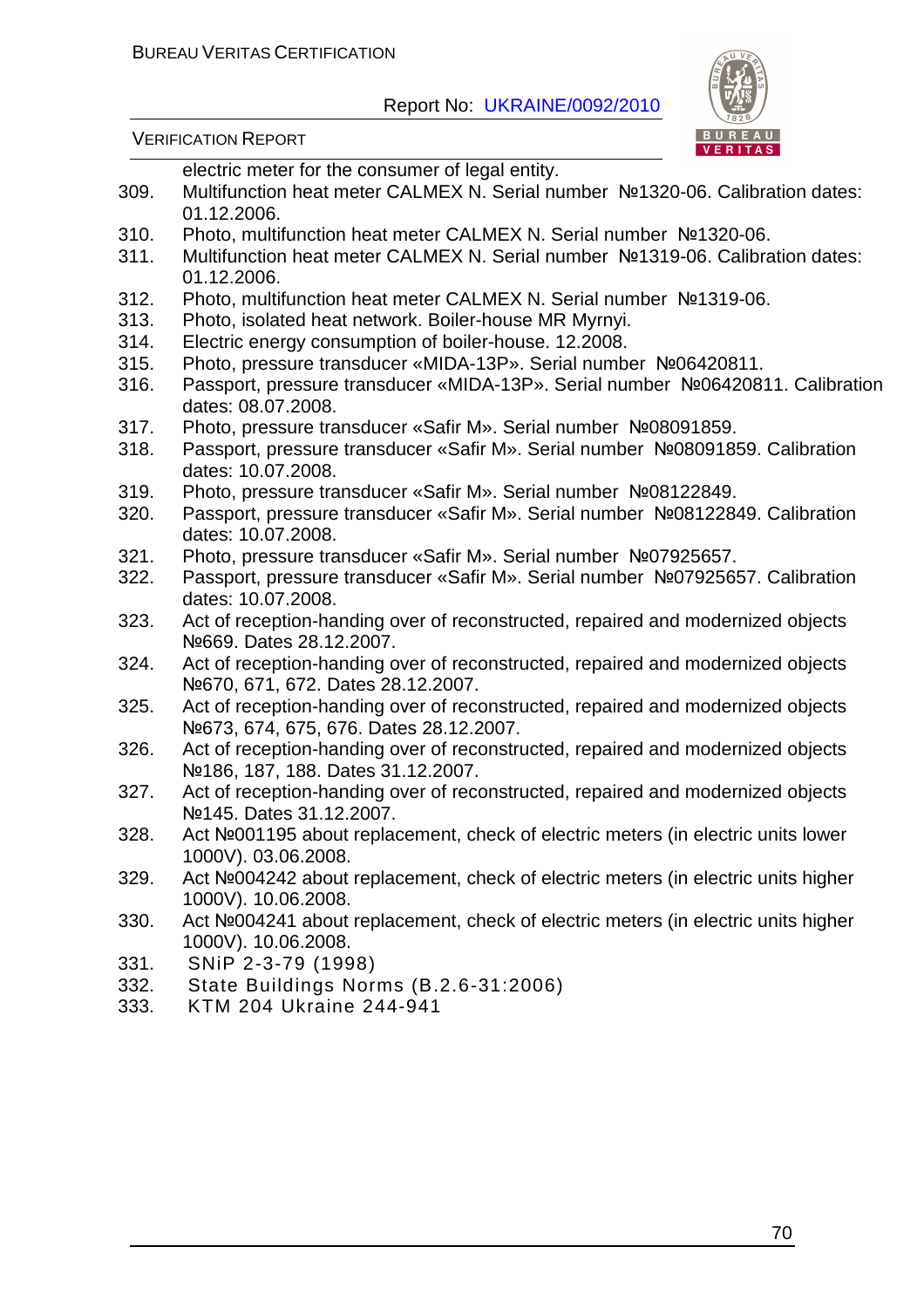electric meter for the consumer of legal entity.

309. Multifunction heat meter CALMEX N. Serial number №1320-06. Calibration dates: 01.12.2006.
310. Photo, multifunction heat meter CALMEX N. Serial number №1320-06.
311. Multifunction heat meter CALMEX N. Serial number №1319-06. Calibration dates: 01.12.2006.
312. Photo, multifunction heat meter CALMEX N. Serial number №1319-06.
313. Photo, isolated heat network. Boiler-house MR Myrnyi.
314. Electric energy consumption of boiler-house. 12.2008.
315. Photo, pressure transducer «MIDA-13P». Serial number №06420811.
316. Passport, pressure transducer «MIDA-13P». Serial number №06420811. Calibration dates: 08.07.2008.
317. Photo, pressure transducer «Safir M». Serial number №08091859.
318. Passport, pressure transducer «Safir M». Serial number №08091859. Calibration dates: 10.07.2008.
319. Photo, pressure transducer «Safir M». Serial number №08122849.
320. Passport, pressure transducer «Safir M». Serial number №08122849. Calibration dates: 10.07.2008.
321. Photo, pressure transducer «Safir M». Serial number №07925657.
322. Passport, pressure transducer «Safir M». Serial number №07925657. Calibration dates: 10.07.2008.
323. Act of reception-handing over of reconstructed, repaired and modernized objects №669. Dates 28.12.2007.
324. Act of reception-handing over of reconstructed, repaired and modernized objects №670, 671, 672. Dates 28.12.2007.
325. Act of reception-handing over of reconstructed, repaired and modernized objects №673, 674, 675, 676. Dates 28.12.2007.
326. Act of reception-handing over of reconstructed, repaired and modernized objects №186, 187, 188. Dates 31.12.2007.
327. Act of reception-handing over of reconstructed, repaired and modernized objects №145. Dates 31.12.2007.
328. Act №001195 about replacement, check of electric meters (in electric units lower 1000V). 03.06.2008.
329. Act №004242 about replacement, check of electric meters (in electric units higher 1000V). 10.06.2008.
330. Act №004241 about replacement, check of electric meters (in electric units higher 1000V). 10.06.2008.
331. SNiP 2-3-79 (1998)
332. State Buildings Norms (B.2.6-31:2006)
333. KTM 204 Ukraine 244-941